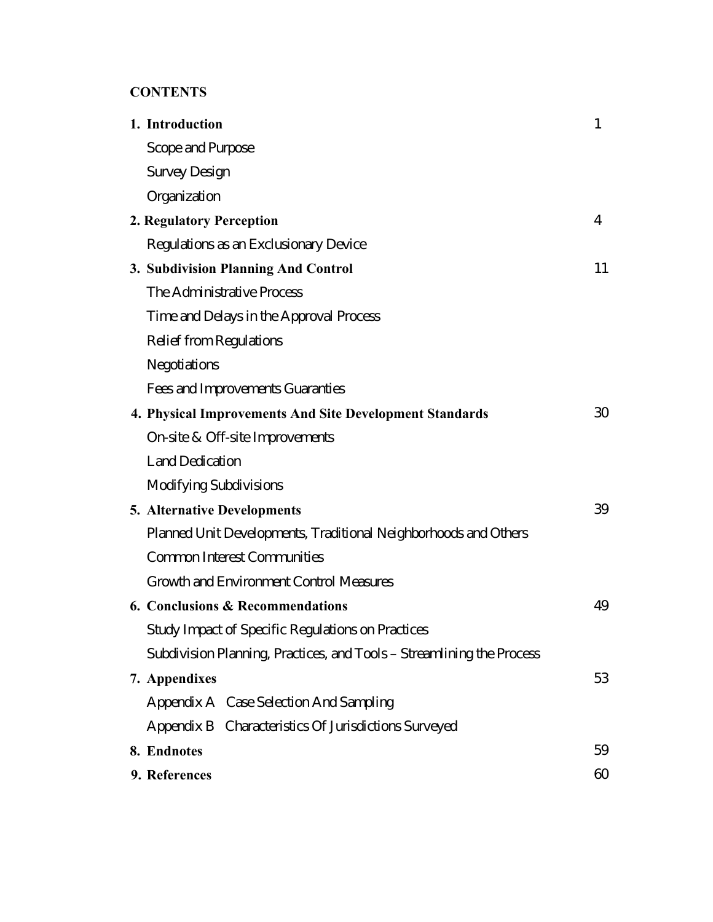**CONTENTS**

| | |
|---|---|
| **1. Introduction** | 1 |
| Scope and Purpose | |
| Survey Design | |
| Organization | |
| **2. Regulatory Perception** | 4 |
| Regulations as an Exclusionary Device | |
| **3. Subdivision Planning And Control** | 11 |
| The Administrative Process | |
| Time and Delays in the Approval Process | |
| Relief from Regulations | |
| Negotiations | |
| Fees and Improvements Guaranties | |
| **4. Physical Improvements And Site Development Standards** | 30 |
| On-site & Off-site Improvements | |
| Land Dedication | |
| Modifying Subdivisions | |
| **5. Alternative Developments** | 39 |
| Planned Unit Developments, Traditional Neighborhoods and Others | |
| Common Interest Communities | |
| Growth and Environment Control Measures | |
| **6. Conclusions & Recommendations** | 49 |
| Study Impact of Specific Regulations on Practices | |
| Subdivision Planning, Practices, and Tools – Streamlining the Process | |
| **7. Appendixes** | 53 |
| Appendix A Case Selection And Sampling | |
| Appendix B Characteristics Of Jurisdictions Surveyed | |
| **8. Endnotes** | 59 |
| **9. References** | 60 |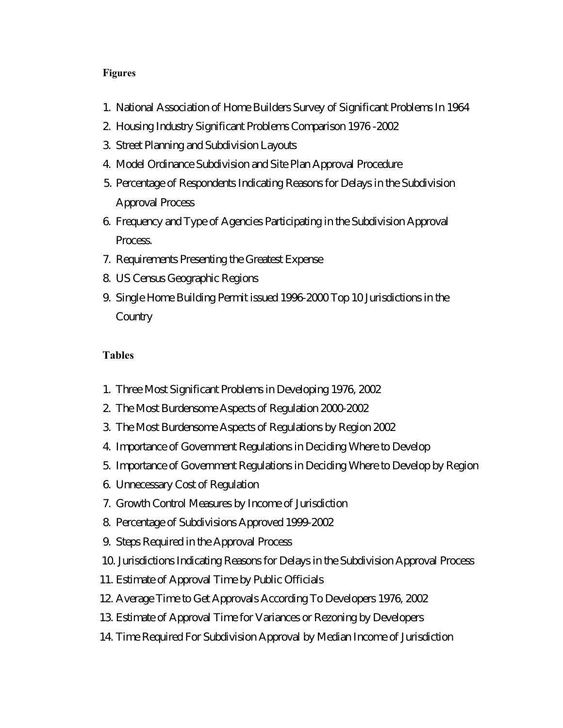**Figures**

1. National Association of Home Builders Survey of Significant Problems In 1964
2. Housing Industry Significant Problems Comparison 1976 -2002
3. Street Planning and Subdivision Layouts
4. Model Ordinance Subdivision and Site Plan Approval Procedure
5. Percentage of Respondents Indicating Reasons for Delays in the Subdivision Approval Process
6. Frequency and Type of Agencies Participating in the Subdivision Approval Process.
7. Requirements Presenting the Greatest Expense
8. US Census Geographic Regions
9. Single Home Building Permit issued 1996-2000 Top 10 Jurisdictions in the Country

**Tables**

1. Three Most Significant Problems in Developing 1976, 2002
2. The Most Burdensome Aspects of Regulation 2000-2002
3. The Most Burdensome Aspects of Regulations by Region 2002
4. Importance of Government Regulations in Deciding Where to Develop
5. Importance of Government Regulations in Deciding Where to Develop by Region
6. Unnecessary Cost of Regulation
7. Growth Control Measures by Income of Jurisdiction
8. Percentage of Subdivisions Approved 1999-2002
9. Steps Required in the Approval Process
10. Jurisdictions Indicating Reasons for Delays in the Subdivision Approval Process
11. Estimate of Approval Time by Public Officials
12. Average Time to Get Approvals According To Developers 1976, 2002
13. Estimate of Approval Time for Variances or Rezoning by Developers
14. Time Required For Subdivision Approval by Median Income of Jurisdiction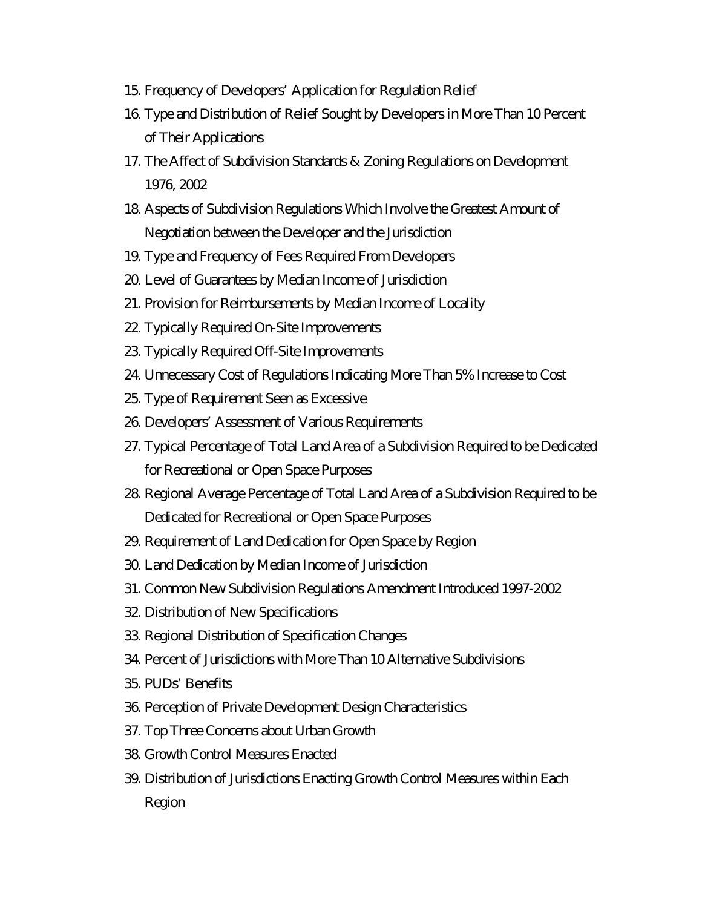15. Frequency of Developers' Application for Regulation Relief
16. Type and Distribution of Relief Sought by Developers in More Than 10 Percent of Their Applications
17. The Affect of Subdivision Standards & Zoning Regulations on Development 1976, 2002
18. Aspects of Subdivision Regulations Which Involve the Greatest Amount of Negotiation between the Developer and the Jurisdiction
19. Type and Frequency of Fees Required From Developers
20. Level of Guarantees by Median Income of Jurisdiction
21. Provision for Reimbursements by Median Income of Locality
22. Typically Required On-Site Improvements
23. Typically Required Off-Site Improvements
24. Unnecessary Cost of Regulations Indicating More Than 5% Increase to Cost
25. Type of Requirement Seen as Excessive
26. Developers' Assessment of Various Requirements
27. Typical Percentage of Total Land Area of a Subdivision Required to be Dedicated for Recreational or Open Space Purposes
28. Regional Average Percentage of Total Land Area of a Subdivision Required to be Dedicated for Recreational or Open Space Purposes
29. Requirement of Land Dedication for Open Space by Region
30. Land Dedication by Median Income of Jurisdiction
31. Common New Subdivision Regulations Amendment Introduced 1997-2002
32. Distribution of New Specifications
33. Regional Distribution of Specification Changes
34. Percent of Jurisdictions with More Than 10 Alternative Subdivisions
35. PUDs' Benefits
36. Perception of Private Development Design Characteristics
37. Top Three Concerns about Urban Growth
38. Growth Control Measures Enacted
39. Distribution of Jurisdictions Enacting Growth Control Measures within Each Region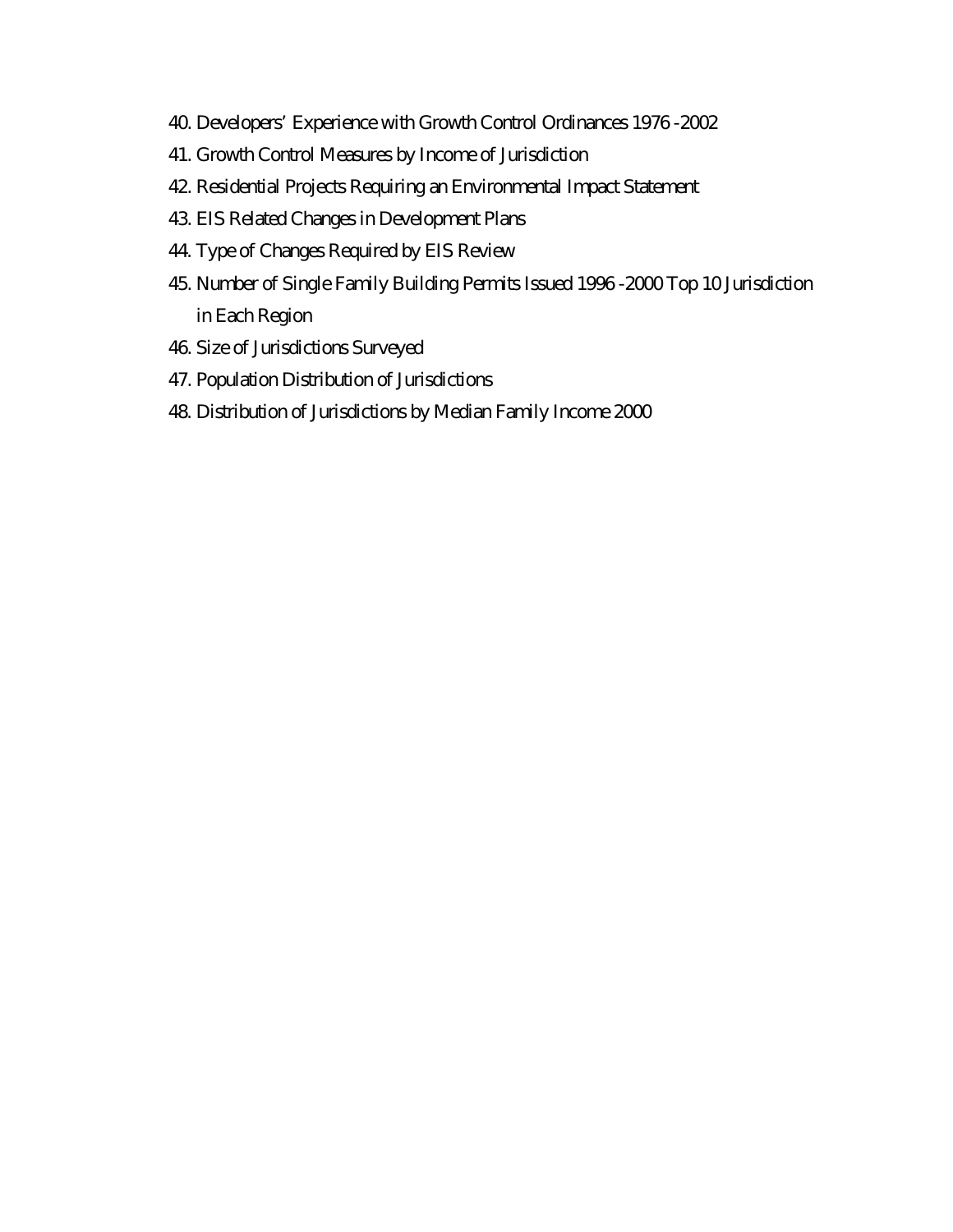40. Developers' Experience with Growth Control Ordinances 1976 -2002
41. Growth Control Measures by Income of Jurisdiction
42. Residential Projects Requiring an Environmental Impact Statement
43. EIS Related Changes in Development Plans
44. Type of Changes Required by EIS Review
45. Number of Single Family Building Permits Issued 1996 -2000 Top 10 Jurisdiction in Each Region
46. Size of Jurisdictions Surveyed
47. Population Distribution of Jurisdictions
48. Distribution of Jurisdictions by Median Family Income 2000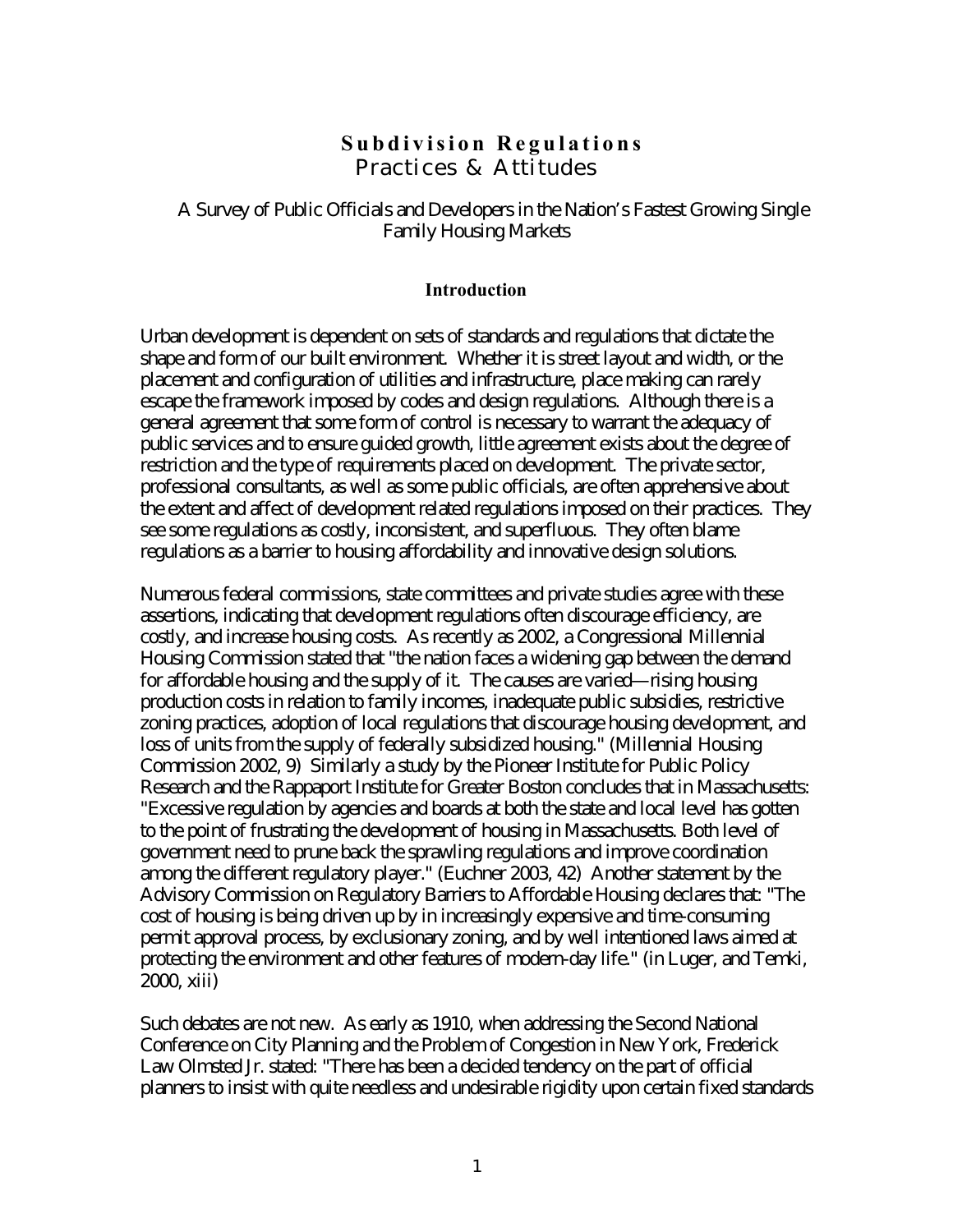# Subdivision Regulations
## Practices & Attitudes

A Survey of Public Officials and Developers in the Nation's Fastest Growing Single Family Housing Markets

### Introduction

Urban development is dependent on sets of standards and regulations that dictate the shape and form of our built environment. Whether it is street layout and width, or the placement and configuration of utilities and infrastructure, place making can rarely escape the framework imposed by codes and design regulations. Although there is a general agreement that some form of control is necessary to warrant the adequacy of public services and to ensure guided growth, little agreement exists about the degree of restriction and the type of requirements placed on development. The private sector, professional consultants, as well as some public officials, are often apprehensive about the extent and affect of development related regulations imposed on their practices. They see some regulations as costly, inconsistent, and superfluous. They often blame regulations as a barrier to housing affordability and innovative design solutions.

Numerous federal commissions, state committees and private studies agree with these assertions, indicating that development regulations often discourage efficiency, are costly, and increase housing costs. As recently as 2002, a Congressional Millennial Housing Commission stated that "the nation faces a widening gap between the demand for affordable housing and the supply of it. The causes are varied—rising housing production costs in relation to family incomes, inadequate public subsidies, restrictive zoning practices, adoption of local regulations that discourage housing development, and loss of units from the supply of federally subsidized housing." (Millennial Housing Commission 2002, 9) Similarly a study by the Pioneer Institute for Public Policy Research and the Rappaport Institute for Greater Boston concludes that in Massachusetts: "Excessive regulation by agencies and boards at both the state and local level has gotten to the point of frustrating the development of housing in Massachusetts. Both level of government need to prune back the sprawling regulations and improve coordination among the different regulatory player." (Euchner 2003, 42) Another statement by the Advisory Commission on Regulatory Barriers to Affordable Housing declares that: "The cost of housing is being driven up by in increasingly expensive and time-consuming permit approval process, by exclusionary zoning, and by well intentioned laws aimed at protecting the environment and other features of modern-day life." (in Luger, and Temki, 2000, xiii)

Such debates are not new. As early as 1910, when addressing the Second National Conference on City Planning and the Problem of Congestion in New York, Frederick Law Olmsted Jr. stated: "There has been a decided tendency on the part of official planners to insist with quite needless and undesirable rigidity upon certain fixed standards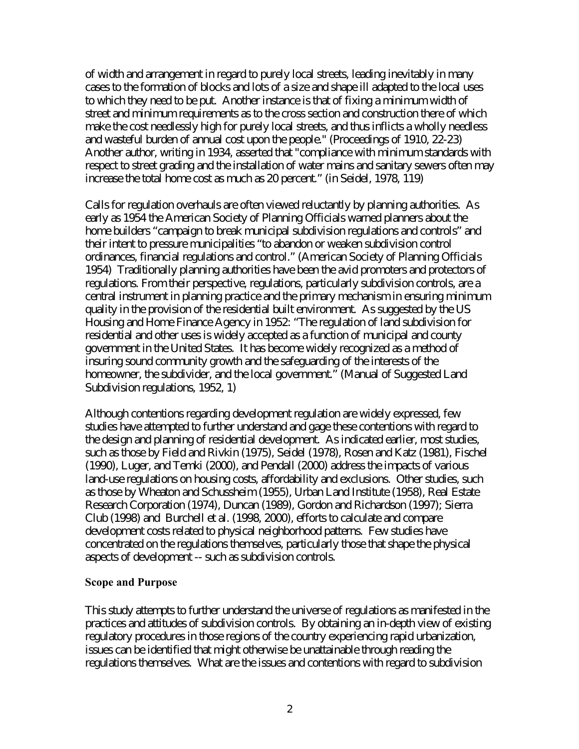of width and arrangement in regard to purely local streets, leading inevitably in many cases to the formation of blocks and lots of a size and shape ill adapted to the local uses to which they need to be put. Another instance is that of fixing a minimum width of street and minimum requirements as to the cross section and construction there of which make the cost needlessly high for purely local streets, and thus inflicts a wholly needless and wasteful burden of annual cost upon the people." (Proceedings of 1910, 22-23) Another author, writing in 1934, asserted that "compliance with minimum standards with respect to street grading and the installation of water mains and sanitary sewers often may increase the total home cost as much as 20 percent." (in Seidel, 1978, 119)

Calls for regulation overhauls are often viewed reluctantly by planning authorities. As early as 1954 the American Society of Planning Officials warned planners about the home builders "campaign to break municipal subdivision regulations and controls" and their intent to pressure municipalities "to abandon or weaken subdivision control ordinances, financial regulations and control." (American Society of Planning Officials 1954) Traditionally planning authorities have been the avid promoters and protectors of regulations. From their perspective, regulations, particularly subdivision controls, are a central instrument in planning practice and the primary mechanism in ensuring minimum quality in the provision of the residential built environment. As suggested by the US Housing and Home Finance Agency in 1952: "The regulation of land subdivision for residential and other uses is widely accepted as a function of municipal and county government in the United States. It has become widely recognized as a method of insuring sound community growth and the safeguarding of the interests of the homeowner, the subdivider, and the local government." (Manual of Suggested Land Subdivision regulations, 1952, 1)

Although contentions regarding development regulation are widely expressed, few studies have attempted to further understand and gage these contentions with regard to the design and planning of residential development. As indicated earlier, most studies, such as those by Field and Rivkin (1975), Seidel (1978), Rosen and Katz (1981), Fischel (1990), Luger, and Temki (2000), and Pendall (2000) address the impacts of various land-use regulations on housing costs, affordability and exclusions. Other studies, such as those by Wheaton and Schussheim (1955), Urban Land Institute (1958), Real Estate Research Corporation (1974), Duncan (1989), Gordon and Richardson (1997); Sierra Club (1998) and Burchell et al. (1998, 2000), efforts to calculate and compare development costs related to physical neighborhood patterns. Few studies have concentrated on the regulations themselves, particularly those that shape the physical aspects of development -- such as subdivision controls.

### Scope and Purpose

This study attempts to further understand the universe of regulations as manifested in the practices and attitudes of subdivision controls. By obtaining an in-depth view of existing regulatory procedures in those regions of the country experiencing rapid urbanization, issues can be identified that might otherwise be unattainable through reading the regulations themselves. What are the issues and contentions with regard to subdivision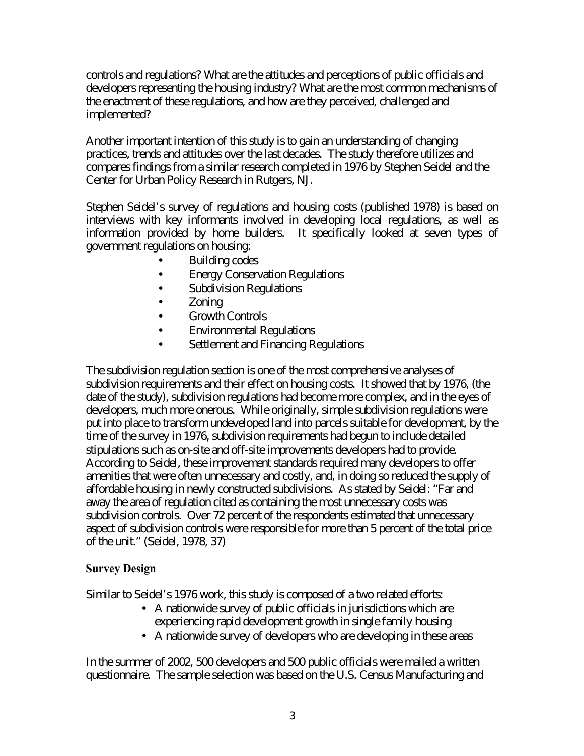controls and regulations? What are the attitudes and perceptions of public officials and developers representing the housing industry? What are the most common mechanisms of the enactment of these regulations, and how are they perceived, challenged and implemented?

Another important intention of this study is to gain an understanding of changing practices, trends and attitudes over the last decades. The study therefore utilizes and compares findings from a similar research completed in 1976 by Stephen Seidel and the Center for Urban Policy Research in Rutgers, NJ.

Stephen Seidel's survey of regulations and housing costs (published 1978) is based on interviews with key informants involved in developing local regulations, as well as information provided by home builders. It specifically looked at seven types of government regulations on housing:

- Building codes
- Energy Conservation Regulations
- Subdivision Regulations
- Zoning
- Growth Controls
- Environmental Regulations
- Settlement and Financing Regulations

The subdivision regulation section is one of the most comprehensive analyses of subdivision requirements and their effect on housing costs. It showed that by 1976, (the date of the study), subdivision regulations had become more complex, and in the eyes of developers, much more onerous. While originally, simple subdivision regulations were put into place to transform undeveloped land into parcels suitable for development, by the time of the survey in 1976, subdivision requirements had begun to include detailed stipulations such as on-site and off-site improvements developers had to provide. According to Seidel, these improvement standards required many developers to offer amenities that were often unnecessary and costly, and, in doing so reduced the supply of affordable housing in newly constructed subdivisions. As stated by Seidel: "Far and away the area of regulation cited as containing the most unnecessary costs was subdivision controls. Over 72 percent of the respondents estimated that unnecessary aspect of subdivision controls were responsible for more than 5 percent of the total price of the unit." (Seidel, 1978, 37)

### Survey Design

Similar to Seidel's 1976 work, this study is composed of a two related efforts:

- A nationwide survey of public officials in jurisdictions which are experiencing rapid development growth in single family housing
- A nationwide survey of developers who are developing in these areas

In the summer of 2002, 500 developers and 500 public officials were mailed a written questionnaire. The sample selection was based on the U.S. Census Manufacturing and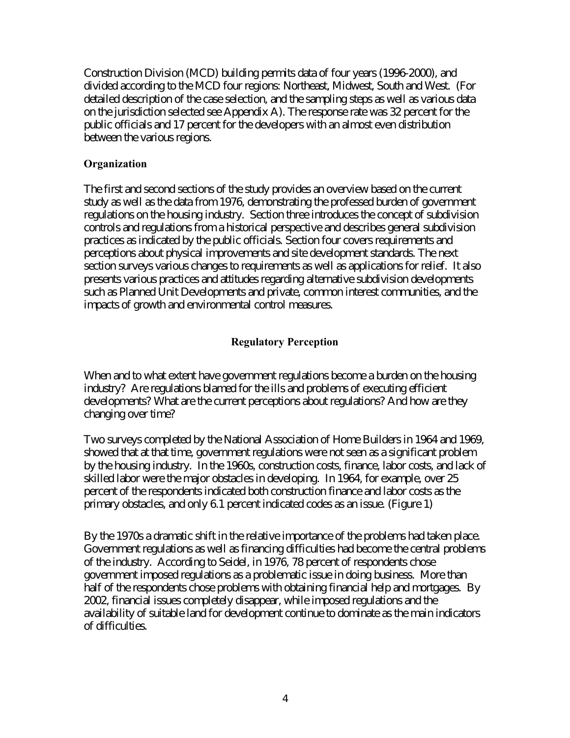Construction Division (MCD) building permits data of four years (1996-2000), and divided according to the MCD four regions: Northeast, Midwest, South and West. (For detailed description of the case selection, and the sampling steps as well as various data on the jurisdiction selected see Appendix A). The response rate was 32 percent for the public officials and 17 percent for the developers with an almost even distribution between the various regions.

### Organization

The first and second sections of the study provides an overview based on the current study as well as the data from 1976, demonstrating the professed burden of government regulations on the housing industry. Section three introduces the concept of subdivision controls and regulations from a historical perspective and describes general subdivision practices as indicated by the public officials. Section four covers requirements and perceptions about physical improvements and site development standards. The next section surveys various changes to requirements as well as applications for relief. It also presents various practices and attitudes regarding alternative subdivision developments such as Planned Unit Developments and private, common interest communities, and the impacts of growth and environmental control measures.

## Regulatory Perception

When and to what extent have government regulations become a burden on the housing industry? Are regulations blamed for the ills and problems of executing efficient developments? What are the current perceptions about regulations? And how are they changing over time?

Two surveys completed by the National Association of Home Builders in 1964 and 1969, showed that at that time, government regulations were not seen as a significant problem by the housing industry. In the 1960s, construction costs, finance, labor costs, and lack of skilled labor were the major obstacles in developing. In 1964, for example, over 25 percent of the respondents indicated both construction finance and labor costs as the primary obstacles, and only 6.1 percent indicated codes as an issue. (Figure 1)

By the 1970s a dramatic shift in the relative importance of the problems had taken place. Government regulations as well as financing difficulties had become the central problems of the industry. According to Seidel, in 1976, 78 percent of respondents chose government imposed regulations as a problematic issue in doing business. More than half of the respondents chose problems with obtaining financial help and mortgages. By 2002, financial issues completely disappear, while imposed regulations and the availability of suitable land for development continue to dominate as the main indicators of difficulties.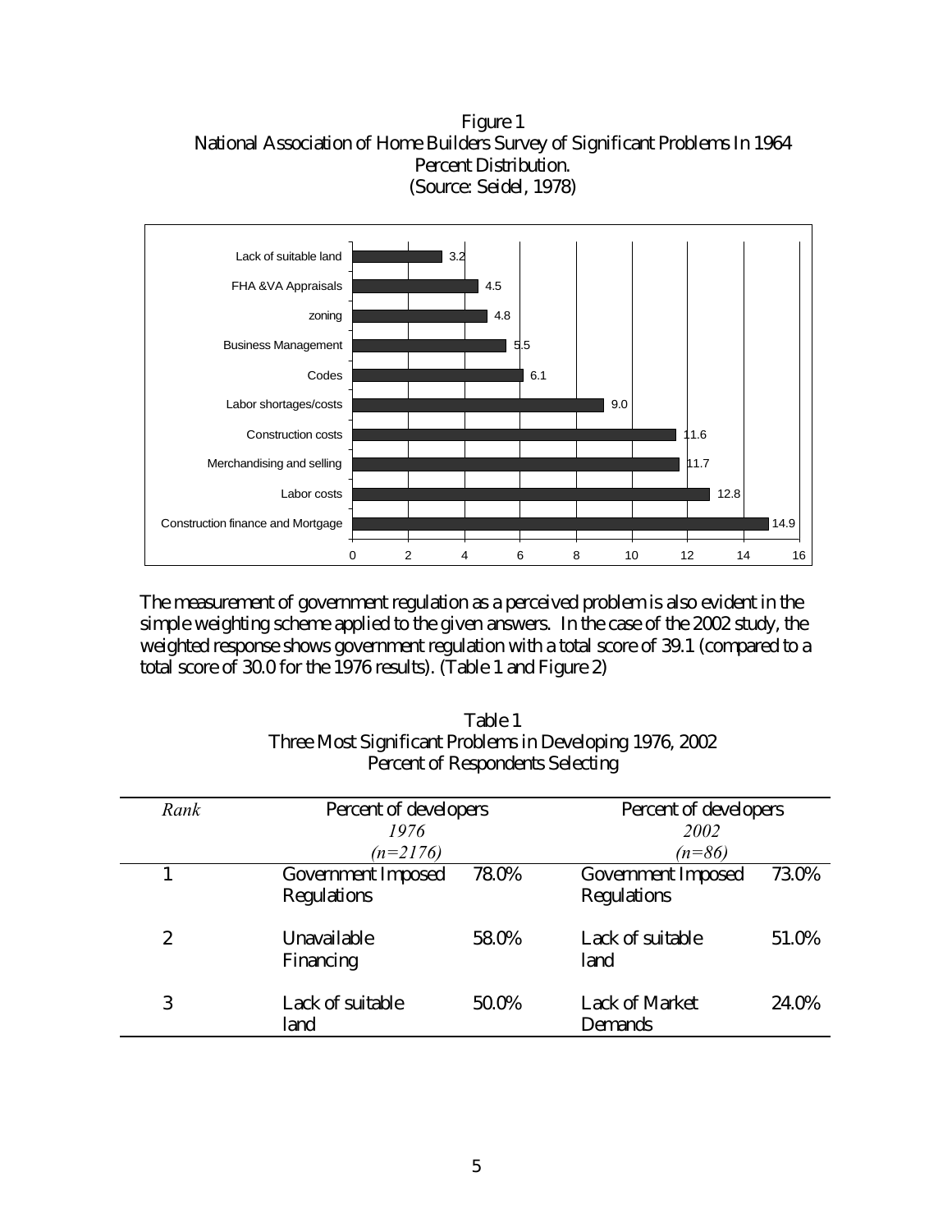Figure 1
National Association of Home Builders Survey of Significant Problems In 1964
Percent Distribution.
(Source: Seidel, 1978)

| Problem | Percent |
|---|---|
| Lack of suitable land | 3.2 |
| FHA &VA Appraisals | 4.5 |
| zoning | 4.8 |
| Business Management | 5.5 |
| Codes | 6.1 |
| Labor shortages/costs | 9.0 |
| Construction costs | 11.6 |
| Merchandising and selling | 11.7 |
| Labor costs | 12.8 |
| Construction finance and Mortgage | 14.9 |

The measurement of government regulation as a perceived problem is also evident in the simple weighting scheme applied to the given answers. In the case of the 2002 study, the weighted response shows government regulation with a total score of 39.1 (compared to a total score of 30.0 for the 1976 results). (Table 1 and Figure 2)

Table 1
Three Most Significant Problems in Developing 1976, 2002
Percent of Respondents Selecting

| *Rank* | Percent of developers *1976* *(n=2176)* | | Percent of developers *2002* *(n=86)* | |
|---|---|---|---|---|
| 1 | Government Imposed Regulations | 78.0% | Government Imposed Regulations | 73.0% |
| 2 | Unavailable Financing | 58.0% | Lack of suitable land | 51.0% |
| 3 | Lack of suitable land | 50.0% | Lack of Market Demands | 24.0% |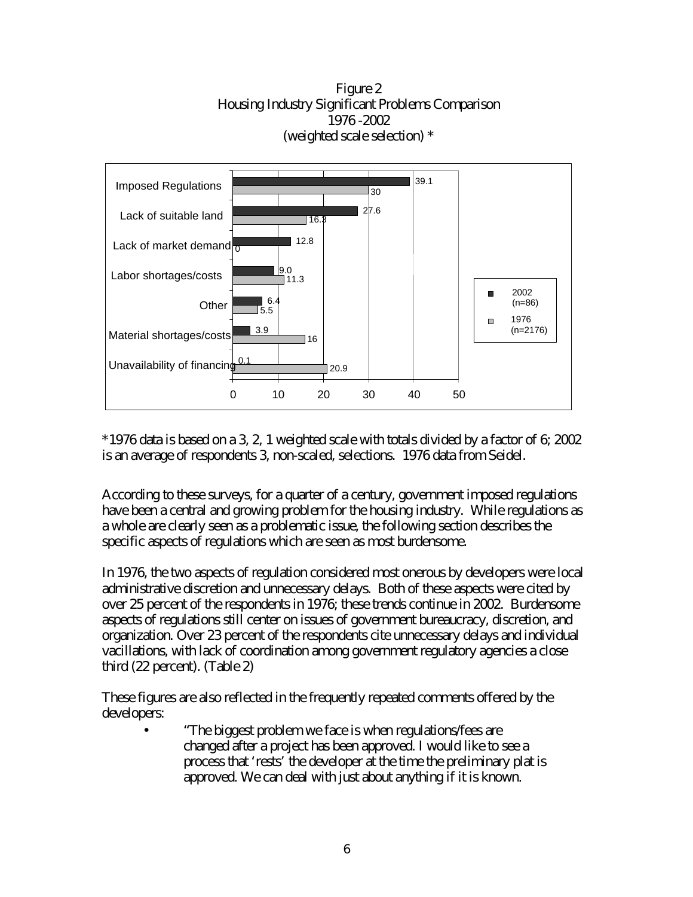Figure 2
Housing Industry Significant Problems Comparison
1976 -2002
(weighted scale selection) *

| | 2002 (n=86) | 1976 (n=2176) |
|---|---|---|
| Imposed Regulations | 39.1 | 30 |
| Lack of suitable land | 27.6 | 16.3 |
| Lack of market demand | 12.8 | 0 |
| Labor shortages/costs | 9.0 | 11.3 |
| Other | 6.4 | 5.5 |
| Material shortages/costs | 3.9 | 16 |
| Unavailability of financing | 0.1 | 20.9 |

*1976 data is based on a 3, 2, 1 weighted scale with totals divided by a factor of 6; 2002 is an average of respondents 3, non-scaled, selections. 1976 data from Seidel.

According to these surveys, for a quarter of a century, government imposed regulations have been a central and growing problem for the housing industry. While regulations as a whole are clearly seen as a problematic issue, the following section describes the specific aspects of regulations which are seen as most burdensome.

In 1976, the two aspects of regulation considered most onerous by developers were local administrative discretion and unnecessary delays. Both of these aspects were cited by over 25 percent of the respondents in 1976; these trends continue in 2002. Burdensome aspects of regulations still center on issues of government bureaucracy, discretion, and organization. Over 23 percent of the respondents cite unnecessary delays and individual vacillations, with lack of coordination among government regulatory agencies a close third (22 percent). (Table 2)

These figures are also reflected in the frequently repeated comments offered by the developers:

- "The biggest problem we face is when regulations/fees are changed after a project has been approved. I would like to see a process that 'rests' the developer at the time the preliminary plat is approved. We can deal with just about anything if it is known.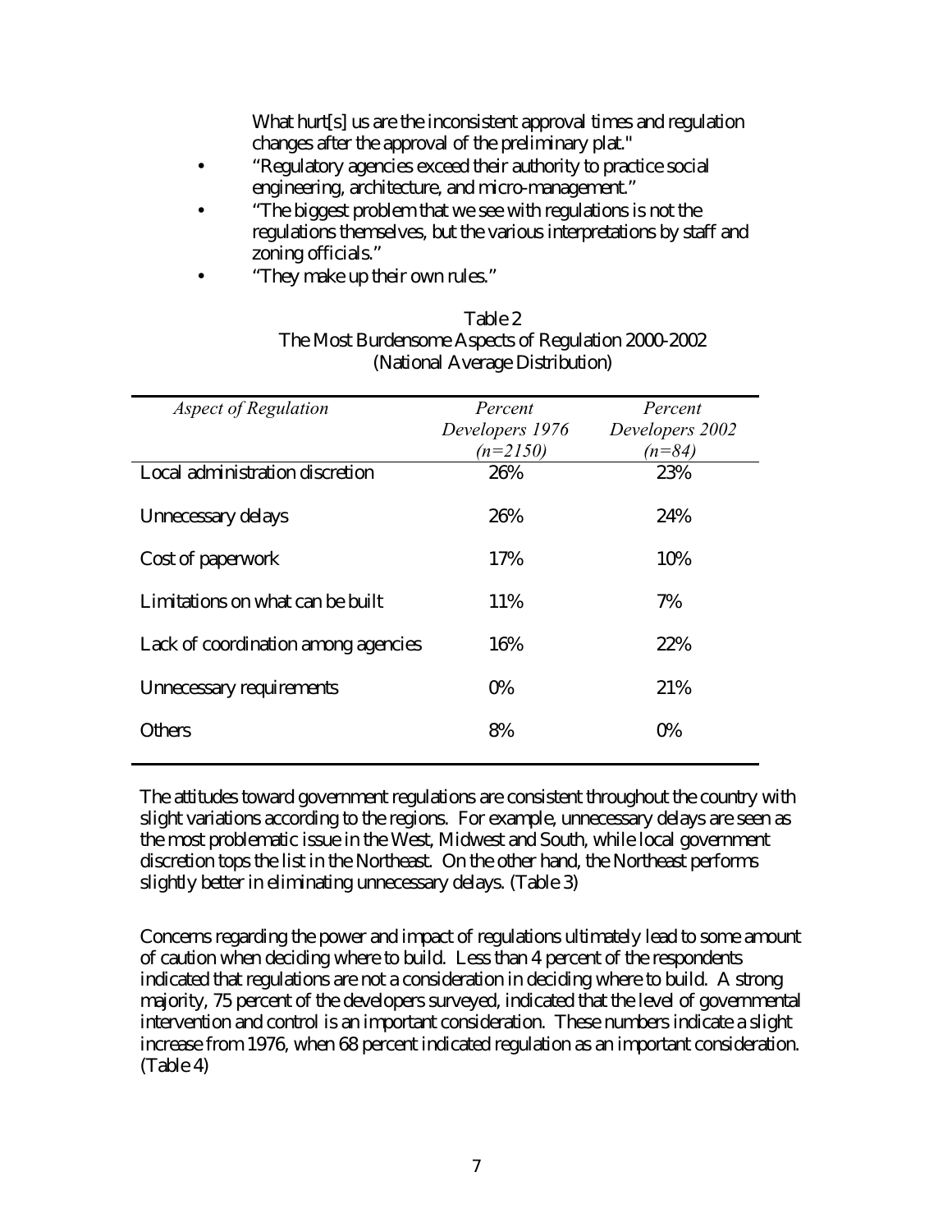What hurt[s] us are the inconsistent approval times and regulation changes after the approval of the preliminary plat."

- "Regulatory agencies exceed their authority to practice social engineering, architecture, and micro-management."
- "The biggest problem that we see with regulations is not the regulations themselves, but the various interpretations by staff and zoning officials."
- "They make up their own rules."

Table 2
The Most Burdensome Aspects of Regulation 2000-2002
(National Average Distribution)

| *Aspect of Regulation* | *Percent Developers 1976 (n=2150)* | *Percent Developers 2002 (n=84)* |
|---|---|---|
| Local administration discretion | 26% | 23% |
| Unnecessary delays | 26% | 24% |
| Cost of paperwork | 17% | 10% |
| Limitations on what can be built | 11% | 7% |
| Lack of coordination among agencies | 16% | 22% |
| Unnecessary requirements | 0% | 21% |
| Others | 8% | 0% |

The attitudes toward government regulations are consistent throughout the country with slight variations according to the regions. For example, unnecessary delays are seen as the most problematic issue in the West, Midwest and South, while local government discretion tops the list in the Northeast. On the other hand, the Northeast performs slightly better in eliminating unnecessary delays. (Table 3)

Concerns regarding the power and impact of regulations ultimately lead to some amount of caution when deciding where to build. Less than 4 percent of the respondents indicated that regulations are not a consideration in deciding where to build. A strong majority, 75 percent of the developers surveyed, indicated that the level of governmental intervention and control is an important consideration. These numbers indicate a slight increase from 1976, when 68 percent indicated regulation as an important consideration. (Table 4)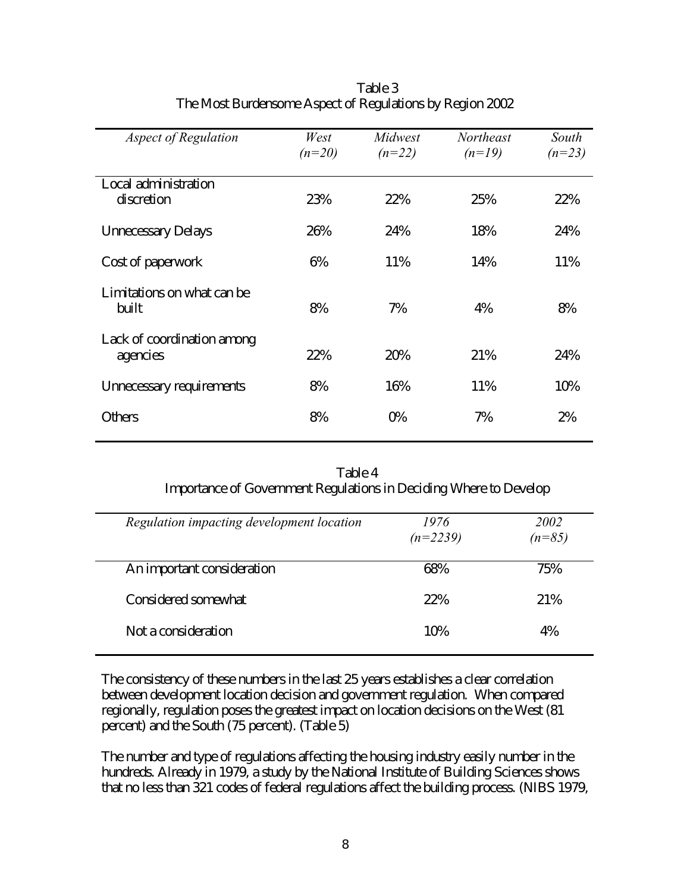Table 3
The Most Burdensome Aspect of Regulations by Region 2002

| *Aspect of Regulation* | *West (n=20)* | *Midwest (n=22)* | *Northeast (n=19)* | *South (n=23)* |
|---|---|---|---|---|
| Local administration discretion | 23% | 22% | 25% | 22% |
| Unnecessary Delays | 26% | 24% | 18% | 24% |
| Cost of paperwork | 6% | 11% | 14% | 11% |
| Limitations on what can be built | 8% | 7% | 4% | 8% |
| Lack of coordination among agencies | 22% | 20% | 21% | 24% |
| Unnecessary requirements | 8% | 16% | 11% | 10% |
| Others | 8% | 0% | 7% | 2% |

Table 4
Importance of Government Regulations in Deciding Where to Develop

| *Regulation impacting development location* | *1976 (n=2239)* | *2002 (n=85)* |
|---|---|---|
| An important consideration | 68% | 75% |
| Considered somewhat | 22% | 21% |
| Not a consideration | 10% | 4% |

The consistency of these numbers in the last 25 years establishes a clear correlation between development location decision and government regulation. When compared regionally, regulation poses the greatest impact on location decisions on the West (81 percent) and the South (75 percent). (Table 5)

The number and type of regulations affecting the housing industry easily number in the hundreds. Already in 1979, a study by the National Institute of Building Sciences shows that no less than 321 codes of federal regulations affect the building process. (NIBS 1979,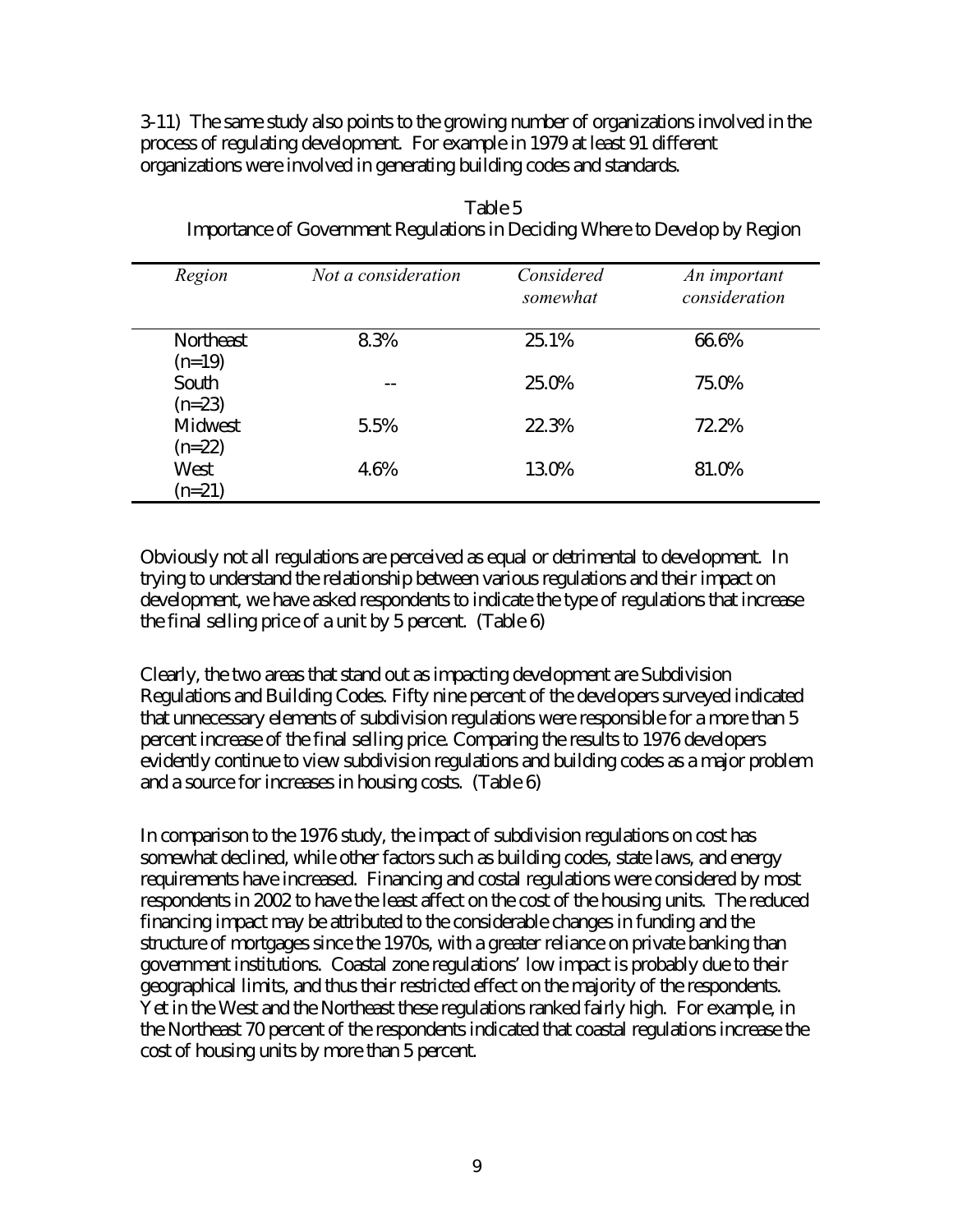3-11) The same study also points to the growing number of organizations involved in the process of regulating development. For example in 1979 at least 91 different organizations were involved in generating building codes and standards.

Table 5
Importance of Government Regulations in Deciding Where to Develop by Region

| *Region* | *Not a consideration* | *Considered somewhat* | *An important consideration* |
|---|---|---|---|
| Northeast (n=19) | 8.3% | 25.1% | 66.6% |
| South (n=23) | -- | 25.0% | 75.0% |
| Midwest (n=22) | 5.5% | 22.3% | 72.2% |
| West (n=21) | 4.6% | 13.0% | 81.0% |

Obviously not all regulations are perceived as equal or detrimental to development. In trying to understand the relationship between various regulations and their impact on development, we have asked respondents to indicate the type of regulations that increase the final selling price of a unit by 5 percent. (Table 6)

Clearly, the two areas that stand out as impacting development are Subdivision Regulations and Building Codes. Fifty nine percent of the developers surveyed indicated that unnecessary elements of subdivision regulations were responsible for a more than 5 percent increase of the final selling price. Comparing the results to 1976 developers evidently continue to view subdivision regulations and building codes as a major problem and a source for increases in housing costs. (Table 6)

In comparison to the 1976 study, the impact of subdivision regulations on cost has somewhat declined, while other factors such as building codes, state laws, and energy requirements have increased. Financing and costal regulations were considered by most respondents in 2002 to have the least affect on the cost of the housing units. The reduced financing impact may be attributed to the considerable changes in funding and the structure of mortgages since the 1970s, with a greater reliance on private banking than government institutions. Coastal zone regulations' low impact is probably due to their geographical limits, and thus their restricted effect on the majority of the respondents. Yet in the West and the Northeast these regulations ranked fairly high. For example, in the Northeast 70 percent of the respondents indicated that coastal regulations increase the cost of housing units by more than 5 percent.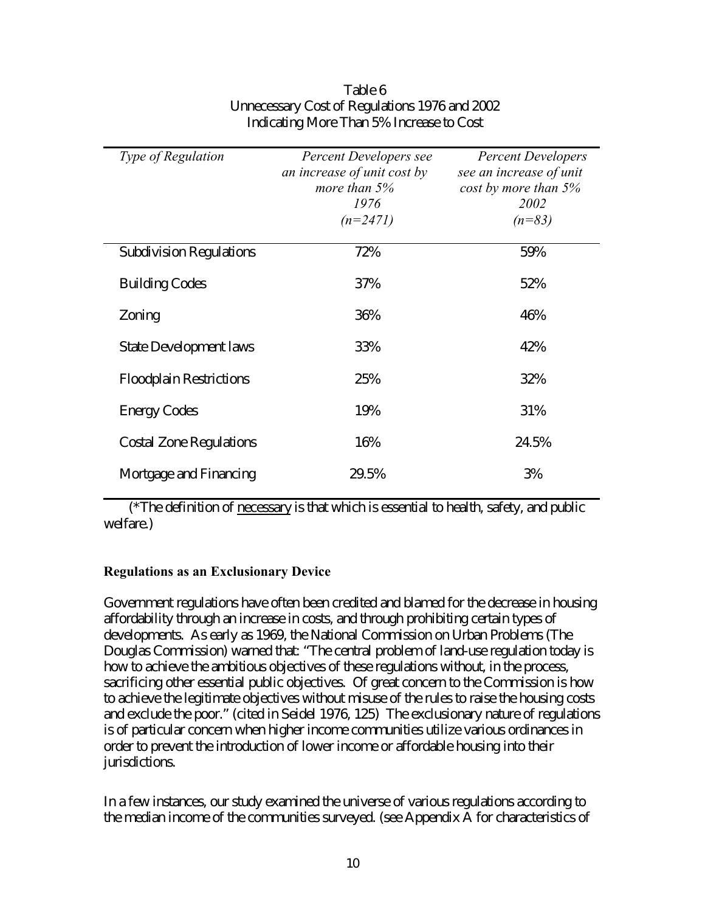Table 6
Unnecessary Cost of Regulations 1976 and 2002
Indicating More Than 5% Increase to Cost

| *Type of Regulation* | *Percent Developers see an increase of unit cost by more than 5% 1976 (n=2471)* | *Percent Developers see an increase of unit cost by more than 5% 2002 (n=83)* |
|---|---|---|
| Subdivision Regulations | 72% | 59% |
| Building Codes | 37% | 52% |
| Zoning | 36% | 46% |
| State Development laws | 33% | 42% |
| Floodplain Restrictions | 25% | 32% |
| Energy Codes | 19% | 31% |
| Costal Zone Regulations | 16% | 24.5% |
| Mortgage and Financing | 29.5% | 3% |

(*The definition of <u>necessary</u> is that which is essential to health, safety, and public welfare.)

**Regulations as an Exclusionary Device**

Government regulations have often been credited and blamed for the decrease in housing affordability through an increase in costs, and through prohibiting certain types of developments. As early as 1969, the National Commission on Urban Problems (The Douglas Commission) warned that: "The central problem of land-use regulation today is how to achieve the ambitious objectives of these regulations without, in the process, sacrificing other essential public objectives. Of great concern to the Commission is how to achieve the legitimate objectives without misuse of the rules to raise the housing costs and exclude the poor." (cited in Seidel 1976, 125) The exclusionary nature of regulations is of particular concern when higher income communities utilize various ordinances in order to prevent the introduction of lower income or affordable housing into their jurisdictions.

In a few instances, our study examined the universe of various regulations according to the median income of the communities surveyed. (see Appendix A for characteristics of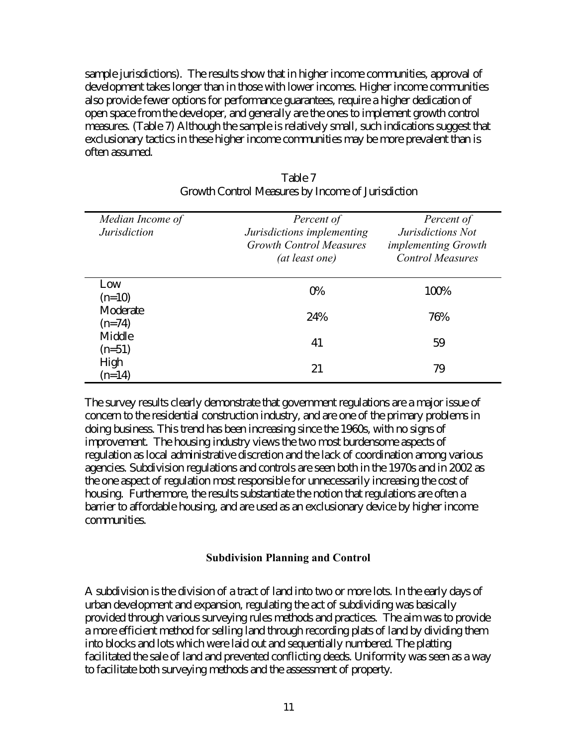sample jurisdictions). The results show that in higher income communities, approval of development takes longer than in those with lower incomes. Higher income communities also provide fewer options for performance guarantees, require a higher dedication of open space from the developer, and generally are the ones to implement growth control measures. (Table 7) Although the sample is relatively small, such indications suggest that exclusionary tactics in these higher income communities may be more prevalent than is often assumed.

Table 7
Growth Control Measures by Income of Jurisdiction

| *Median Income of Jurisdiction* | *Percent of Jurisdictions implementing Growth Control Measures (at least one)* | *Percent of Jurisdictions Not implementing Growth Control Measures* |
|---|---|---|
| Low (n=10) | 0% | 100% |
| Moderate (n=74) | 24% | 76% |
| Middle (n=51) | 41 | 59 |
| High (n=14) | 21 | 79 |

The survey results clearly demonstrate that government regulations are a major issue of concern to the residential construction industry, and are one of the primary problems in doing business. This trend has been increasing since the 1960s, with no signs of improvement. The housing industry views the two most burdensome aspects of regulation as local administrative discretion and the lack of coordination among various agencies. Subdivision regulations and controls are seen both in the 1970s and in 2002 as the one aspect of regulation most responsible for unnecessarily increasing the cost of housing. Furthermore, the results substantiate the notion that regulations are often a barrier to affordable housing, and are used as an exclusionary device by higher income communities.

## Subdivision Planning and Control

A subdivision is the division of a tract of land into two or more lots. In the early days of urban development and expansion, regulating the act of subdividing was basically provided through various surveying rules methods and practices. The aim was to provide a more efficient method for selling land through recording plats of land by dividing them into blocks and lots which were laid out and sequentially numbered. The platting facilitated the sale of land and prevented conflicting deeds. Uniformity was seen as a way to facilitate both surveying methods and the assessment of property.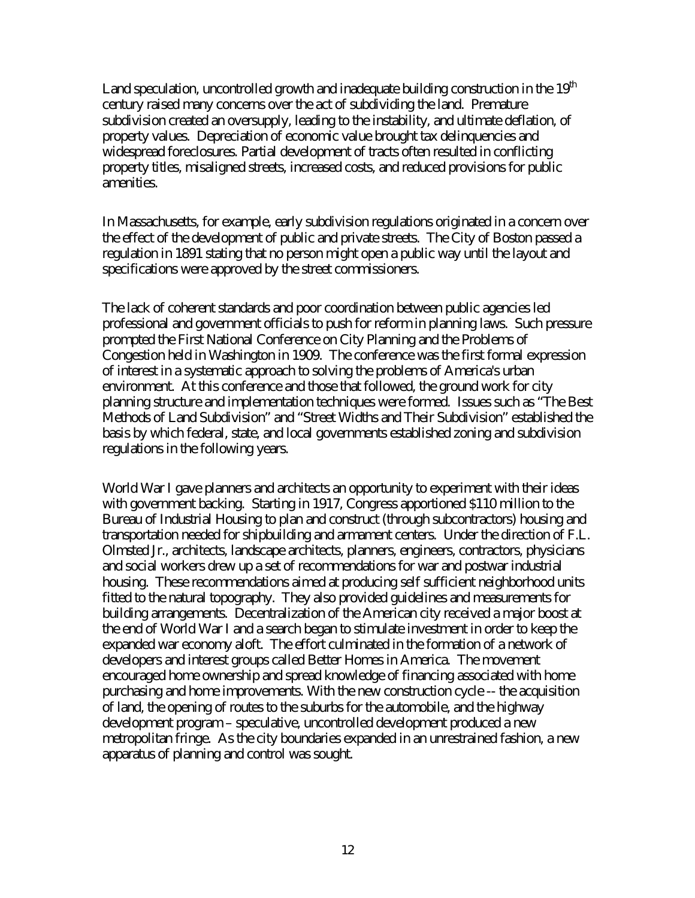Land speculation, uncontrolled growth and inadequate building construction in the 19th century raised many concerns over the act of subdividing the land. Premature subdivision created an oversupply, leading to the instability, and ultimate deflation, of property values. Depreciation of economic value brought tax delinquencies and widespread foreclosures. Partial development of tracts often resulted in conflicting property titles, misaligned streets, increased costs, and reduced provisions for public amenities.

In Massachusetts, for example, early subdivision regulations originated in a concern over the effect of the development of public and private streets. The City of Boston passed a regulation in 1891 stating that no person might open a public way until the layout and specifications were approved by the street commissioners.

The lack of coherent standards and poor coordination between public agencies led professional and government officials to push for reform in planning laws. Such pressure prompted the First National Conference on City Planning and the Problems of Congestion held in Washington in 1909. The conference was the first formal expression of interest in a systematic approach to solving the problems of America's urban environment. At this conference and those that followed, the ground work for city planning structure and implementation techniques were formed. Issues such as "The Best Methods of Land Subdivision" and "Street Widths and Their Subdivision" established the basis by which federal, state, and local governments established zoning and subdivision regulations in the following years.

World War I gave planners and architects an opportunity to experiment with their ideas with government backing. Starting in 1917, Congress apportioned $110 million to the Bureau of Industrial Housing to plan and construct (through subcontractors) housing and transportation needed for shipbuilding and armament centers. Under the direction of F.L. Olmsted Jr., architects, landscape architects, planners, engineers, contractors, physicians and social workers drew up a set of recommendations for war and postwar industrial housing. These recommendations aimed at producing self sufficient neighborhood units fitted to the natural topography. They also provided guidelines and measurements for building arrangements. Decentralization of the American city received a major boost at the end of World War I and a search began to stimulate investment in order to keep the expanded war economy aloft. The effort culminated in the formation of a network of developers and interest groups called Better Homes in America. The movement encouraged home ownership and spread knowledge of financing associated with home purchasing and home improvements. With the new construction cycle -- the acquisition of land, the opening of routes to the suburbs for the automobile, and the highway development program – speculative, uncontrolled development produced a new metropolitan fringe. As the city boundaries expanded in an unrestrained fashion, a new apparatus of planning and control was sought.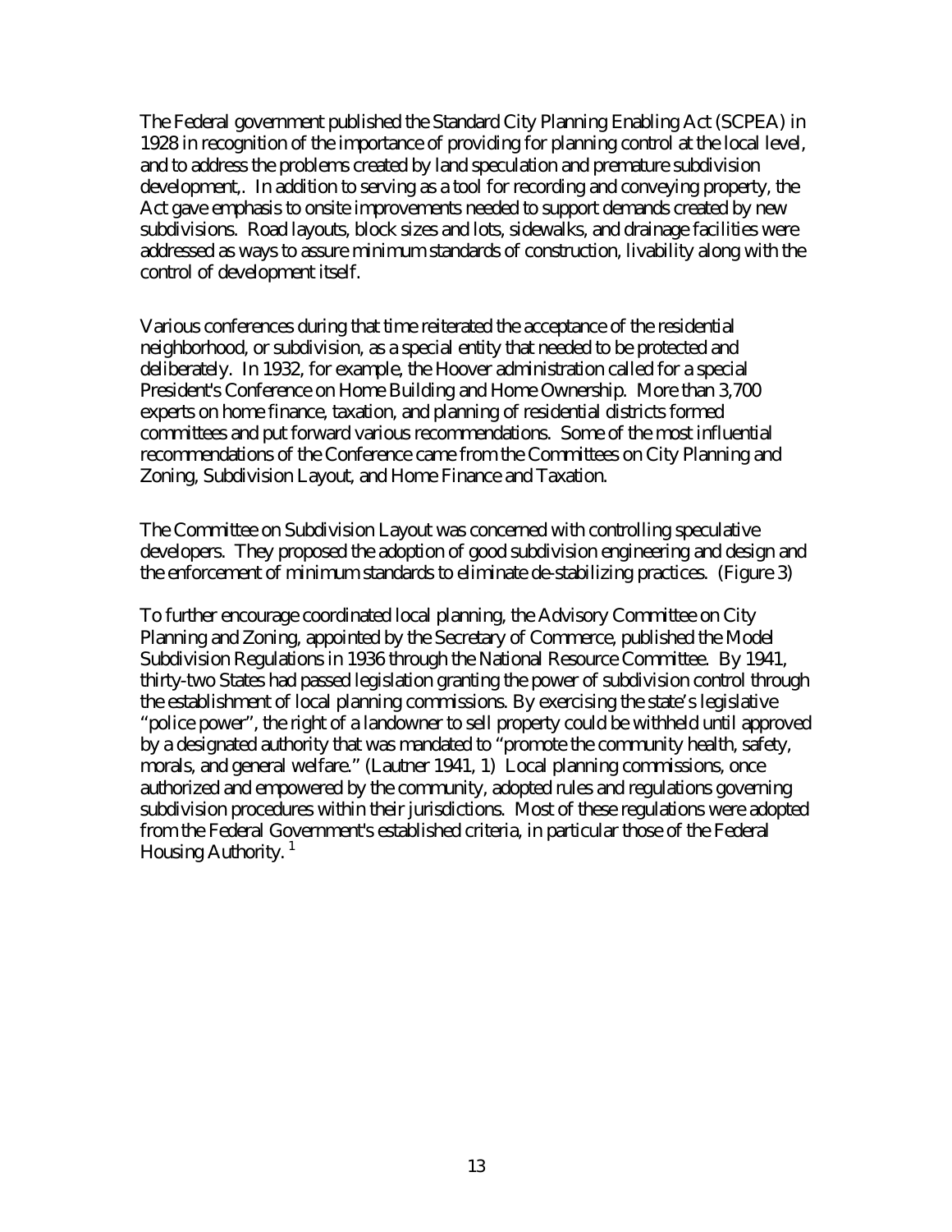The Federal government published the Standard City Planning Enabling Act (SCPEA) in 1928 in recognition of the importance of providing for planning control at the local level, and to address the problems created by land speculation and premature subdivision development,. In addition to serving as a tool for recording and conveying property, the Act gave emphasis to onsite improvements needed to support demands created by new subdivisions. Road layouts, block sizes and lots, sidewalks, and drainage facilities were addressed as ways to assure minimum standards of construction, livability along with the control of development itself.

Various conferences during that time reiterated the acceptance of the residential neighborhood, or subdivision, as a special entity that needed to be protected and deliberately. In 1932, for example, the Hoover administration called for a special President's Conference on Home Building and Home Ownership. More than 3,700 experts on home finance, taxation, and planning of residential districts formed committees and put forward various recommendations. Some of the most influential recommendations of the Conference came from the Committees on City Planning and Zoning, Subdivision Layout, and Home Finance and Taxation.

The Committee on Subdivision Layout was concerned with controlling speculative developers. They proposed the adoption of good subdivision engineering and design and the enforcement of minimum standards to eliminate de-stabilizing practices. (Figure 3)

To further encourage coordinated local planning, the Advisory Committee on City Planning and Zoning, appointed by the Secretary of Commerce, published the Model Subdivision Regulations in 1936 through the National Resource Committee. By 1941, thirty-two States had passed legislation granting the power of subdivision control through the establishment of local planning commissions. By exercising the state's legislative "police power", the right of a landowner to sell property could be withheld until approved by a designated authority that was mandated to "promote the community health, safety, morals, and general welfare." (Lautner 1941, 1) Local planning commissions, once authorized and empowered by the community, adopted rules and regulations governing subdivision procedures within their jurisdictions. Most of these regulations were adopted from the Federal Government's established criteria, in particular those of the Federal Housing Authority. [1]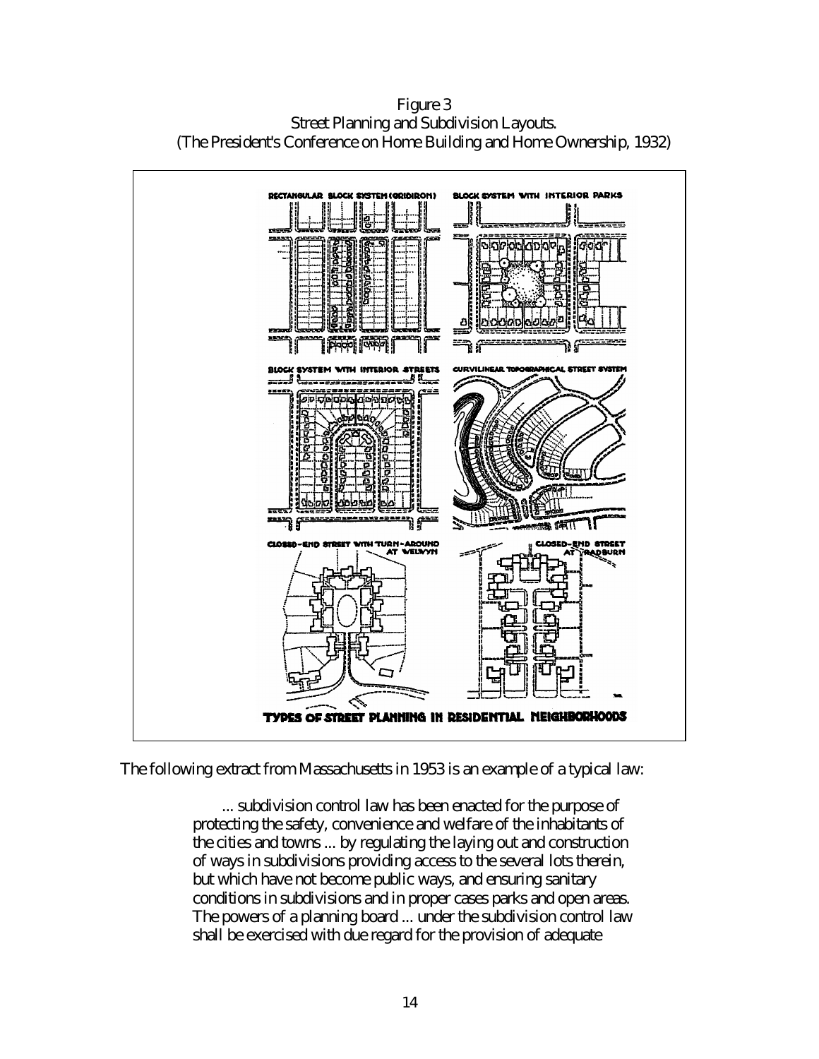Figure 3
Street Planning and Subdivision Layouts.
(The President's Conference on Home Building and Home Ownership, 1932)

The following extract from Massachusetts in 1953 is an example of a typical law:

> ... subdivision control law has been enacted for the purpose of protecting the safety, convenience and welfare of the inhabitants of the cities and towns ... by regulating the laying out and construction of ways in subdivisions providing access to the several lots therein, but which have not become public ways, and ensuring sanitary conditions in subdivisions and in proper cases parks and open areas. The powers of a planning board ... under the subdivision control law shall be exercised with due regard for the provision of adequate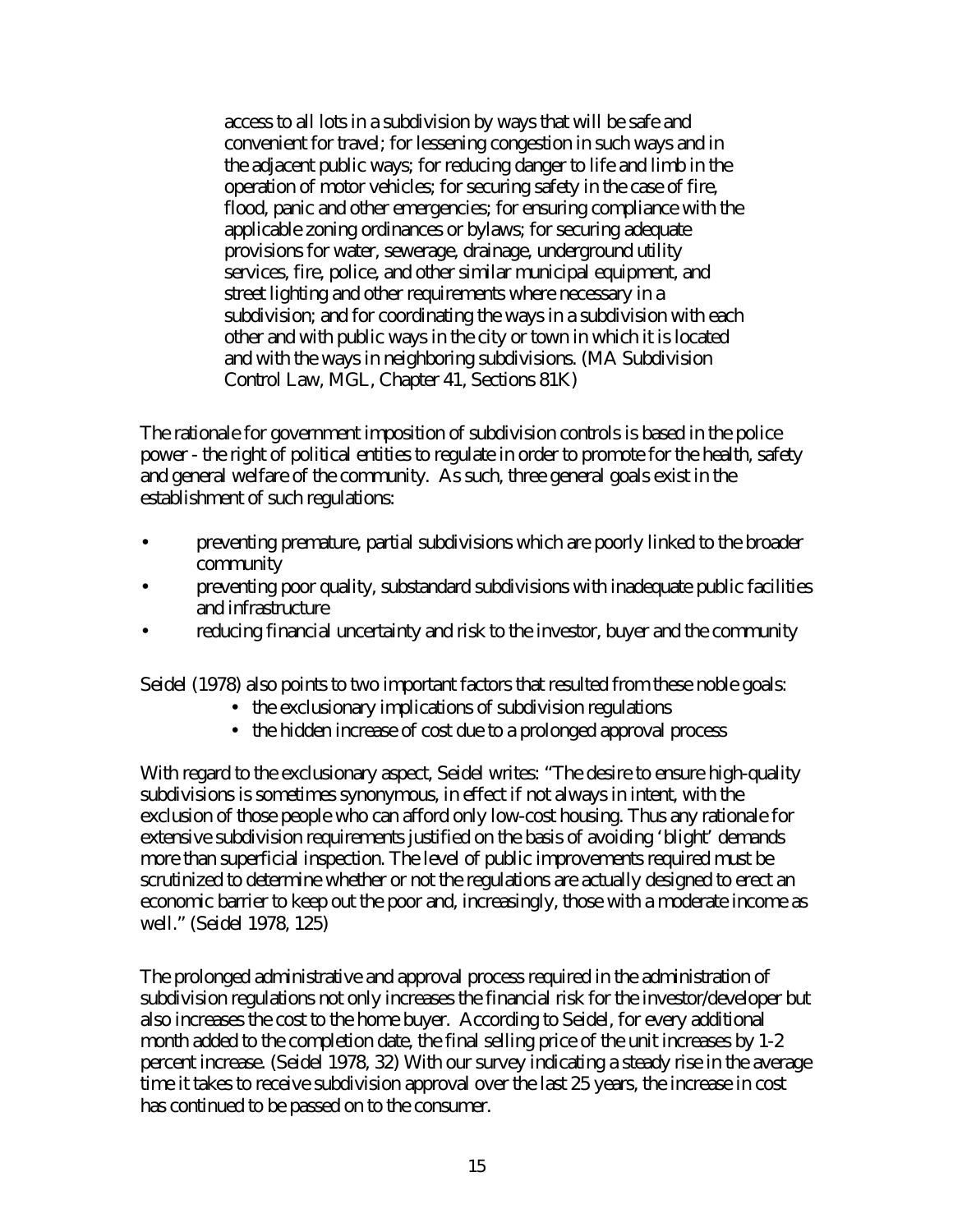> access to all lots in a subdivision by ways that will be safe and convenient for travel; for lessening congestion in such ways and in the adjacent public ways; for reducing danger to life and limb in the operation of motor vehicles; for securing safety in the case of fire, flood, panic and other emergencies; for ensuring compliance with the applicable zoning ordinances or bylaws; for securing adequate provisions for water, sewerage, drainage, underground utility services, fire, police, and other similar municipal equipment, and street lighting and other requirements where necessary in a subdivision; and for coordinating the ways in a subdivision with each other and with public ways in the city or town in which it is located and with the ways in neighboring subdivisions. (MA Subdivision Control Law, MGL, Chapter 41, Sections 81K)

The rationale for government imposition of subdivision controls is based in the police power - the right of political entities to regulate in order to promote for the health, safety and general welfare of the community. As such, three general goals exist in the establishment of such regulations:

- preventing premature, partial subdivisions which are poorly linked to the broader community
- preventing poor quality, substandard subdivisions with inadequate public facilities and infrastructure
- reducing financial uncertainty and risk to the investor, buyer and the community

Seidel (1978) also points to two important factors that resulted from these noble goals:

- the exclusionary implications of subdivision regulations
- the hidden increase of cost due to a prolonged approval process

With regard to the exclusionary aspect, Seidel writes: "The desire to ensure high-quality subdivisions is sometimes synonymous, in effect if not always in intent, with the exclusion of those people who can afford only low-cost housing. Thus any rationale for extensive subdivision requirements justified on the basis of avoiding 'blight' demands more than superficial inspection. The level of public improvements required must be scrutinized to determine whether or not the regulations are actually designed to erect an economic barrier to keep out the poor and, increasingly, those with a moderate income as well." (Seidel 1978, 125)

The prolonged administrative and approval process required in the administration of subdivision regulations not only increases the financial risk for the investor/developer but also increases the cost to the home buyer. According to Seidel, for every additional month added to the completion date, the final selling price of the unit increases by 1-2 percent increase. (Seidel 1978, 32) With our survey indicating a steady rise in the average time it takes to receive subdivision approval over the last 25 years, the increase in cost has continued to be passed on to the consumer.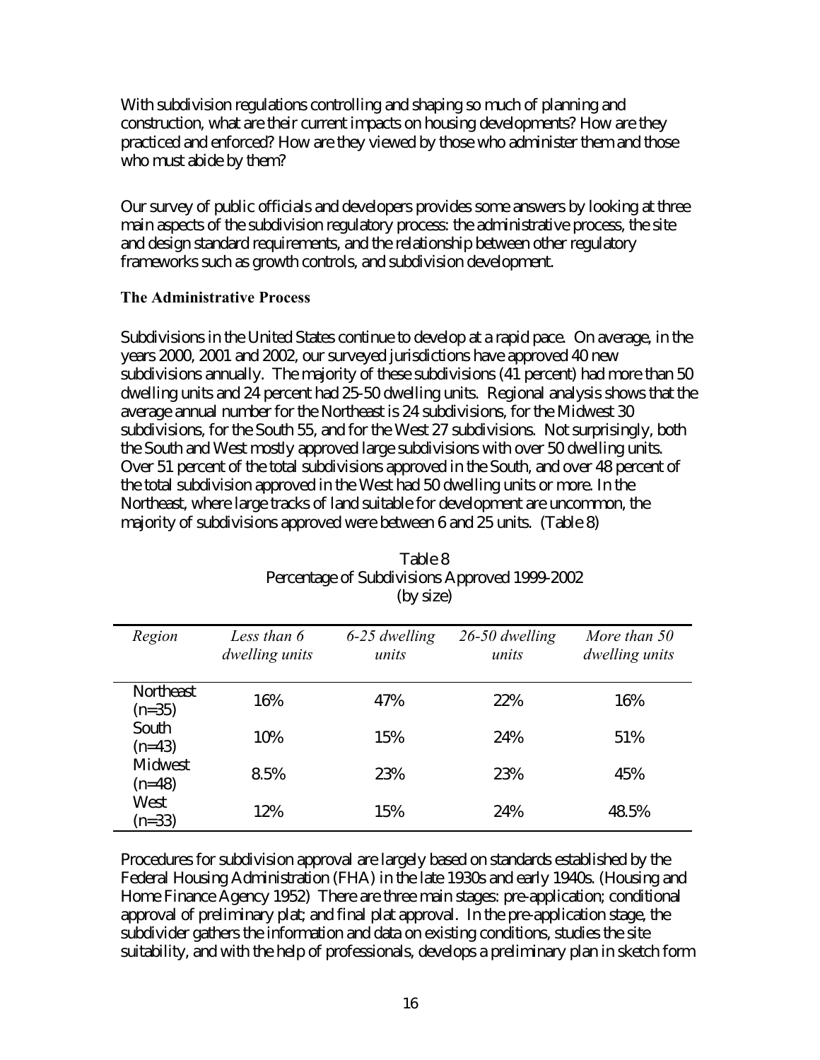With subdivision regulations controlling and shaping so much of planning and construction, what are their current impacts on housing developments? How are they practiced and enforced? How are they viewed by those who administer them and those who must abide by them?

Our survey of public officials and developers provides some answers by looking at three main aspects of the subdivision regulatory process: the administrative process, the site and design standard requirements, and the relationship between other regulatory frameworks such as growth controls, and subdivision development.

### The Administrative Process

Subdivisions in the United States continue to develop at a rapid pace. On average, in the years 2000, 2001 and 2002, our surveyed jurisdictions have approved 40 new subdivisions annually. The majority of these subdivisions (41 percent) had more than 50 dwelling units and 24 percent had 25-50 dwelling units. Regional analysis shows that the average annual number for the Northeast is 24 subdivisions, for the Midwest 30 subdivisions, for the South 55, and for the West 27 subdivisions. Not surprisingly, both the South and West mostly approved large subdivisions with over 50 dwelling units. Over 51 percent of the total subdivisions approved in the South, and over 48 percent of the total subdivision approved in the West had 50 dwelling units or more. In the Northeast, where large tracks of land suitable for development are uncommon, the majority of subdivisions approved were between 6 and 25 units. (Table 8)

Table 8
Percentage of Subdivisions Approved 1999-2002
(by size)

| *Region* | *Less than 6 dwelling units* | *6-25 dwelling units* | *26-50 dwelling units* | *More than 50 dwelling units* |
|---|---|---|---|---|
| Northeast (n=35) | 16% | 47% | 22% | 16% |
| South (n=43) | 10% | 15% | 24% | 51% |
| Midwest (n=48) | 8.5% | 23% | 23% | 45% |
| West (n=33) | 12% | 15% | 24% | 48.5% |

Procedures for subdivision approval are largely based on standards established by the Federal Housing Administration (FHA) in the late 1930s and early 1940s. (Housing and Home Finance Agency 1952) There are three main stages: pre-application; conditional approval of preliminary plat; and final plat approval. In the pre-application stage, the subdivider gathers the information and data on existing conditions, studies the site suitability, and with the help of professionals, develops a preliminary plan in sketch form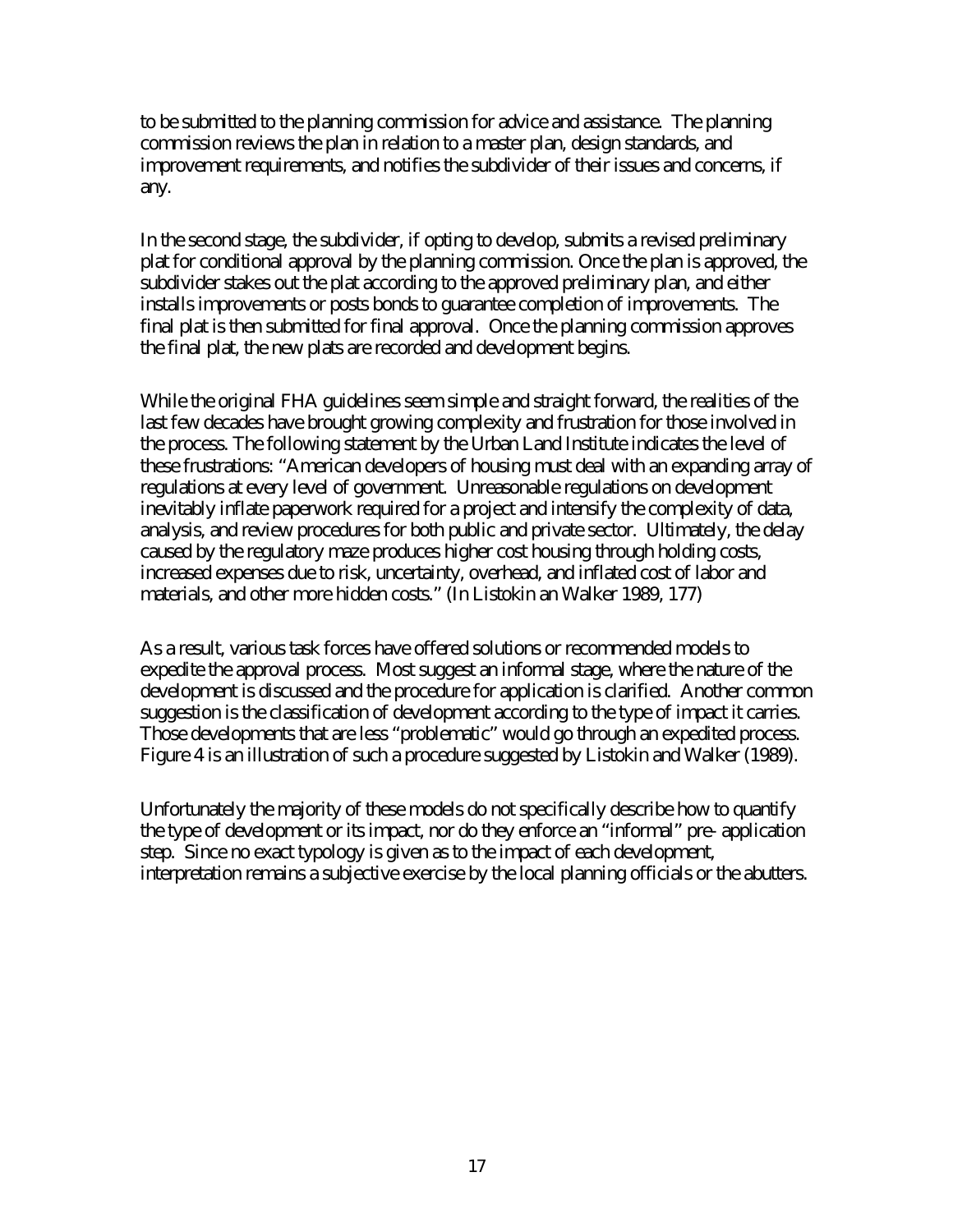to be submitted to the planning commission for advice and assistance. The planning commission reviews the plan in relation to a master plan, design standards, and improvement requirements, and notifies the subdivider of their issues and concerns, if any.

In the second stage, the subdivider, if opting to develop, submits a revised preliminary plat for conditional approval by the planning commission. Once the plan is approved, the subdivider stakes out the plat according to the approved preliminary plan, and either installs improvements or posts bonds to guarantee completion of improvements. The final plat is then submitted for final approval. Once the planning commission approves the final plat, the new plats are recorded and development begins.

While the original FHA guidelines seem simple and straight forward, the realities of the last few decades have brought growing complexity and frustration for those involved in the process. The following statement by the Urban Land Institute indicates the level of these frustrations: "American developers of housing must deal with an expanding array of regulations at every level of government. Unreasonable regulations on development inevitably inflate paperwork required for a project and intensify the complexity of data, analysis, and review procedures for both public and private sector. Ultimately, the delay caused by the regulatory maze produces higher cost housing through holding costs, increased expenses due to risk, uncertainty, overhead, and inflated cost of labor and materials, and other more hidden costs." (In Listokin an Walker 1989, 177)

As a result, various task forces have offered solutions or recommended models to expedite the approval process. Most suggest an informal stage, where the nature of the development is discussed and the procedure for application is clarified. Another common suggestion is the classification of development according to the type of impact it carries. Those developments that are less "problematic" would go through an expedited process. Figure 4 is an illustration of such a procedure suggested by Listokin and Walker (1989).

Unfortunately the majority of these models do not specifically describe how to quantify the type of development or its impact, nor do they enforce an "informal" pre- application step. Since no exact typology is given as to the impact of each development, interpretation remains a subjective exercise by the local planning officials or the abutters.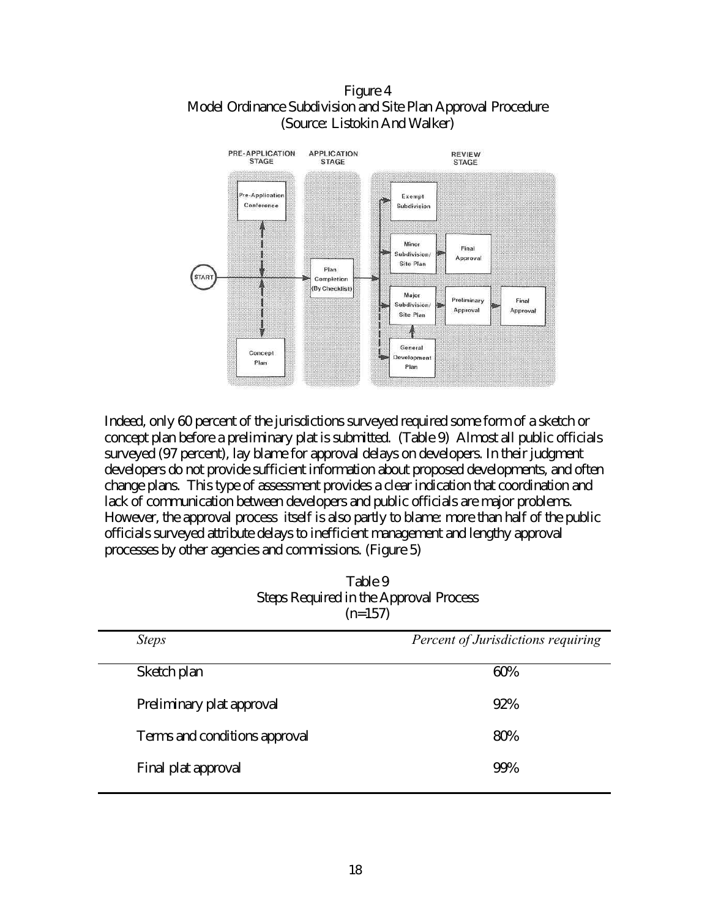Figure 4
Model Ordinance Subdivision and Site Plan Approval Procedure
(Source: Listokin And Walker)

Indeed, only 60 percent of the jurisdictions surveyed required some form of a sketch or concept plan before a preliminary plat is submitted. (Table 9) Almost all public officials surveyed (97 percent), lay blame for approval delays on developers. In their judgment developers do not provide sufficient information about proposed developments, and often change plans. This type of assessment provides a clear indication that coordination and lack of communication between developers and public officials are major problems. However, the approval process itself is also partly to blame: more than half of the public officials surveyed attribute delays to inefficient management and lengthy approval processes by other agencies and commissions. (Figure 5)

Table 9
Steps Required in the Approval Process
(n=157)

| *Steps* | *Percent of Jurisdictions requiring* |
|---|---|
| Sketch plan | 60% |
| Preliminary plat approval | 92% |
| Terms and conditions approval | 80% |
| Final plat approval | 99% |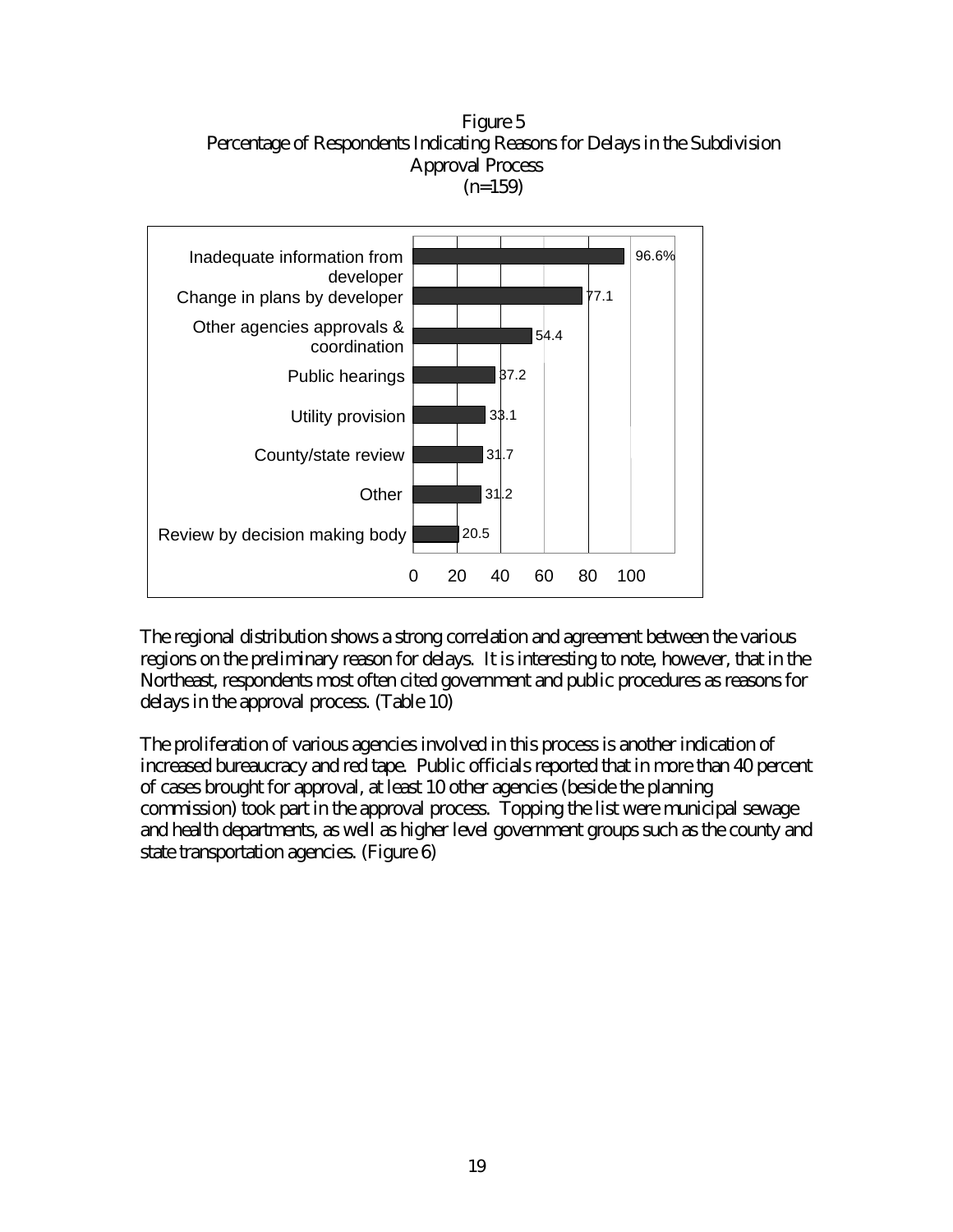Figure 5
Percentage of Respondents Indicating Reasons for Delays in the Subdivision Approval Process
(n=159)

| Reason | Percentage |
|---|---|
| Inadequate information from developer | 96.6% |
| Change in plans by developer | 77.1 |
| Other agencies approvals & coordination | 54.4 |
| Public hearings | 37.2 |
| Utility provision | 33.1 |
| County/state review | 31.7 |
| Other | 31.2 |
| Review by decision making body | 20.5 |

The regional distribution shows a strong correlation and agreement between the various regions on the preliminary reason for delays. It is interesting to note, however, that in the Northeast, respondents most often cited government and public procedures as reasons for delays in the approval process. (Table 10)

The proliferation of various agencies involved in this process is another indication of increased bureaucracy and red tape. Public officials reported that in more than 40 percent of cases brought for approval, at least 10 other agencies (beside the planning commission) took part in the approval process. Topping the list were municipal sewage and health departments, as well as higher level government groups such as the county and state transportation agencies. (Figure 6)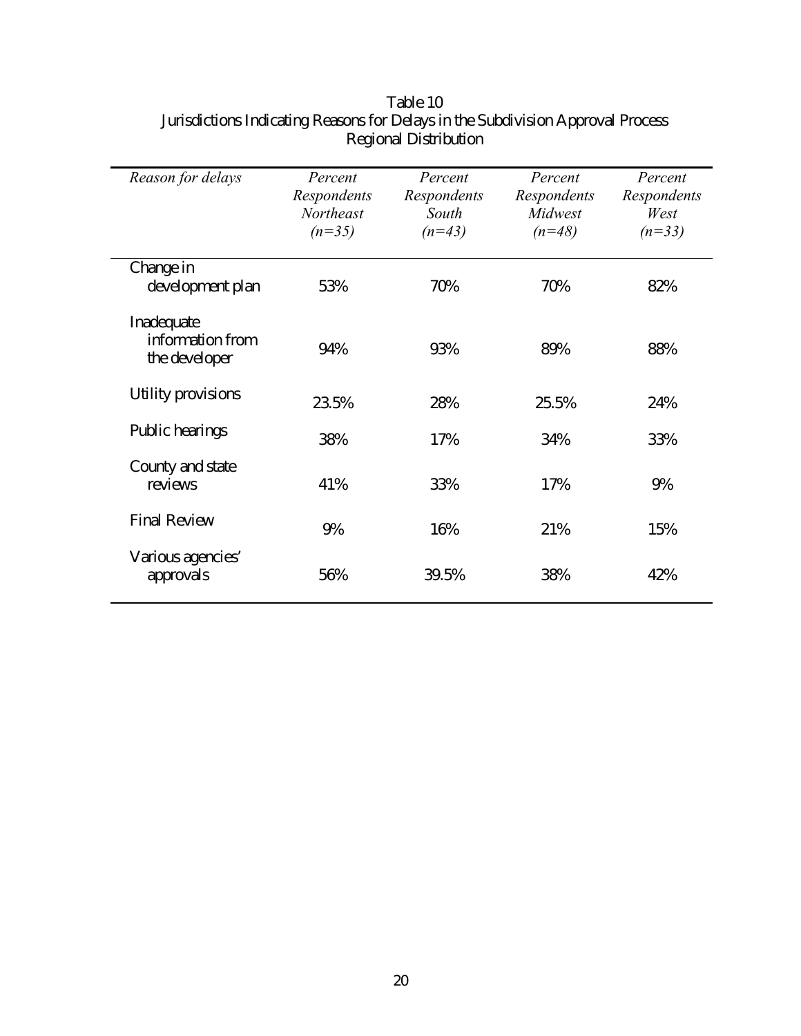Table 10
Jurisdictions Indicating Reasons for Delays in the Subdivision Approval Process
Regional Distribution

| *Reason for delays* | *Percent Respondents Northeast (n=35)* | *Percent Respondents South (n=43)* | *Percent Respondents Midwest (n=48)* | *Percent Respondents West (n=33)* |
|---|---|---|---|---|
| Change in development plan | 53% | 70% | 70% | 82% |
| Inadequate information from the developer | 94% | 93% | 89% | 88% |
| Utility provisions | 23.5% | 28% | 25.5% | 24% |
| Public hearings | 38% | 17% | 34% | 33% |
| County and state reviews | 41% | 33% | 17% | 9% |
| Final Review | 9% | 16% | 21% | 15% |
| Various agencies' approvals | 56% | 39.5% | 38% | 42% |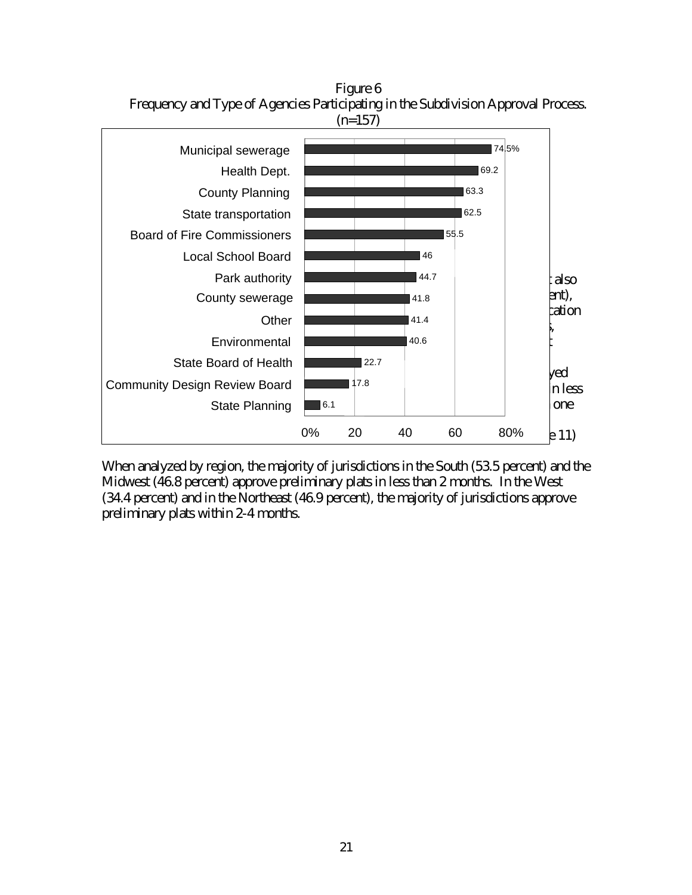Figure 6
Frequency and Type of Agencies Participating in the Subdivision Approval Process.
(n=157)

| Agency | Percent |
|---|---|
| Municipal sewerage | 74.5% |
| Health Dept. | 69.2 |
| County Planning | 63.3 |
| State transportation | 62.5 |
| Board of Fire Commissioners | 55.5 |
| Local School Board | 46 |
| Park authority | 44.7 |
| County sewerage | 41.8 |
| Other | 41.4 |
| Environmental | 40.6 |
| State Board of Health | 22.7 |
| Community Design Review Board | 17.8 |
| State Planning | 6.1 |

When analyzed by region, the majority of jurisdictions in the South (53.5 percent) and the Midwest (46.8 percent) approve preliminary plats in less than 2 months. In the West (34.4 percent) and in the Northeast (46.9 percent), the majority of jurisdictions approve preliminary plats within 2-4 months.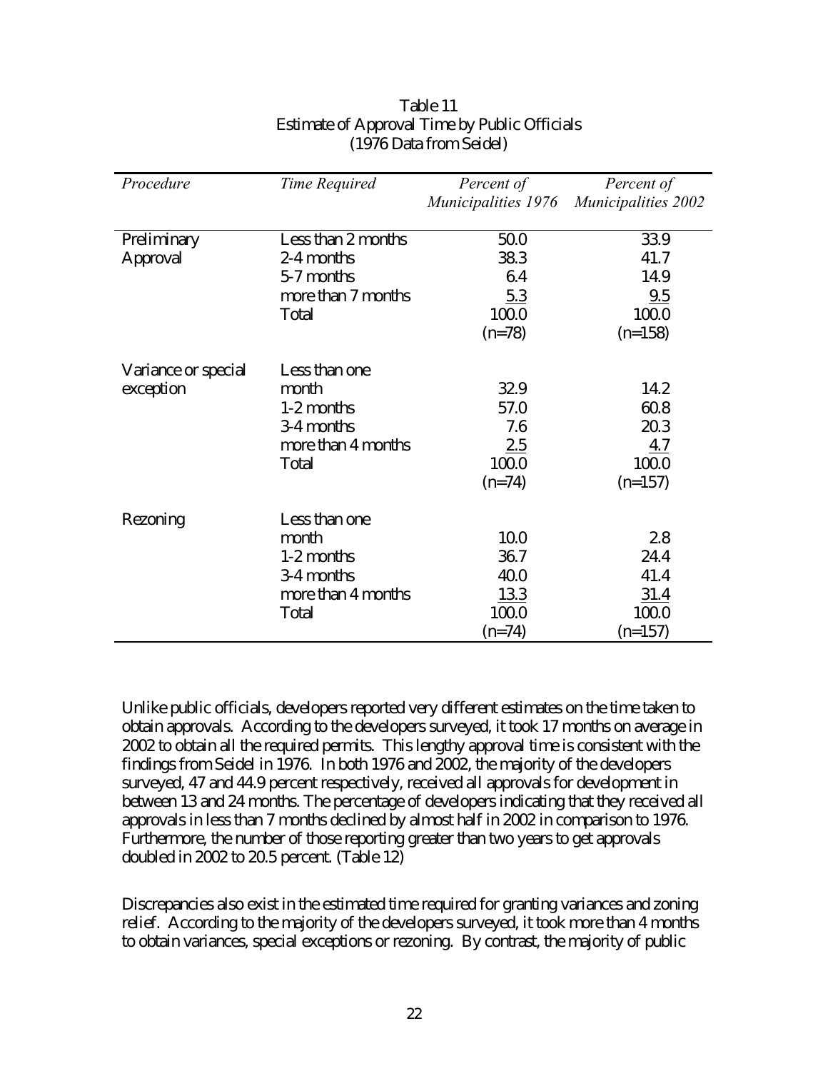Table 11
Estimate of Approval Time by Public Officials
(1976 Data from Seidel)

| *Procedure* | *Time Required* | *Percent of Municipalities 1976* | *Percent of Municipalities 2002* |
|---|---|---|---|
| Preliminary Approval | Less than 2 months | 50.0 | 33.9 |
| | 2-4 months | 38.3 | 41.7 |
| | 5-7 months | 6.4 | 14.9 |
| | more than 7 months | 5.3 | 9.5 |
| | Total | 100.0 | 100.0 |
| | | (n=78) | (n=158) |
| Variance or special exception | Less than one month | 32.9 | 14.2 |
| | 1-2 months | 57.0 | 60.8 |
| | 3-4 months | 7.6 | 20.3 |
| | more than 4 months | 2.5 | 4.7 |
| | Total | 100.0 | 100.0 |
| | | (n=74) | (n=157) |
| Rezoning | Less than one month | 10.0 | 2.8 |
| | 1-2 months | 36.7 | 24.4 |
| | 3-4 months | 40.0 | 41.4 |
| | more than 4 months | 13.3 | 31.4 |
| | Total | 100.0 | 100.0 |
| | | (n=74) | (n=157) |

Unlike public officials, developers reported very different estimates on the time taken to obtain approvals. According to the developers surveyed, it took 17 months on average in 2002 to obtain all the required permits. This lengthy approval time is consistent with the findings from Seidel in 1976. In both 1976 and 2002, the majority of the developers surveyed, 47 and 44.9 percent respectively, received all approvals for development in between 13 and 24 months. The percentage of developers indicating that they received all approvals in less than 7 months declined by almost half in 2002 in comparison to 1976. Furthermore, the number of those reporting greater than two years to get approvals doubled in 2002 to 20.5 percent. (Table 12)

Discrepancies also exist in the estimated time required for granting variances and zoning relief. According to the majority of the developers surveyed, it took more than 4 months to obtain variances, special exceptions or rezoning. By contrast, the majority of public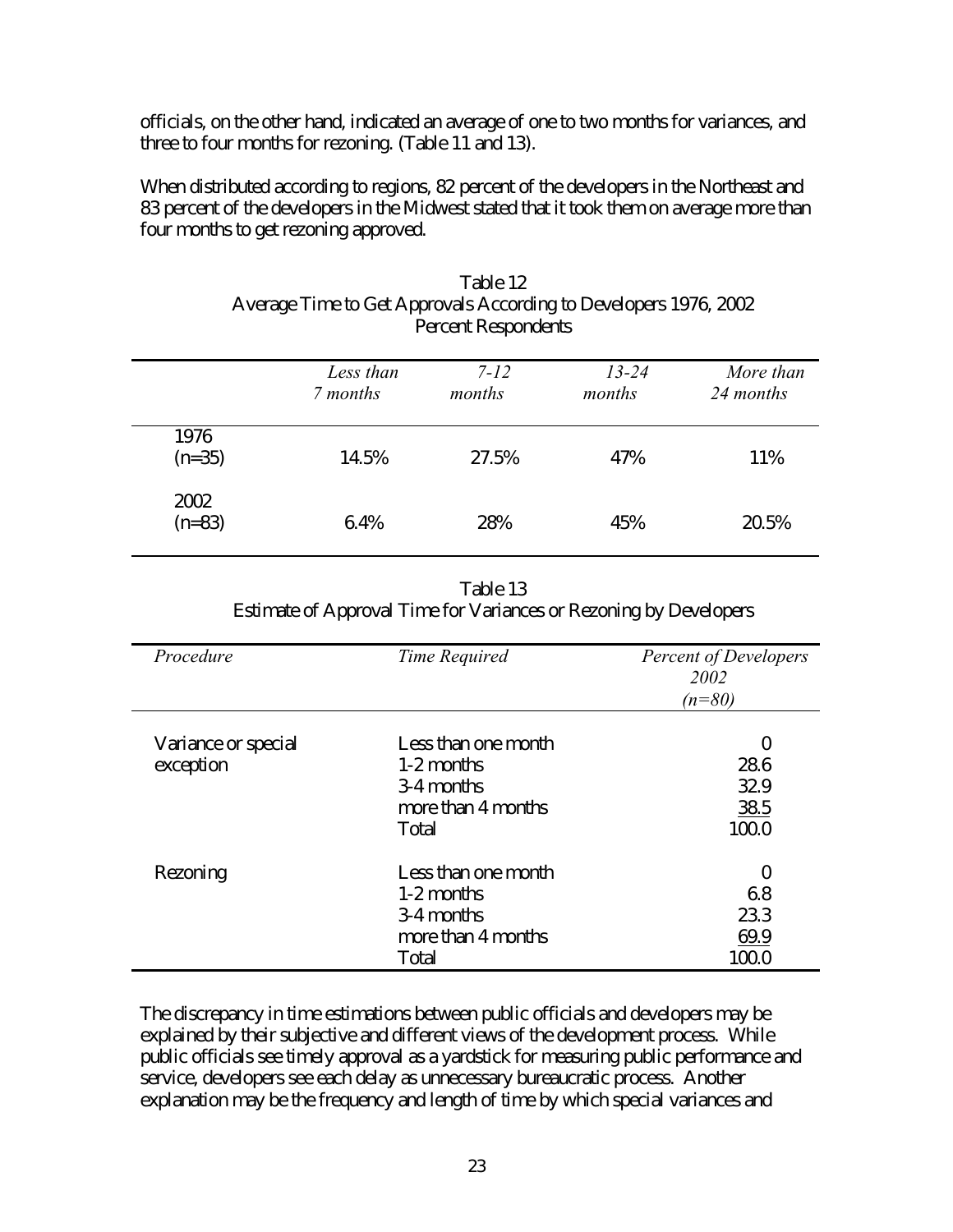officials, on the other hand, indicated an average of one to two months for variances, and three to four months for rezoning. (Table 11 and 13).

When distributed according to regions, 82 percent of the developers in the Northeast and 83 percent of the developers in the Midwest stated that it took them on average more than four months to get rezoning approved.

Table 12
Average Time to Get Approvals According to Developers 1976, 2002
Percent Respondents

| | *Less than 7 months* | *7-12 months* | *13-24 months* | *More than 24 months* |
|---|---|---|---|---|
| 1976 (n=35) | 14.5% | 27.5% | 47% | 11% |
| 2002 (n=83) | 6.4% | 28% | 45% | 20.5% |

Table 13
Estimate of Approval Time for Variances or Rezoning by Developers

| *Procedure* | *Time Required* | *Percent of Developers 2002 (n=80)* |
|---|---|---|
| Variance or special exception | Less than one month | 0 |
| | 1-2 months | 28.6 |
| | 3-4 months | 32.9 |
| | more than 4 months | 38.5 |
| | Total | 100.0 |
| Rezoning | Less than one month | 0 |
| | 1-2 months | 6.8 |
| | 3-4 months | 23.3 |
| | more than 4 months | 69.9 |
| | Total | 100.0 |

The discrepancy in time estimations between public officials and developers may be explained by their subjective and different views of the development process. While public officials see timely approval as a yardstick for measuring public performance and service, developers see each delay as unnecessary bureaucratic process. Another explanation may be the frequency and length of time by which special variances and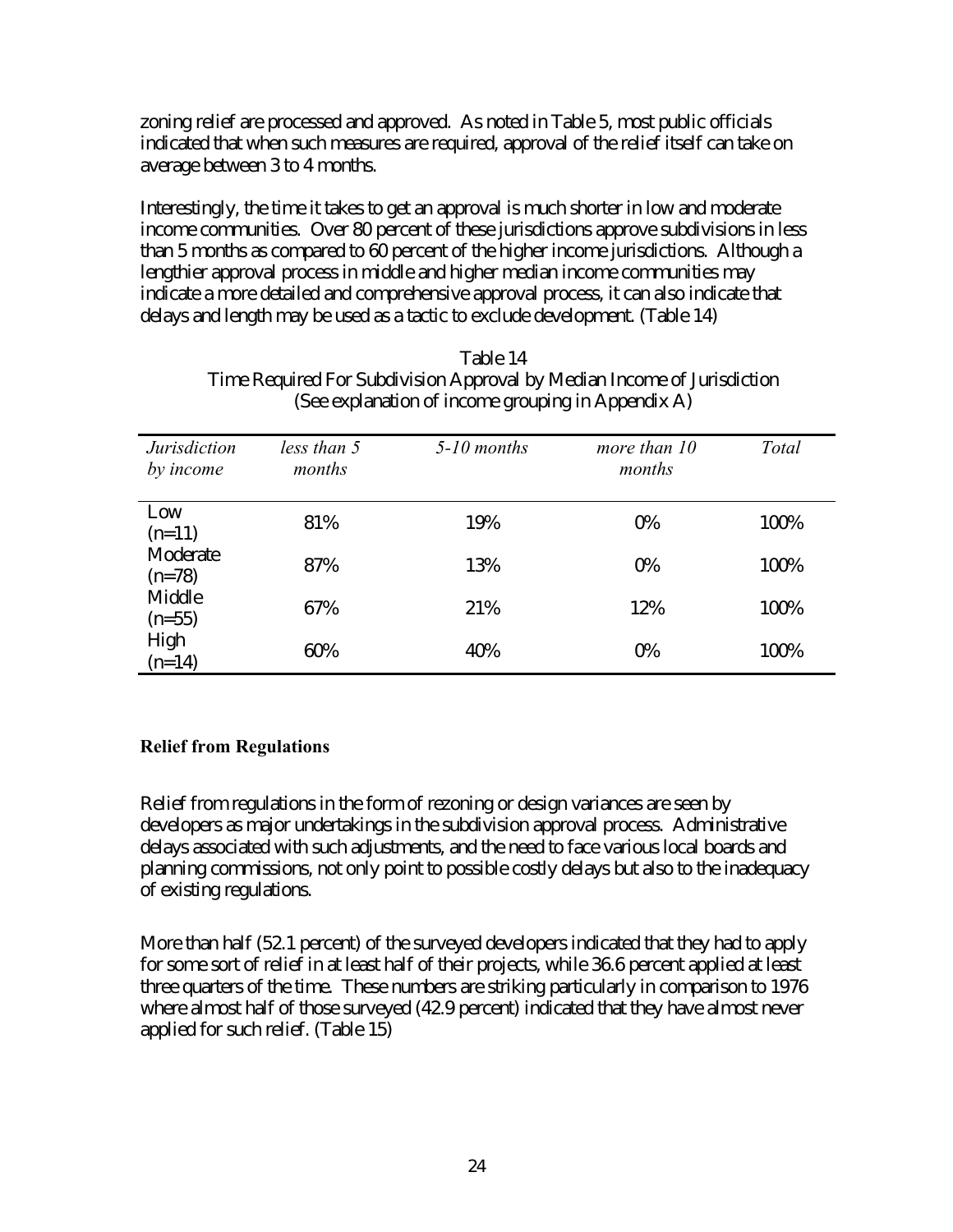zoning relief are processed and approved. As noted in Table 5, most public officials indicated that when such measures are required, approval of the relief itself can take on average between 3 to 4 months.

Interestingly, the time it takes to get an approval is much shorter in low and moderate income communities. Over 80 percent of these jurisdictions approve subdivisions in less than 5 months as compared to 60 percent of the higher income jurisdictions. Although a lengthier approval process in middle and higher median income communities may indicate a more detailed and comprehensive approval process, it can also indicate that delays and length may be used as a tactic to exclude development. (Table 14)

Table 14
Time Required For Subdivision Approval by Median Income of Jurisdiction
(See explanation of income grouping in Appendix A)

| *Jurisdiction by income* | *less than 5 months* | *5-10 months* | *more than 10 months* | *Total* |
|---|---|---|---|---|
| Low (n=11) | 81% | 19% | 0% | 100% |
| Moderate (n=78) | 87% | 13% | 0% | 100% |
| Middle (n=55) | 67% | 21% | 12% | 100% |
| High (n=14) | 60% | 40% | 0% | 100% |

### Relief from Regulations

Relief from regulations in the form of rezoning or design variances are seen by developers as major undertakings in the subdivision approval process. Administrative delays associated with such adjustments, and the need to face various local boards and planning commissions, not only point to possible costly delays but also to the inadequacy of existing regulations.

More than half (52.1 percent) of the surveyed developers indicated that they had to apply for some sort of relief in at least half of their projects, while 36.6 percent applied at least three quarters of the time. These numbers are striking particularly in comparison to 1976 where almost half of those surveyed (42.9 percent) indicated that they have almost never applied for such relief. (Table 15)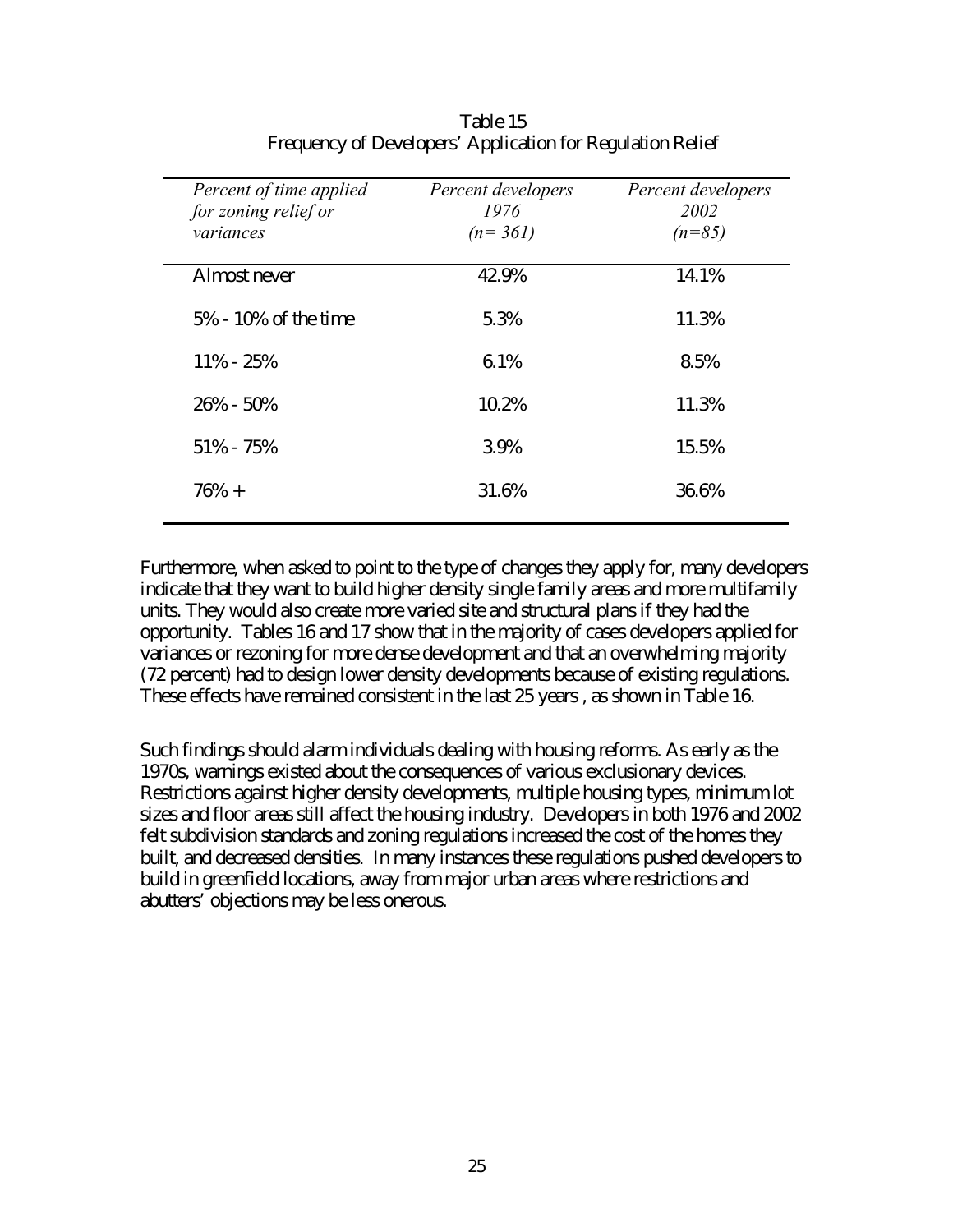Table 15
Frequency of Developers' Application for Regulation Relief

| *Percent of time applied for zoning relief or variances* | *Percent developers 1976 (n= 361)* | *Percent developers 2002 (n=85)* |
|---|---|---|
| Almost never | 42.9% | 14.1% |
| 5% - 10% of the time | 5.3% | 11.3% |
| 11% - 25% | 6.1% | 8.5% |
| 26% - 50% | 10.2% | 11.3% |
| 51% - 75% | 3.9% | 15.5% |
| 76% + | 31.6% | 36.6% |

Furthermore, when asked to point to the type of changes they apply for, many developers indicate that they want to build higher density single family areas and more multifamily units. They would also create more varied site and structural plans if they had the opportunity. Tables 16 and 17 show that in the majority of cases developers applied for variances or rezoning for more dense development and that an overwhelming majority (72 percent) had to design lower density developments because of existing regulations. These effects have remained consistent in the last 25 years , as shown in Table 16.

Such findings should alarm individuals dealing with housing reforms. As early as the 1970s, warnings existed about the consequences of various exclusionary devices. Restrictions against higher density developments, multiple housing types, minimum lot sizes and floor areas still affect the housing industry. Developers in both 1976 and 2002 felt subdivision standards and zoning regulations increased the cost of the homes they built, and decreased densities. In many instances these regulations pushed developers to build in greenfield locations, away from major urban areas where restrictions and abutters' objections may be less onerous.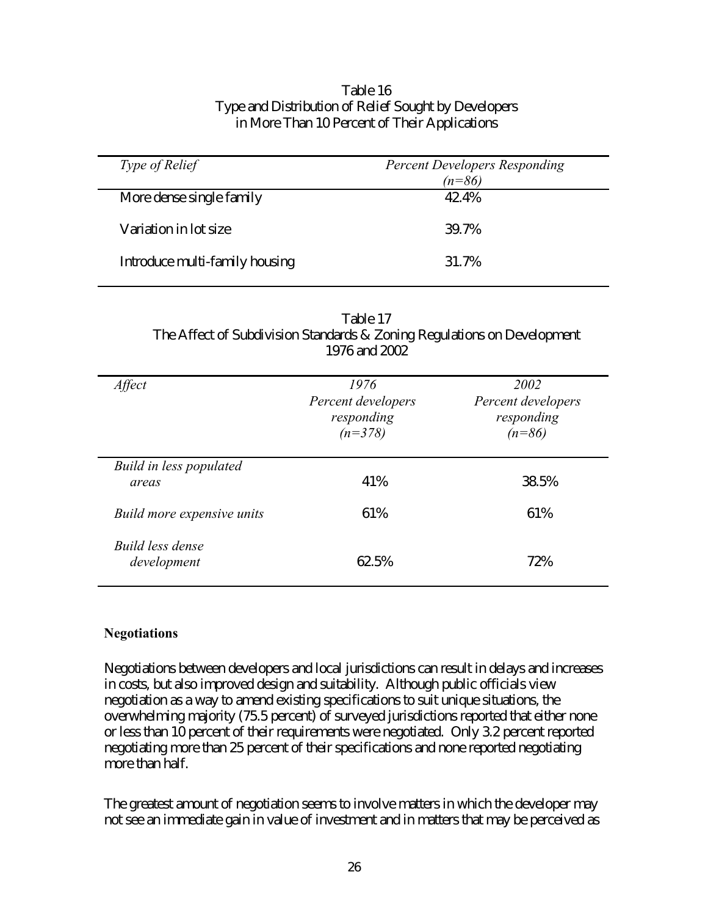Table 16
Type and Distribution of Relief Sought by Developers
in More Than 10 Percent of Their Applications

| *Type of Relief* | *Percent Developers Responding (n=86)* |
|---|---|
| More dense single family | 42.4% |
| Variation in lot size | 39.7% |
| Introduce multi-family housing | 31.7% |

Table 17
The Affect of Subdivision Standards & Zoning Regulations on Development
1976 and 2002

| *Affect* | *1976 Percent developers responding (n=378)* | *2002 Percent developers responding (n=86)* |
|---|---|---|
| *Build in less populated areas* | 41% | 38.5% |
| *Build more expensive units* | 61% | 61% |
| *Build less dense development* | 62.5% | 72% |

**Negotiations**

Negotiations between developers and local jurisdictions can result in delays and increases in costs, but also improved design and suitability. Although public officials view negotiation as a way to amend existing specifications to suit unique situations, the overwhelming majority (75.5 percent) of surveyed jurisdictions reported that either none or less than 10 percent of their requirements were negotiated. Only 3.2 percent reported negotiating more than 25 percent of their specifications and none reported negotiating more than half.

The greatest amount of negotiation seems to involve matters in which the developer may not see an immediate gain in value of investment and in matters that may be perceived as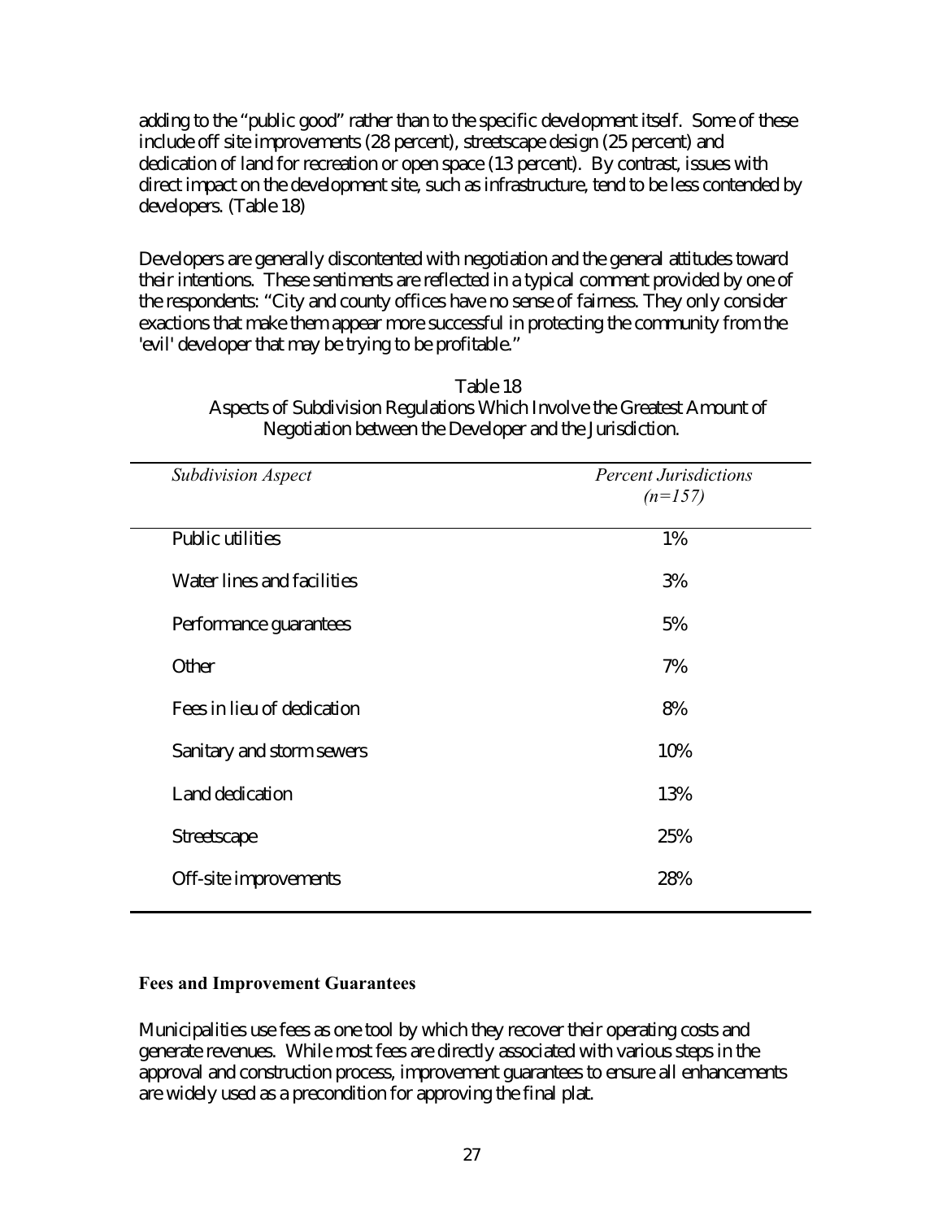adding to the "public good" rather than to the specific development itself. Some of these include off site improvements (28 percent), streetscape design (25 percent) and dedication of land for recreation or open space (13 percent). By contrast, issues with direct impact on the development site, such as infrastructure, tend to be less contended by developers. (Table 18)

Developers are generally discontented with negotiation and the general attitudes toward their intentions. These sentiments are reflected in a typical comment provided by one of the respondents: "City and county offices have no sense of fairness. They only consider exactions that make them appear more successful in protecting the community from the 'evil' developer that may be trying to be profitable."

Table 18
Aspects of Subdivision Regulations Which Involve the Greatest Amount of Negotiation between the Developer and the Jurisdiction.

| *Subdivision Aspect* | *Percent Jurisdictions (n=157)* |
|---|---|
| Public utilities | 1% |
| Water lines and facilities | 3% |
| Performance guarantees | 5% |
| Other | 7% |
| Fees in lieu of dedication | 8% |
| Sanitary and storm sewers | 10% |
| Land dedication | 13% |
| Streetscape | 25% |
| Off-site improvements | 28% |

**Fees and Improvement Guarantees**

Municipalities use fees as one tool by which they recover their operating costs and generate revenues. While most fees are directly associated with various steps in the approval and construction process, improvement guarantees to ensure all enhancements are widely used as a precondition for approving the final plat.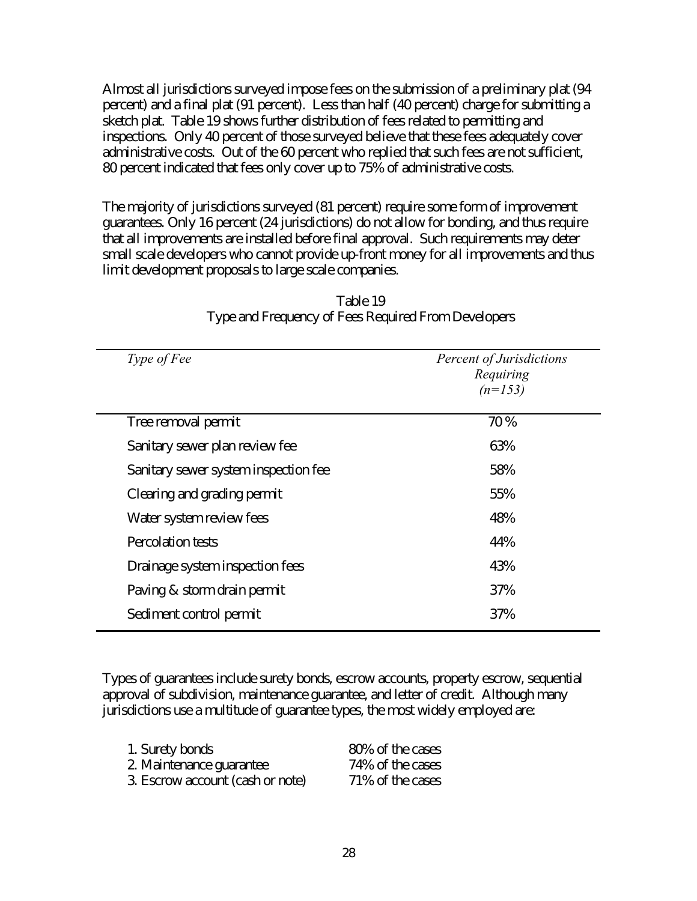Almost all jurisdictions surveyed impose fees on the submission of a preliminary plat (94 percent) and a final plat (91 percent). Less than half (40 percent) charge for submitting a sketch plat. Table 19 shows further distribution of fees related to permitting and inspections. Only 40 percent of those surveyed believe that these fees adequately cover administrative costs. Out of the 60 percent who replied that such fees are not sufficient, 80 percent indicated that fees only cover up to 75% of administrative costs.

The majority of jurisdictions surveyed (81 percent) require some form of improvement guarantees. Only 16 percent (24 jurisdictions) do not allow for bonding, and thus require that all improvements are installed before final approval. Such requirements may deter small scale developers who cannot provide up-front money for all improvements and thus limit development proposals to large scale companies.

Table 19
Type and Frequency of Fees Required From Developers

| *Type of Fee* | *Percent of Jurisdictions Requiring (n=153)* |
|---|---|
| Tree removal permit | 70 % |
| Sanitary sewer plan review fee | 63% |
| Sanitary sewer system inspection fee | 58% |
| Clearing and grading permit | 55% |
| Water system review fees | 48% |
| Percolation tests | 44% |
| Drainage system inspection fees | 43% |
| Paving & storm drain permit | 37% |
| Sediment control permit | 37% |

Types of guarantees include surety bonds, escrow accounts, property escrow, sequential approval of subdivision, maintenance guarantee, and letter of credit. Although many jurisdictions use a multitude of guarantee types, the most widely employed are:

1. Surety bonds — 80% of the cases
2. Maintenance guarantee — 74% of the cases
3. Escrow account (cash or note) — 71% of the cases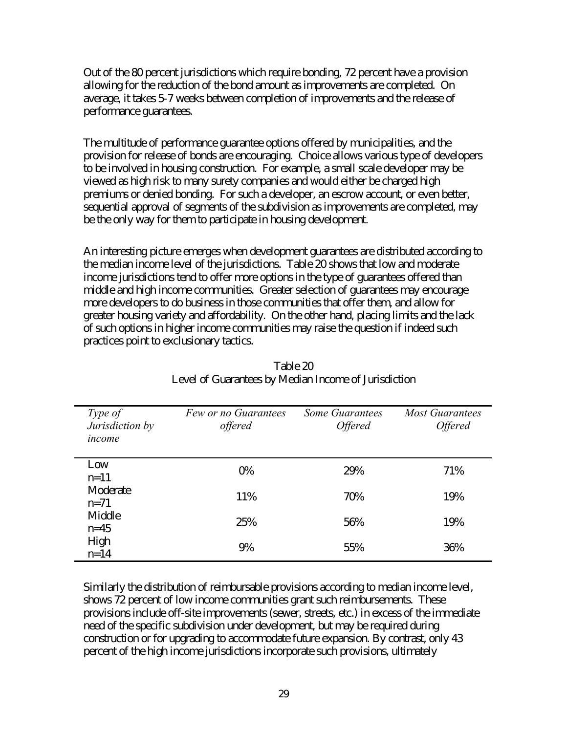Out of the 80 percent jurisdictions which require bonding, 72 percent have a provision allowing for the reduction of the bond amount as improvements are completed. On average, it takes 5-7 weeks between completion of improvements and the release of performance guarantees.

The multitude of performance guarantee options offered by municipalities, and the provision for release of bonds are encouraging. Choice allows various type of developers to be involved in housing construction. For example, a small scale developer may be viewed as high risk to many surety companies and would either be charged high premiums or denied bonding. For such a developer, an escrow account, or even better, sequential approval of segments of the subdivision as improvements are completed, may be the only way for them to participate in housing development.

An interesting picture emerges when development guarantees are distributed according to the median income level of the jurisdictions. Table 20 shows that low and moderate income jurisdictions tend to offer more options in the type of guarantees offered than middle and high income communities. Greater selection of guarantees may encourage more developers to do business in those communities that offer them, and allow for greater housing variety and affordability. On the other hand, placing limits and the lack of such options in higher income communities may raise the question if indeed such practices point to exclusionary tactics.

Table 20
Level of Guarantees by Median Income of Jurisdiction

| *Type of Jurisdiction by income* | *Few or no Guarantees offered* | *Some Guarantees Offered* | *Most Guarantees Offered* |
|---|---|---|---|
| Low n=11 | 0% | 29% | 71% |
| Moderate n=71 | 11% | 70% | 19% |
| Middle n=45 | 25% | 56% | 19% |
| High n=14 | 9% | 55% | 36% |

Similarly the distribution of reimbursable provisions according to median income level, shows 72 percent of low income communities grant such reimbursements. These provisions include off-site improvements (sewer, streets, etc.) in excess of the immediate need of the specific subdivision under development, but may be required during construction or for upgrading to accommodate future expansion. By contrast, only 43 percent of the high income jurisdictions incorporate such provisions, ultimately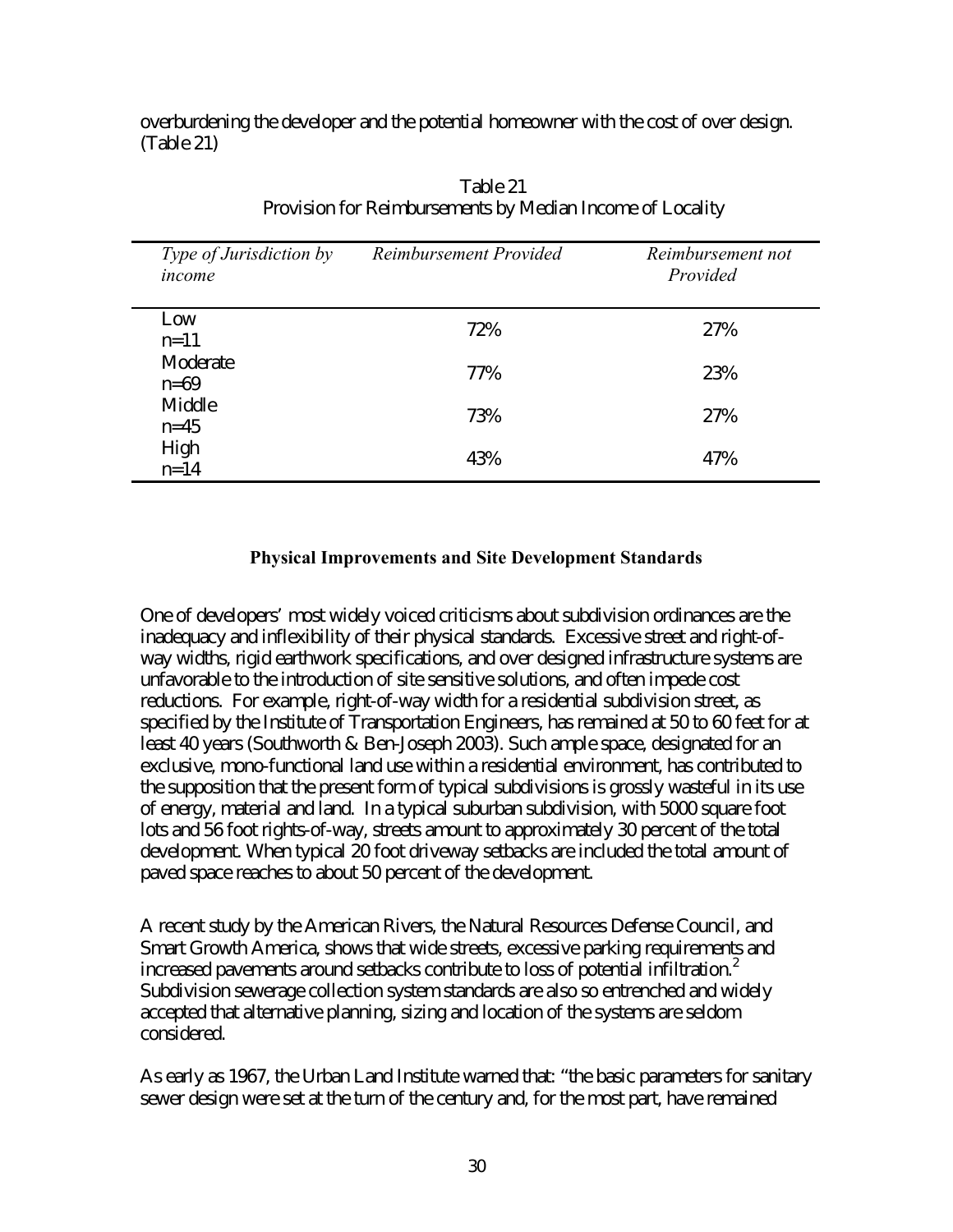overburdening the developer and the potential homeowner with the cost of over design. (Table 21)

Table 21
Provision for Reimbursements by Median Income of Locality

| *Type of Jurisdiction by income* | *Reimbursement Provided* | *Reimbursement not Provided* |
|---|---|---|
| Low n=11 | 72% | 27% |
| Moderate n=69 | 77% | 23% |
| Middle n=45 | 73% | 27% |
| High n=14 | 43% | 47% |

### Physical Improvements and Site Development Standards

One of developers' most widely voiced criticisms about subdivision ordinances are the inadequacy and inflexibility of their physical standards. Excessive street and right-of-way widths, rigid earthwork specifications, and over designed infrastructure systems are unfavorable to the introduction of site sensitive solutions, and often impede cost reductions. For example, right-of-way width for a residential subdivision street, as specified by the Institute of Transportation Engineers, has remained at 50 to 60 feet for at least 40 years (Southworth & Ben-Joseph 2003). Such ample space, designated for an exclusive, mono-functional land use within a residential environment, has contributed to the supposition that the present form of typical subdivisions is grossly wasteful in its use of energy, material and land. In a typical suburban subdivision, with 5000 square foot lots and 56 foot rights-of-way, streets amount to approximately 30 percent of the total development. When typical 20 foot driveway setbacks are included the total amount of paved space reaches to about 50 percent of the development.

A recent study by the American Rivers, the Natural Resources Defense Council, and Smart Growth America, shows that wide streets, excessive parking requirements and increased pavements around setbacks contribute to loss of potential infiltration.[2] Subdivision sewerage collection system standards are also so entrenched and widely accepted that alternative planning, sizing and location of the systems are seldom considered.

As early as 1967, the Urban Land Institute warned that: "the basic parameters for sanitary sewer design were set at the turn of the century and, for the most part, have remained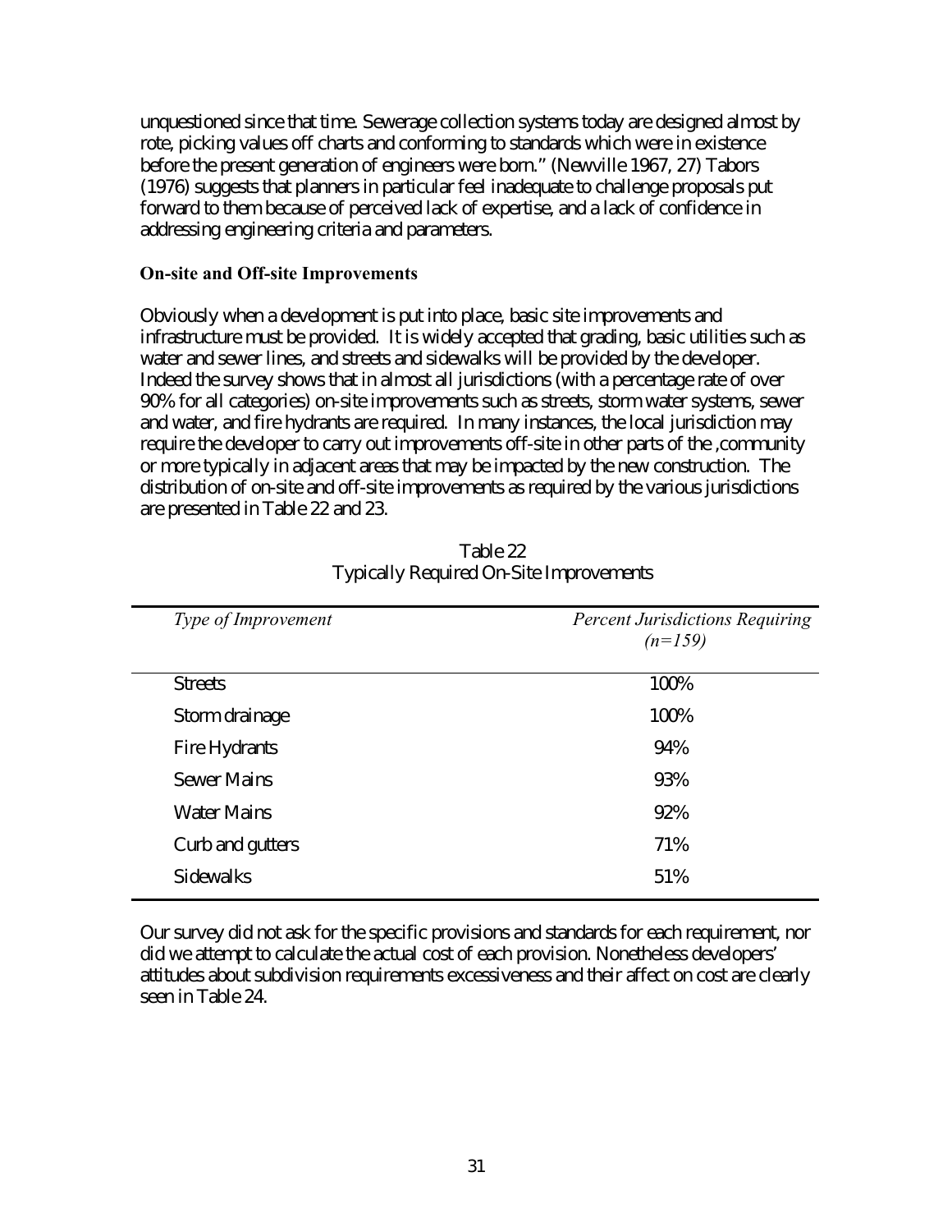unquestioned since that time. Sewerage collection systems today are designed almost by rote, picking values off charts and conforming to standards which were in existence before the present generation of engineers were born." (Newville 1967, 27) Tabors (1976) suggests that planners in particular feel inadequate to challenge proposals put forward to them because of perceived lack of expertise, and a lack of confidence in addressing engineering criteria and parameters.

### On-site and Off-site Improvements

Obviously when a development is put into place, basic site improvements and infrastructure must be provided. It is widely accepted that grading, basic utilities such as water and sewer lines, and streets and sidewalks will be provided by the developer. Indeed the survey shows that in almost all jurisdictions (with a percentage rate of over 90% for all categories) on-site improvements such as streets, storm water systems, sewer and water, and fire hydrants are required. In many instances, the local jurisdiction may require the developer to carry out improvements off-site in other parts of the ,community or more typically in adjacent areas that may be impacted by the new construction. The distribution of on-site and off-site improvements as required by the various jurisdictions are presented in Table 22 and 23.

Table 22
Typically Required On-Site Improvements

| *Type of Improvement* | *Percent Jurisdictions Requiring (n=159)* |
|---|---|
| Streets | 100% |
| Storm drainage | 100% |
| Fire Hydrants | 94% |
| Sewer Mains | 93% |
| Water Mains | 92% |
| Curb and gutters | 71% |
| Sidewalks | 51% |

Our survey did not ask for the specific provisions and standards for each requirement, nor did we attempt to calculate the actual cost of each provision. Nonetheless developers' attitudes about subdivision requirements excessiveness and their affect on cost are clearly seen in Table 24.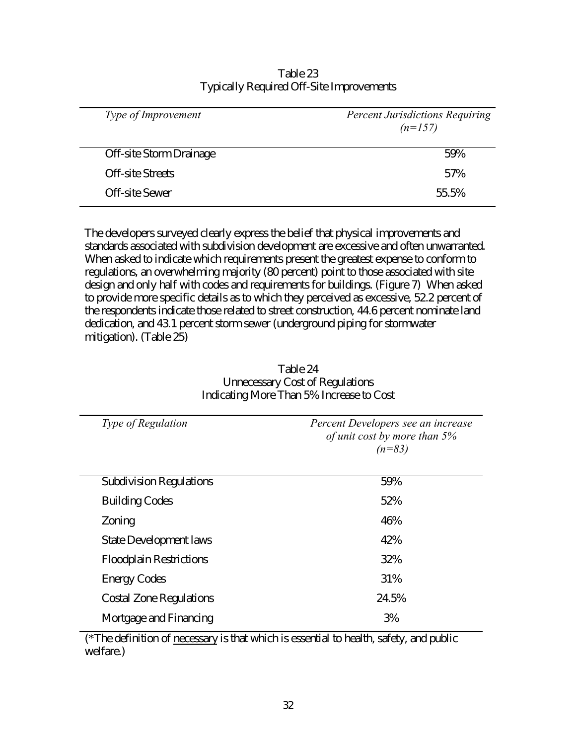Table 23
Typically Required Off-Site Improvements

| *Type of Improvement* | *Percent Jurisdictions Requiring (n=157)* |
|---|---|
| Off-site Storm Drainage | 59% |
| Off-site Streets | 57% |
| Off-site Sewer | 55.5% |

The developers surveyed clearly express the belief that physical improvements and standards associated with subdivision development are excessive and often unwarranted. When asked to indicate which requirements present the greatest expense to conform to regulations, an overwhelming majority (80 percent) point to those associated with site design and only half with codes and requirements for buildings. (Figure 7) When asked to provide more specific details as to which they perceived as excessive, 52.2 percent of the respondents indicate those related to street construction, 44.6 percent nominate land dedication, and 43.1 percent storm sewer (underground piping for stormwater mitigation). (Table 25)

Table 24
Unnecessary Cost of Regulations
Indicating More Than 5% Increase to Cost

| *Type of Regulation* | *Percent Developers see an increase of unit cost by more than 5% (n=83)* |
|---|---|
| Subdivision Regulations | 59% |
| Building Codes | 52% |
| Zoning | 46% |
| State Development laws | 42% |
| Floodplain Restrictions | 32% |
| Energy Codes | 31% |
| Costal Zone Regulations | 24.5% |
| Mortgage and Financing | 3% |

(*The definition of <u>necessary</u> is that which is essential to health, safety, and public welfare.)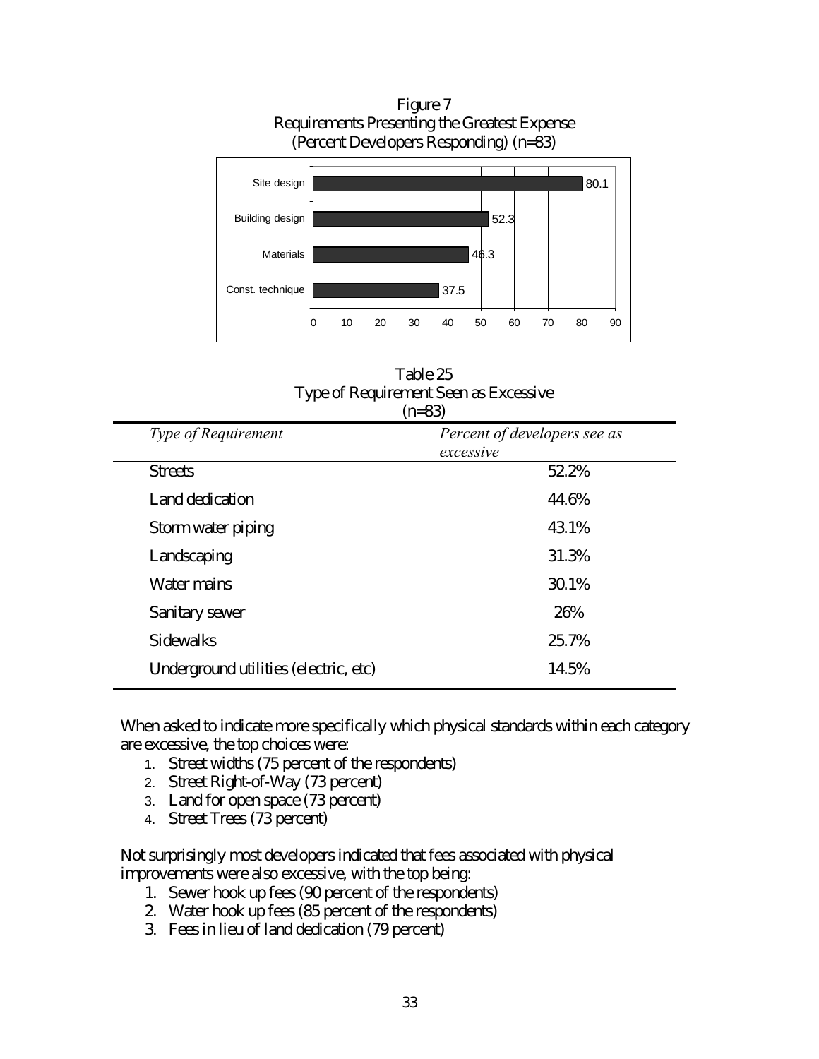Figure 7
Requirements Presenting the Greatest Expense
(Percent Developers Responding) (n=83)

| Requirement | Percent |
|---|---|
| Site design | 80.1 |
| Building design | 52.3 |
| Materials | 46.3 |
| Const. technique | 37.5 |

Table 25
Type of Requirement Seen as Excessive
(n=83)

| *Type of Requirement* | *Percent of developers see as excessive* |
|---|---|
| Streets | 52.2% |
| Land dedication | 44.6% |
| Storm water piping | 43.1% |
| Landscaping | 31.3% |
| Water mains | 30.1% |
| Sanitary sewer | 26% |
| Sidewalks | 25.7% |
| Underground utilities (electric, etc) | 14.5% |

When asked to indicate more specifically which physical standards within each category are excessive, the top choices were:

1. Street widths (75 percent of the respondents)
2. Street Right-of-Way (73 percent)
3. Land for open space (73 percent)
4. Street Trees (73 percent)

Not surprisingly most developers indicated that fees associated with physical improvements were also excessive, with the top being:

1. Sewer hook up fees (90 percent of the respondents)
2. Water hook up fees (85 percent of the respondents)
3. Fees in lieu of land dedication (79 percent)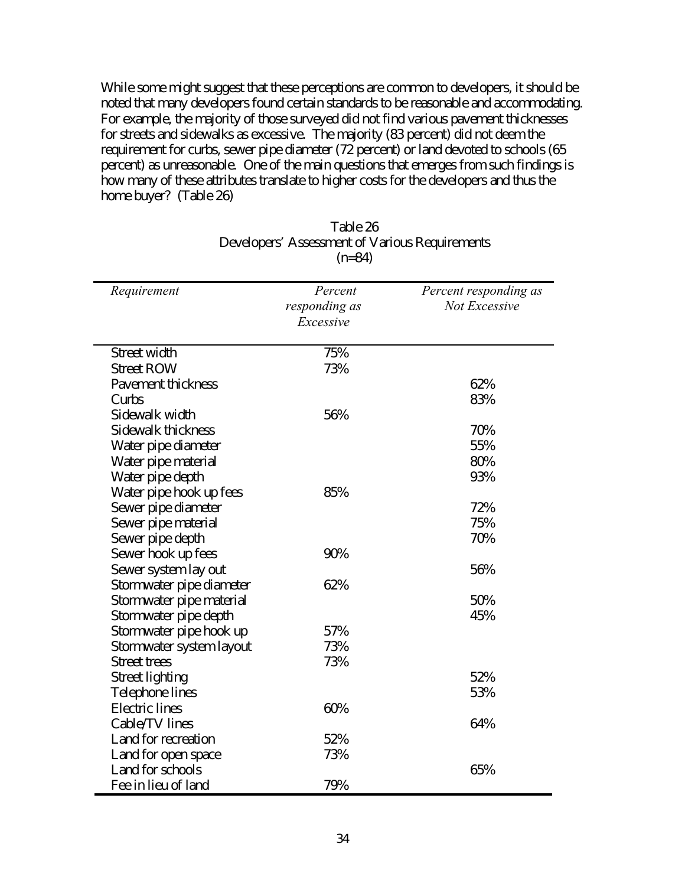While some might suggest that these perceptions are common to developers, it should be noted that many developers found certain standards to be reasonable and accommodating. For example, the majority of those surveyed did not find various pavement thicknesses for streets and sidewalks as excessive. The majority (83 percent) did not deem the requirement for curbs, sewer pipe diameter (72 percent) or land devoted to schools (65 percent) as unreasonable. One of the main questions that emerges from such findings is how many of these attributes translate to higher costs for the developers and thus the home buyer? (Table 26)

Table 26
Developers' Assessment of Various Requirements
(n=84)

| *Requirement* | *Percent responding as Excessive* | *Percent responding as Not Excessive* |
|---|---|---|
| Street width | 75% | |
| Street ROW | 73% | |
| Pavement thickness | | 62% |
| Curbs | | 83% |
| Sidewalk width | 56% | |
| Sidewalk thickness | | 70% |
| Water pipe diameter | | 55% |
| Water pipe material | | 80% |
| Water pipe depth | | 93% |
| Water pipe hook up fees | 85% | |
| Sewer pipe diameter | | 72% |
| Sewer pipe material | | 75% |
| Sewer pipe depth | | 70% |
| Sewer hook up fees | 90% | |
| Sewer system lay out | | 56% |
| Stormwater pipe diameter | 62% | |
| Stormwater pipe material | | 50% |
| Stormwater pipe depth | | 45% |
| Stormwater pipe hook up | 57% | |
| Stormwater system layout | 73% | |
| Street trees | 73% | |
| Street lighting | | 52% |
| Telephone lines | | 53% |
| Electric lines | 60% | |
| Cable/TV lines | | 64% |
| Land for recreation | 52% | |
| Land for open space | 73% | |
| Land for schools | | 65% |
| Fee in lieu of land | 79% | |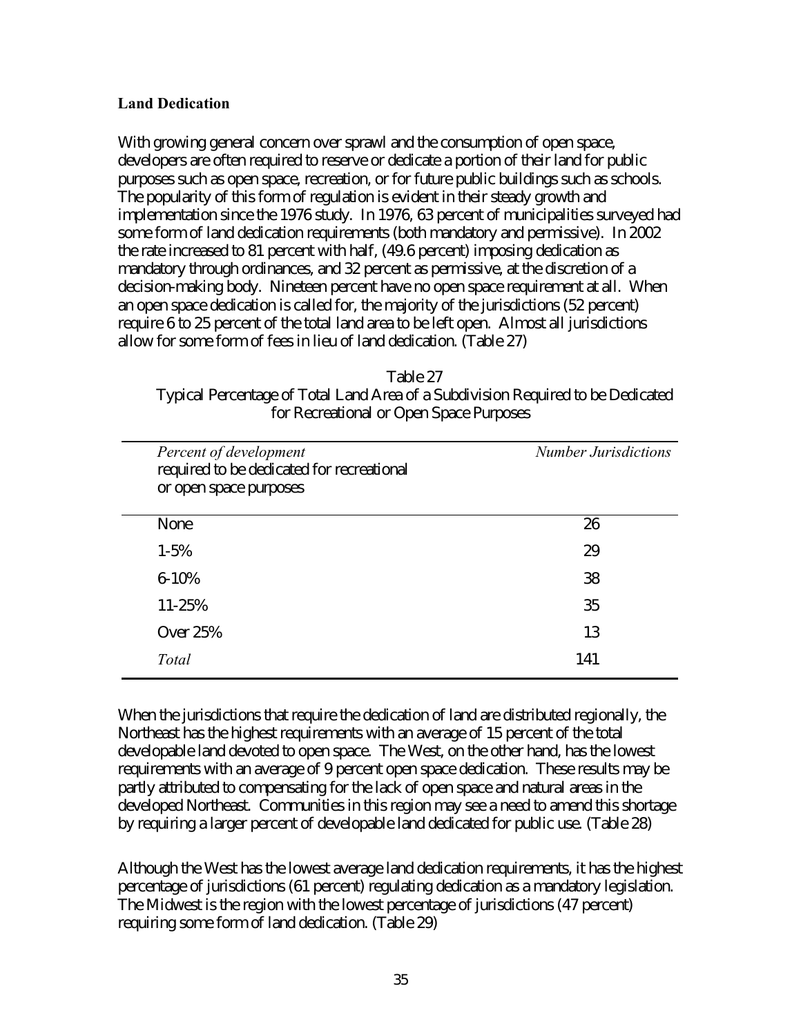### Land Dedication

With growing general concern over sprawl and the consumption of open space, developers are often required to reserve or dedicate a portion of their land for public purposes such as open space, recreation, or for future public buildings such as schools. The popularity of this form of regulation is evident in their steady growth and implementation since the 1976 study. In 1976, 63 percent of municipalities surveyed had some form of land dedication requirements (both mandatory and permissive). In 2002 the rate increased to 81 percent with half, (49.6 percent) imposing dedication as mandatory through ordinances, and 32 percent as permissive, at the discretion of a decision-making body. Nineteen percent have no open space requirement at all. When an open space dedication is called for, the majority of the jurisdictions (52 percent) require 6 to 25 percent of the total land area to be left open. Almost all jurisdictions allow for some form of fees in lieu of land dedication. (Table 27)

Table 27
Typical Percentage of Total Land Area of a Subdivision Required to be Dedicated for Recreational or Open Space Purposes

| *Percent of development* required to be dedicated for recreational or open space purposes | *Number Jurisdictions* |
|---|---|
| None | 26 |
| 1-5% | 29 |
| 6-10% | 38 |
| 11-25% | 35 |
| Over 25% | 13 |
| *Total* | 141 |

When the jurisdictions that require the dedication of land are distributed regionally, the Northeast has the highest requirements with an average of 15 percent of the total developable land devoted to open space. The West, on the other hand, has the lowest requirements with an average of 9 percent open space dedication. These results may be partly attributed to compensating for the lack of open space and natural areas in the developed Northeast. Communities in this region may see a need to amend this shortage by requiring a larger percent of developable land dedicated for public use. (Table 28)

Although the West has the lowest average land dedication requirements, it has the highest percentage of jurisdictions (61 percent) regulating dedication as a mandatory legislation. The Midwest is the region with the lowest percentage of jurisdictions (47 percent) requiring some form of land dedication. (Table 29)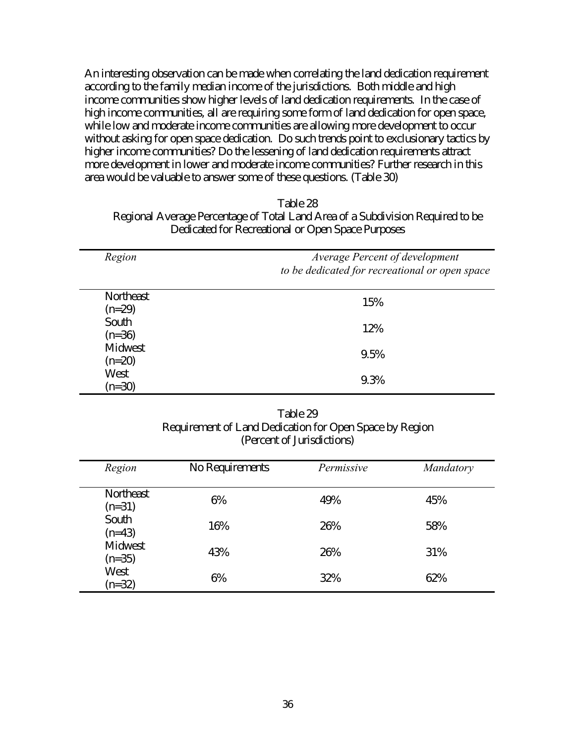An interesting observation can be made when correlating the land dedication requirement according to the family median income of the jurisdictions. Both middle and high income communities show higher levels of land dedication requirements. In the case of high income communities, all are requiring some form of land dedication for open space, while low and moderate income communities are allowing more development to occur without asking for open space dedication. Do such trends point to exclusionary tactics by higher income communities? Do the lessening of land dedication requirements attract more development in lower and moderate income communities? Further research in this area would be valuable to answer some of these questions. (Table 30)

Table 28
Regional Average Percentage of Total Land Area of a Subdivision Required to be Dedicated for Recreational or Open Space Purposes

| *Region* | *Average Percent of development to be dedicated for recreational or open space* |
|---|---|
| Northeast (n=29) | 15% |
| South (n=36) | 12% |
| Midwest (n=20) | 9.5% |
| West (n=30) | 9.3% |

Table 29
Requirement of Land Dedication for Open Space by Region
(Percent of Jurisdictions)

| *Region* | No Requirements | *Permissive* | *Mandatory* |
|---|---|---|---|
| Northeast (n=31) | 6% | 49% | 45% |
| South (n=43) | 16% | 26% | 58% |
| Midwest (n=35) | 43% | 26% | 31% |
| West (n=32) | 6% | 32% | 62% |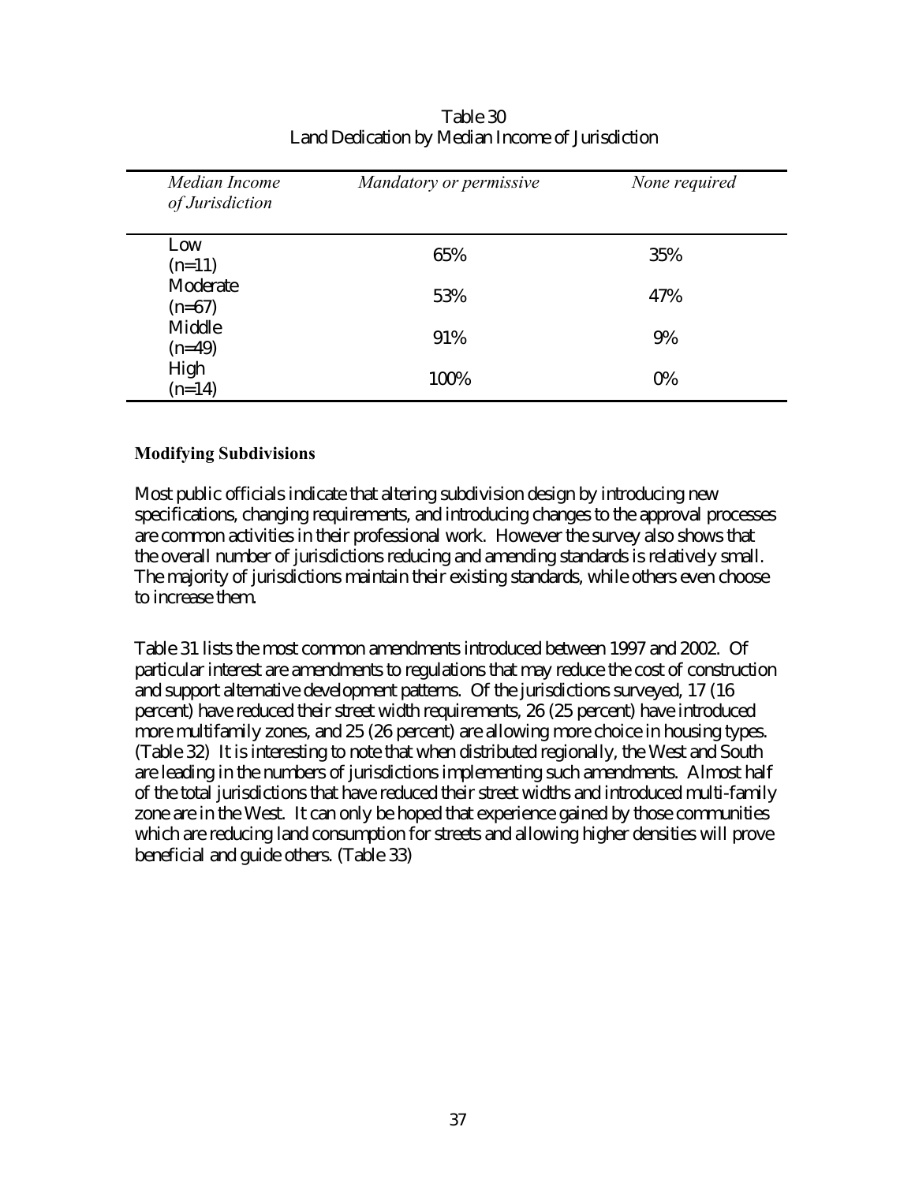Table 30
Land Dedication by Median Income of Jurisdiction

| *Median Income of Jurisdiction* | *Mandatory or permissive* | *None required* |
|---|---|---|
| Low (n=11) | 65% | 35% |
| Moderate (n=67) | 53% | 47% |
| Middle (n=49) | 91% | 9% |
| High (n=14) | 100% | 0% |

### Modifying Subdivisions

Most public officials indicate that altering subdivision design by introducing new specifications, changing requirements, and introducing changes to the approval processes are common activities in their professional work. However the survey also shows that the overall number of jurisdictions reducing and amending standards is relatively small. The majority of jurisdictions maintain their existing standards, while others even choose to increase them.

Table 31 lists the most common amendments introduced between 1997 and 2002. Of particular interest are amendments to regulations that may reduce the cost of construction and support alternative development patterns. Of the jurisdictions surveyed, 17 (16 percent) have reduced their street width requirements, 26 (25 percent) have introduced more multifamily zones, and 25 (26 percent) are allowing more choice in housing types. (Table 32) It is interesting to note that when distributed regionally, the West and South are leading in the numbers of jurisdictions implementing such amendments. Almost half of the total jurisdictions that have reduced their street widths and introduced multi-family zone are in the West. It can only be hoped that experience gained by those communities which are reducing land consumption for streets and allowing higher densities will prove beneficial and guide others. (Table 33)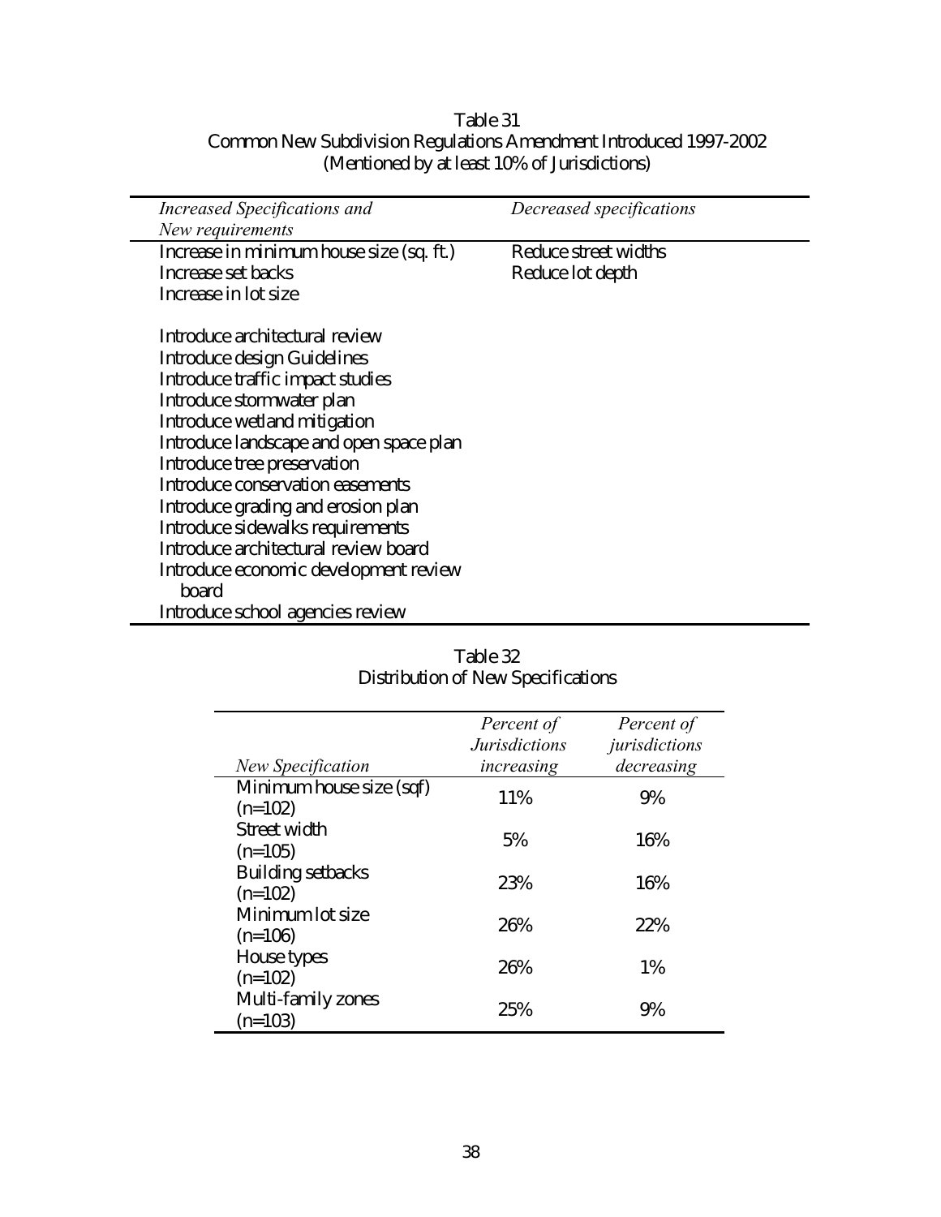Table 31
Common New Subdivision Regulations Amendment Introduced 1997-2002
(Mentioned by at least 10% of Jurisdictions)

| *Increased Specifications and New requirements* | *Decreased specifications* |
|---|---|
| Increase in minimum house size (sq. ft.) | Reduce street widths |
| Increase set backs | Reduce lot depth |
| Increase in lot size | |
| | |
| Introduce architectural review | |
| Introduce design Guidelines | |
| Introduce traffic impact studies | |
| Introduce stormwater plan | |
| Introduce wetland mitigation | |
| Introduce landscape and open space plan | |
| Introduce tree preservation | |
| Introduce conservation easements | |
| Introduce grading and erosion plan | |
| Introduce sidewalks requirements | |
| Introduce architectural review board | |
| Introduce economic development review board | |
| Introduce school agencies review | |

Table 32
Distribution of New Specifications

| *New Specification* | *Percent of Jurisdictions increasing* | *Percent of jurisdictions decreasing* |
|---|---|---|
| Minimum house size (sqf) (n=102) | 11% | 9% |
| Street width (n=105) | 5% | 16% |
| Building setbacks (n=102) | 23% | 16% |
| Minimum lot size (n=106) | 26% | 22% |
| House types (n=102) | 26% | 1% |
| Multi-family zones (n=103) | 25% | 9% |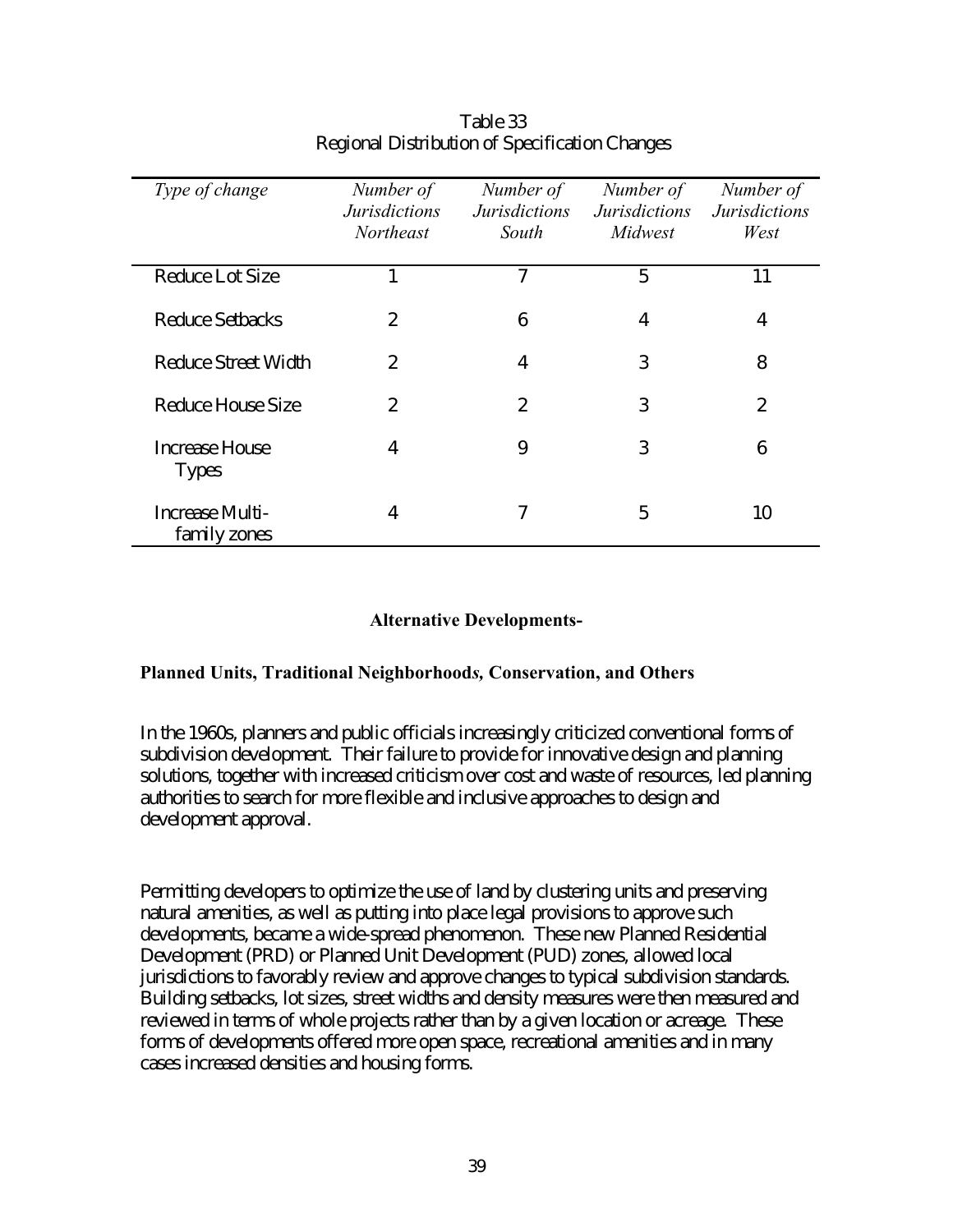Table 33
Regional Distribution of Specification Changes

| *Type of change* | *Number of Jurisdictions Northeast* | *Number of Jurisdictions South* | *Number of Jurisdictions Midwest* | *Number of Jurisdictions West* |
|---|---|---|---|---|
| Reduce Lot Size | 1 | 7 | 5 | 11 |
| Reduce Setbacks | 2 | 6 | 4 | 4 |
| Reduce Street Width | 2 | 4 | 3 | 8 |
| Reduce House Size | 2 | 2 | 3 | 2 |
| Increase House Types | 4 | 9 | 3 | 6 |
| Increase Multi-family zones | 4 | 7 | 5 | 10 |

**Alternative Developments-**

**Planned Units, Traditional Neighborhood*s*, Conservation, and Others**

In the 1960s, planners and public officials increasingly criticized conventional forms of subdivision development. Their failure to provide for innovative design and planning solutions, together with increased criticism over cost and waste of resources, led planning authorities to search for more flexible and inclusive approaches to design and development approval.

Permitting developers to optimize the use of land by clustering units and preserving natural amenities, as well as putting into place legal provisions to approve such developments, became a wide-spread phenomenon. These new Planned Residential Development (PRD) or Planned Unit Development (PUD) zones, allowed local jurisdictions to favorably review and approve changes to typical subdivision standards. Building setbacks, lot sizes, street widths and density measures were then measured and reviewed in terms of whole projects rather than by a given location or acreage. These forms of developments offered more open space, recreational amenities and in many cases increased densities and housing forms.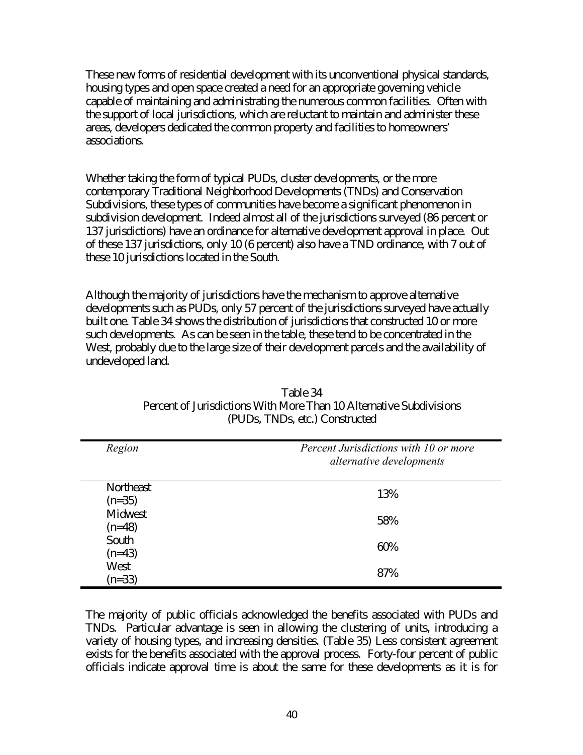These new forms of residential development with its unconventional physical standards, housing types and open space created a need for an appropriate governing vehicle capable of maintaining and administrating the numerous common facilities. Often with the support of local jurisdictions, which are reluctant to maintain and administer these areas, developers dedicated the common property and facilities to homeowners' associations.

Whether taking the form of typical PUDs, cluster developments, or the more contemporary Traditional Neighborhood Developments (TNDs) and Conservation Subdivisions, these types of communities have become a significant phenomenon in subdivision development. Indeed almost all of the jurisdictions surveyed (86 percent or 137 jurisdictions) have an ordinance for alternative development approval in place. Out of these 137 jurisdictions, only 10 (6 percent) also have a TND ordinance, with 7 out of these 10 jurisdictions located in the South.

Although the majority of jurisdictions have the mechanism to approve alternative developments such as PUDs, only 57 percent of the jurisdictions surveyed have actually built one. Table 34 shows the distribution of jurisdictions that constructed 10 or more such developments. As can be seen in the table, these tend to be concentrated in the West, probably due to the large size of their development parcels and the availability of undeveloped land.

Table 34
Percent of Jurisdictions With More Than 10 Alternative Subdivisions (PUDs, TNDs, etc.) Constructed

| *Region* | *Percent Jurisdictions with 10 or more alternative developments* |
|---|---|
| Northeast (n=35) | 13% |
| Midwest (n=48) | 58% |
| South (n=43) | 60% |
| West (n=33) | 87% |

The majority of public officials acknowledged the benefits associated with PUDs and TNDs. Particular advantage is seen in allowing the clustering of units, introducing a variety of housing types, and increasing densities. (Table 35) Less consistent agreement exists for the benefits associated with the approval process. Forty-four percent of public officials indicate approval time is about the same for these developments as it is for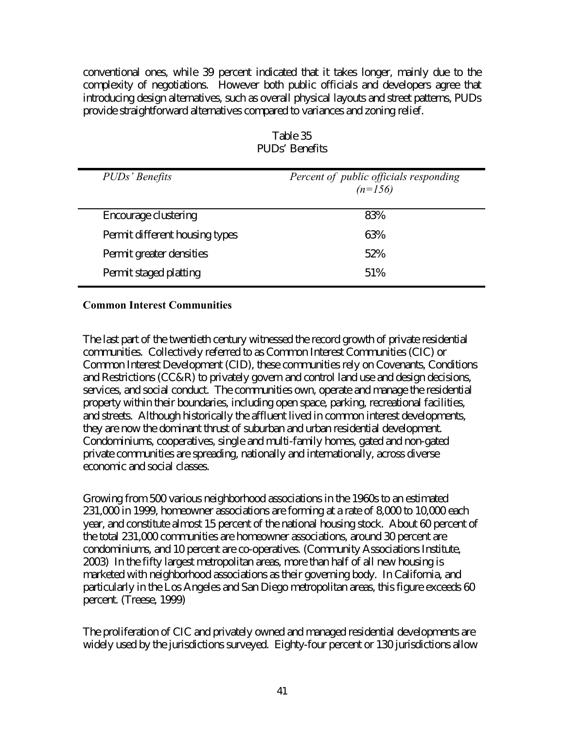conventional ones, while 39 percent indicated that it takes longer, mainly due to the complexity of negotiations. However both public officials and developers agree that introducing design alternatives, such as overall physical layouts and street patterns, PUDs provide straightforward alternatives compared to variances and zoning relief.

Table 35
PUDs' Benefits

| *PUDs' Benefits* | *Percent of public officials responding (n=156)* |
|---|---|
| Encourage clustering | 83% |
| Permit different housing types | 63% |
| Permit greater densities | 52% |
| Permit staged platting | 51% |

**Common Interest Communities**

The last part of the twentieth century witnessed the record growth of private residential communities. Collectively referred to as Common Interest Communities (CIC) or Common Interest Development (CID), these communities rely on Covenants, Conditions and Restrictions (CC&R) to privately govern and control land use and design decisions, services, and social conduct. The communities own, operate and manage the residential property within their boundaries, including open space, parking, recreational facilities, and streets. Although historically the affluent lived in common interest developments, they are now the dominant thrust of suburban and urban residential development. Condominiums, cooperatives, single and multi-family homes, gated and non-gated private communities are spreading, nationally and internationally, across diverse economic and social classes.

Growing from 500 various neighborhood associations in the 1960s to an estimated 231,000 in 1999, homeowner associations are forming at a rate of 8,000 to 10,000 each year, and constitute almost 15 percent of the national housing stock. About 60 percent of the total 231,000 communities are homeowner associations, around 30 percent are condominiums, and 10 percent are co-operatives. (Community Associations Institute, 2003) In the fifty largest metropolitan areas, more than half of all new housing is marketed with neighborhood associations as their governing body. In California, and particularly in the Los Angeles and San Diego metropolitan areas, this figure exceeds 60 percent. (Treese, 1999)

The proliferation of CIC and privately owned and managed residential developments are widely used by the jurisdictions surveyed. Eighty-four percent or 130 jurisdictions allow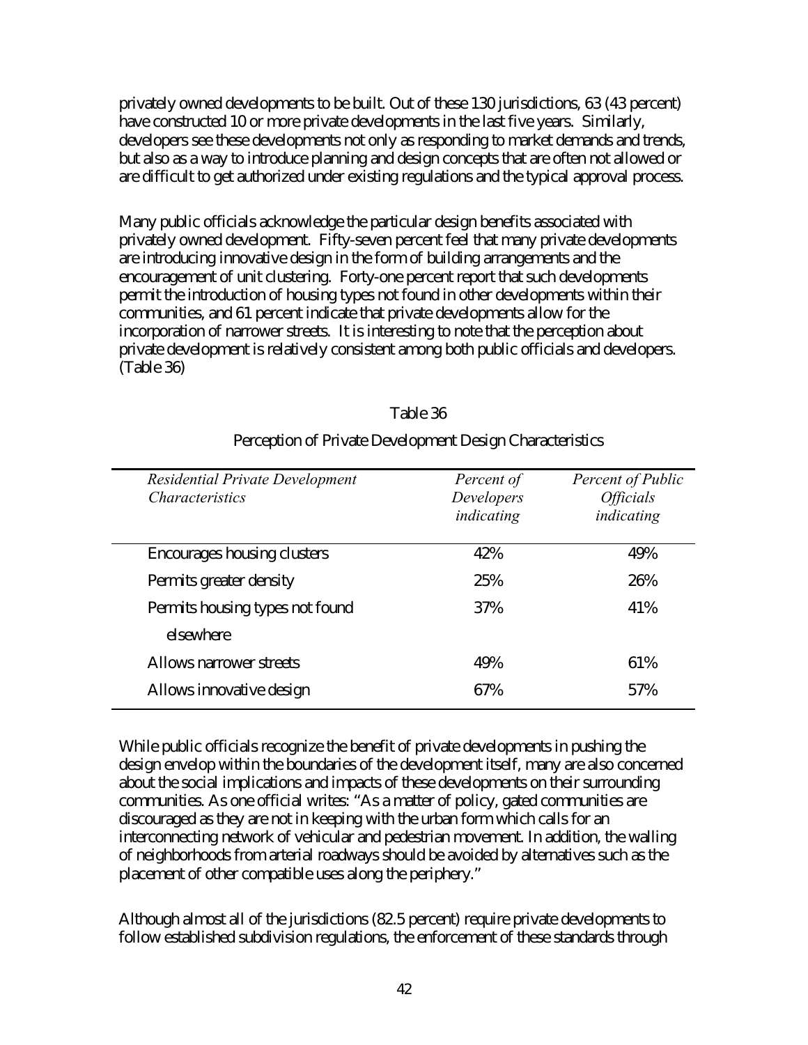privately owned developments to be built. Out of these 130 jurisdictions, 63 (43 percent) have constructed 10 or more private developments in the last five years. Similarly, developers see these developments not only as responding to market demands and trends, but also as a way to introduce planning and design concepts that are often not allowed or are difficult to get authorized under existing regulations and the typical approval process.

Many public officials acknowledge the particular design benefits associated with privately owned development. Fifty-seven percent feel that many private developments are introducing innovative design in the form of building arrangements and the encouragement of unit clustering. Forty-one percent report that such developments permit the introduction of housing types not found in other developments within their communities, and 61 percent indicate that private developments allow for the incorporation of narrower streets. It is interesting to note that the perception about private development is relatively consistent among both public officials and developers. (Table 36)

Table 36

Perception of Private Development Design Characteristics

| *Residential Private Development Characteristics* | *Percent of Developers indicating* | *Percent of Public Officials indicating* |
|---|---|---|
| Encourages housing clusters | 42% | 49% |
| Permits greater density | 25% | 26% |
| Permits housing types not found elsewhere | 37% | 41% |
| Allows narrower streets | 49% | 61% |
| Allows innovative design | 67% | 57% |

While public officials recognize the benefit of private developments in pushing the design envelop within the boundaries of the development itself, many are also concerned about the social implications and impacts of these developments on their surrounding communities. As one official writes: "As a matter of policy, gated communities are discouraged as they are not in keeping with the urban form which calls for an interconnecting network of vehicular and pedestrian movement. In addition, the walling of neighborhoods from arterial roadways should be avoided by alternatives such as the placement of other compatible uses along the periphery."

Although almost all of the jurisdictions (82.5 percent) require private developments to follow established subdivision regulations, the enforcement of these standards through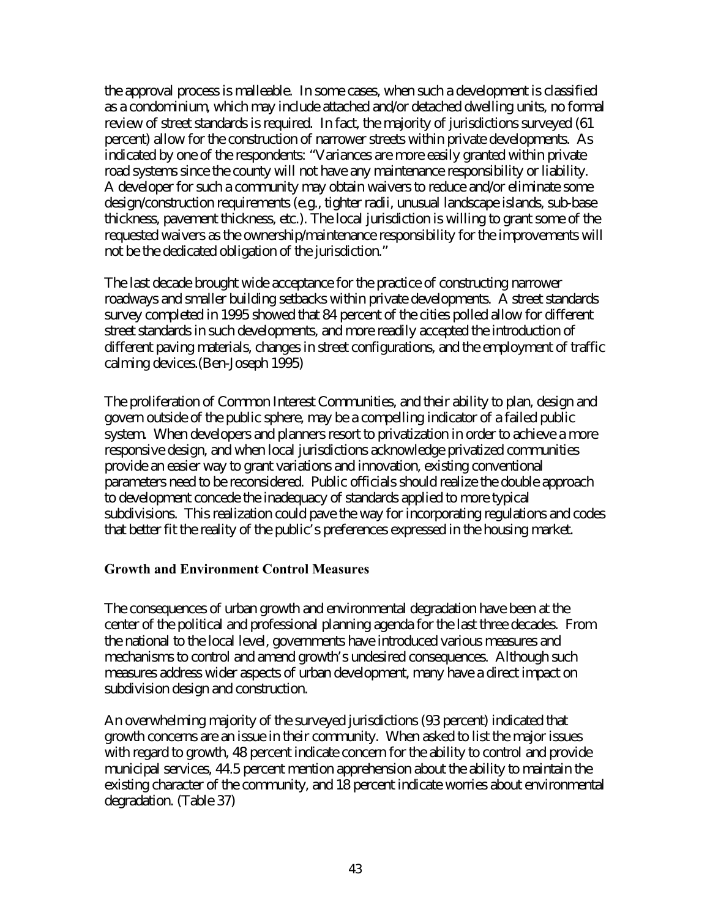the approval process is malleable. In some cases, when such a development is classified as a condominium, which may include attached and/or detached dwelling units, no formal review of street standards is required. In fact, the majority of jurisdictions surveyed (61 percent) allow for the construction of narrower streets within private developments. As indicated by one of the respondents: "Variances are more easily granted within private road systems since the county will not have any maintenance responsibility or liability. A developer for such a community may obtain waivers to reduce and/or eliminate some design/construction requirements (e.g., tighter radii, unusual landscape islands, sub-base thickness, pavement thickness, etc.). The local jurisdiction is willing to grant some of the requested waivers as the ownership/maintenance responsibility for the improvements will not be the dedicated obligation of the jurisdiction."

The last decade brought wide acceptance for the practice of constructing narrower roadways and smaller building setbacks within private developments. A street standards survey completed in 1995 showed that 84 percent of the cities polled allow for different street standards in such developments, and more readily accepted the introduction of different paving materials, changes in street configurations, and the employment of traffic calming devices.(Ben-Joseph 1995)

The proliferation of Common Interest Communities, and their ability to plan, design and govern outside of the public sphere, may be a compelling indicator of a failed public system. When developers and planners resort to privatization in order to achieve a more responsive design, and when local jurisdictions acknowledge privatized communities provide an easier way to grant variations and innovation, existing conventional parameters need to be reconsidered. Public officials should realize the double approach to development concede the inadequacy of standards applied to more typical subdivisions. This realization could pave the way for incorporating regulations and codes that better fit the reality of the public's preferences expressed in the housing market.

### Growth and Environment Control Measures

The consequences of urban growth and environmental degradation have been at the center of the political and professional planning agenda for the last three decades. From the national to the local level, governments have introduced various measures and mechanisms to control and amend growth's undesired consequences. Although such measures address wider aspects of urban development, many have a direct impact on subdivision design and construction.

An overwhelming majority of the surveyed jurisdictions (93 percent) indicated that growth concerns are an issue in their community. When asked to list the major issues with regard to growth, 48 percent indicate concern for the ability to control and provide municipal services, 44.5 percent mention apprehension about the ability to maintain the existing character of the community, and 18 percent indicate worries about environmental degradation. (Table 37)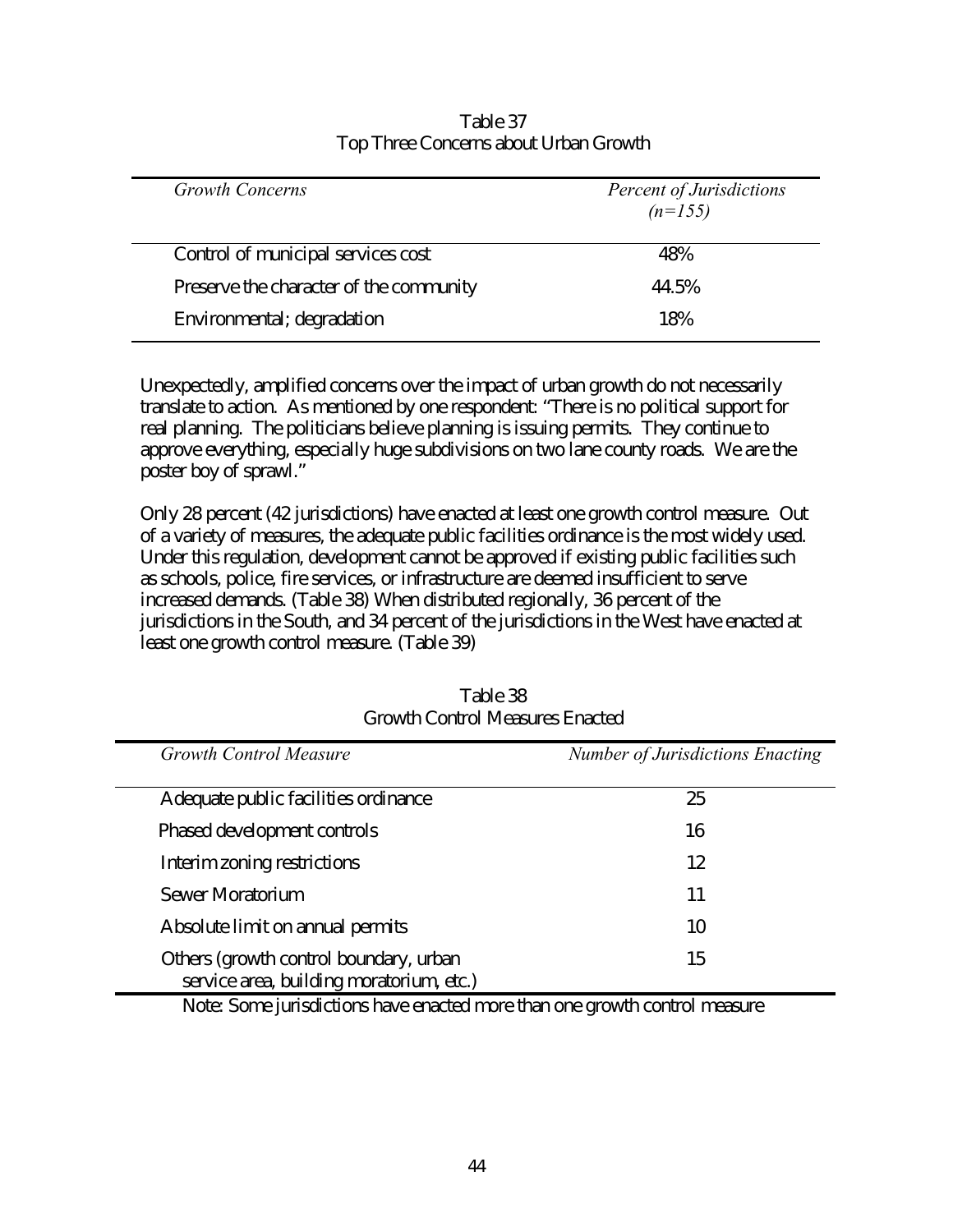Table 37
Top Three Concerns about Urban Growth

| *Growth Concerns* | *Percent of Jurisdictions (n=155)* |
|---|---|
| Control of municipal services cost | 48% |
| Preserve the character of the community | 44.5% |
| Environmental; degradation | 18% |

Unexpectedly, amplified concerns over the impact of urban growth do not necessarily translate to action. As mentioned by one respondent: "There is no political support for real planning. The politicians believe planning is issuing permits. They continue to approve everything, especially huge subdivisions on two lane county roads. We are the poster boy of sprawl."

Only 28 percent (42 jurisdictions) have enacted at least one growth control measure. Out of a variety of measures, the adequate public facilities ordinance is the most widely used. Under this regulation, development cannot be approved if existing public facilities such as schools, police, fire services, or infrastructure are deemed insufficient to serve increased demands. (Table 38) When distributed regionally, 36 percent of the jurisdictions in the South, and 34 percent of the jurisdictions in the West have enacted at least one growth control measure. (Table 39)

Table 38
Growth Control Measures Enacted

| *Growth Control Measure* | *Number of Jurisdictions Enacting* |
|---|---|
| Adequate public facilities ordinance | 25 |
| Phased development controls | 16 |
| Interim zoning restrictions | 12 |
| Sewer Moratorium | 11 |
| Absolute limit on annual permits | 10 |
| Others (growth control boundary, urban service area, building moratorium, etc.) | 15 |

Note: Some jurisdictions have enacted more than one growth control measure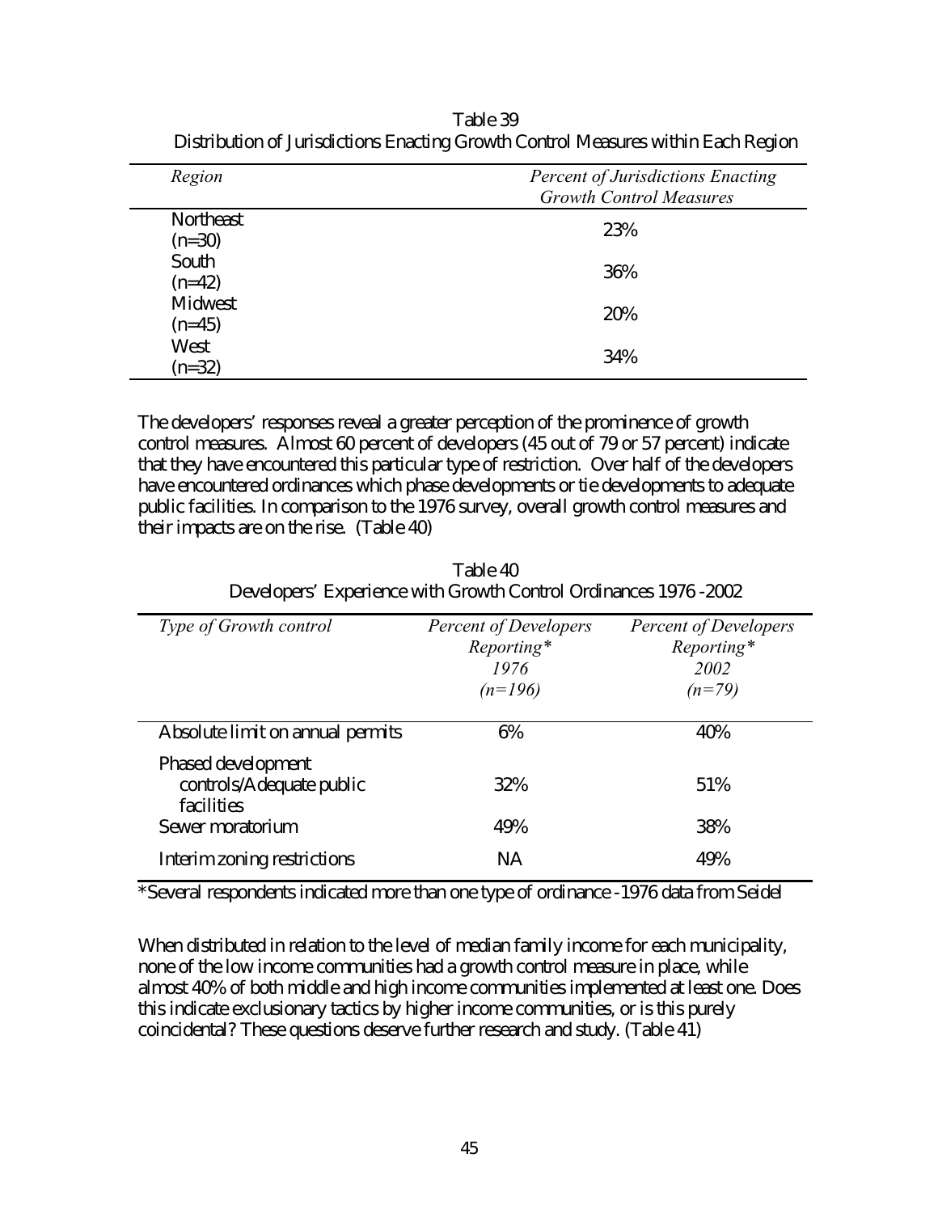Table 39
Distribution of Jurisdictions Enacting Growth Control Measures within Each Region

| *Region* | *Percent of Jurisdictions Enacting Growth Control Measures* |
|---|---|
| Northeast (n=30) | 23% |
| South (n=42) | 36% |
| Midwest (n=45) | 20% |
| West (n=32) | 34% |

The developers' responses reveal a greater perception of the prominence of growth control measures. Almost 60 percent of developers (45 out of 79 or 57 percent) indicate that they have encountered this particular type of restriction. Over half of the developers have encountered ordinances which phase developments or tie developments to adequate public facilities. In comparison to the 1976 survey, overall growth control measures and their impacts are on the rise. (Table 40)

Table 40
Developers' Experience with Growth Control Ordinances 1976 -2002

| *Type of Growth control* | *Percent of Developers Reporting\* 1976 (n=196)* | *Percent of Developers Reporting\* 2002 (n=79)* |
|---|---|---|
| Absolute limit on annual permits | 6% | 40% |
| Phased development controls/Adequate public facilities | 32% | 51% |
| Sewer moratorium | 49% | 38% |
| Interim zoning restrictions | NA | 49% |

*Several respondents indicated more than one type of ordinance -1976 data from Seidel

When distributed in relation to the level of median family income for each municipality, none of the low income communities had a growth control measure in place, while almost 40% of both middle and high income communities implemented at least one. Does this indicate exclusionary tactics by higher income communities, or is this purely coincidental? These questions deserve further research and study. (Table 41)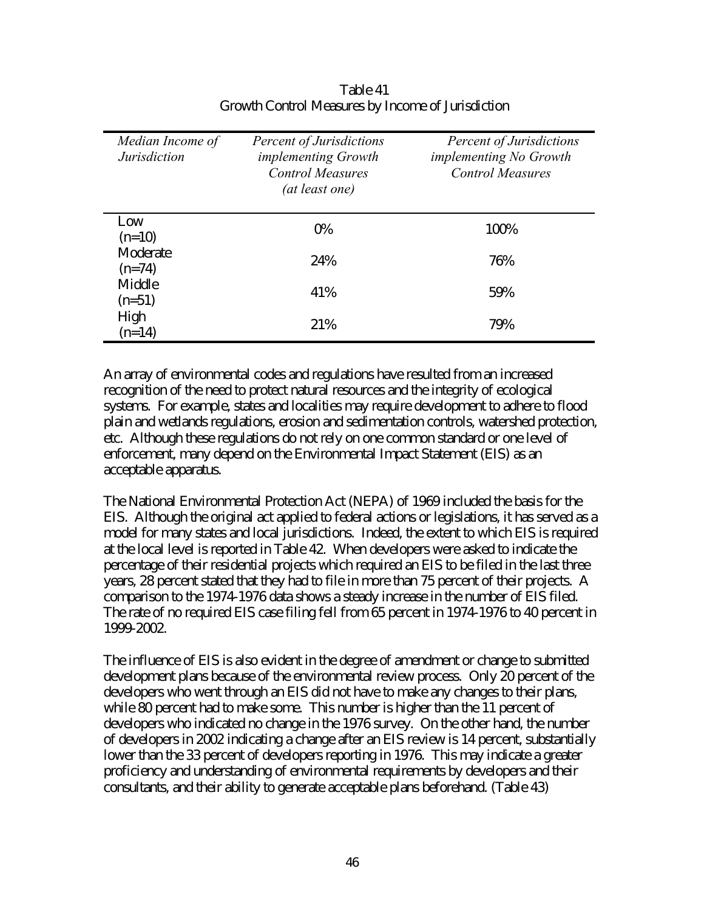Table 41
Growth Control Measures by Income of Jurisdiction

| *Median Income of Jurisdiction* | *Percent of Jurisdictions implementing Growth Control Measures (at least one)* | *Percent of Jurisdictions implementing No Growth Control Measures* |
|---|---|---|
| Low (n=10) | 0% | 100% |
| Moderate (n=74) | 24% | 76% |
| Middle (n=51) | 41% | 59% |
| High (n=14) | 21% | 79% |

An array of environmental codes and regulations have resulted from an increased recognition of the need to protect natural resources and the integrity of ecological systems. For example, states and localities may require development to adhere to flood plain and wetlands regulations, erosion and sedimentation controls, watershed protection, etc. Although these regulations do not rely on one common standard or one level of enforcement, many depend on the Environmental Impact Statement (EIS) as an acceptable apparatus.

The National Environmental Protection Act (NEPA) of 1969 included the basis for the EIS. Although the original act applied to federal actions or legislations, it has served as a model for many states and local jurisdictions. Indeed, the extent to which EIS is required at the local level is reported in Table 42. When developers were asked to indicate the percentage of their residential projects which required an EIS to be filed in the last three years, 28 percent stated that they had to file in more than 75 percent of their projects. A comparison to the 1974-1976 data shows a steady increase in the number of EIS filed. The rate of no required EIS case filing fell from 65 percent in 1974-1976 to 40 percent in 1999-2002.

The influence of EIS is also evident in the degree of amendment or change to submitted development plans because of the environmental review process. Only 20 percent of the developers who went through an EIS did not have to make any changes to their plans, while 80 percent had to make some. This number is higher than the 11 percent of developers who indicated no change in the 1976 survey. On the other hand, the number of developers in 2002 indicating a change after an EIS review is 14 percent, substantially lower than the 33 percent of developers reporting in 1976. This may indicate a greater proficiency and understanding of environmental requirements by developers and their consultants, and their ability to generate acceptable plans beforehand. (Table 43)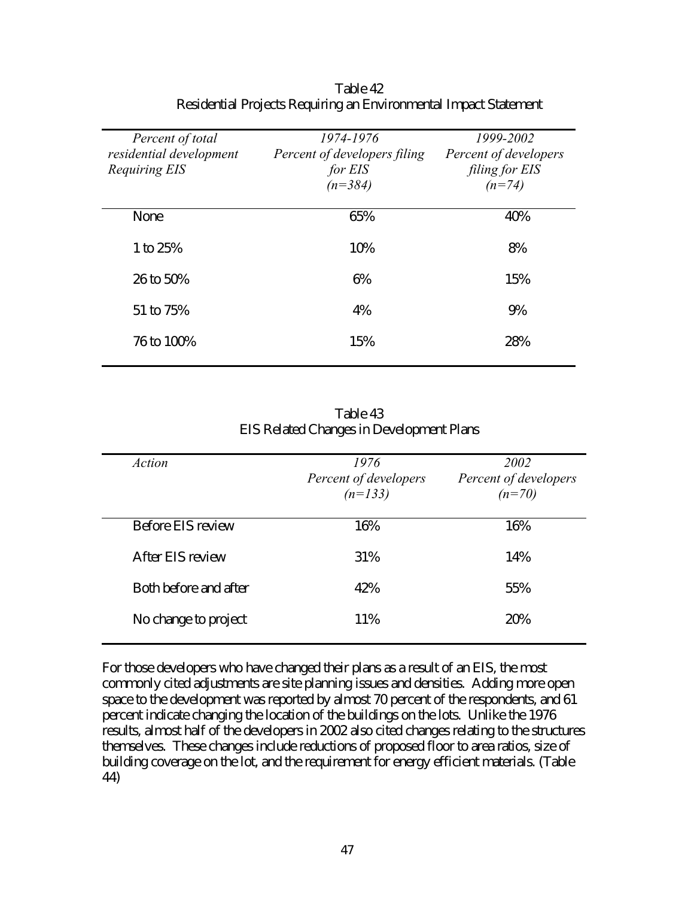Table 42
Residential Projects Requiring an Environmental Impact Statement

| *Percent of total residential development Requiring EIS* | *1974-1976 Percent of developers filing for EIS (n=384)* | *1999-2002 Percent of developers filing for EIS (n=74)* |
|---|---|---|
| None | 65% | 40% |
| 1 to 25% | 10% | 8% |
| 26 to 50% | 6% | 15% |
| 51 to 75% | 4% | 9% |
| 76 to 100% | 15% | 28% |

Table 43
EIS Related Changes in Development Plans

| *Action* | *1976 Percent of developers (n=133)* | *2002 Percent of developers (n=70)* |
|---|---|---|
| Before EIS review | 16% | 16% |
| After EIS review | 31% | 14% |
| Both before and after | 42% | 55% |
| No change to project | 11% | 20% |

For those developers who have changed their plans as a result of an EIS, the most commonly cited adjustments are site planning issues and densities. Adding more open space to the development was reported by almost 70 percent of the respondents, and 61 percent indicate changing the location of the buildings on the lots. Unlike the 1976 results, almost half of the developers in 2002 also cited changes relating to the structures themselves. These changes include reductions of proposed floor to area ratios, size of building coverage on the lot, and the requirement for energy efficient materials. (Table 44)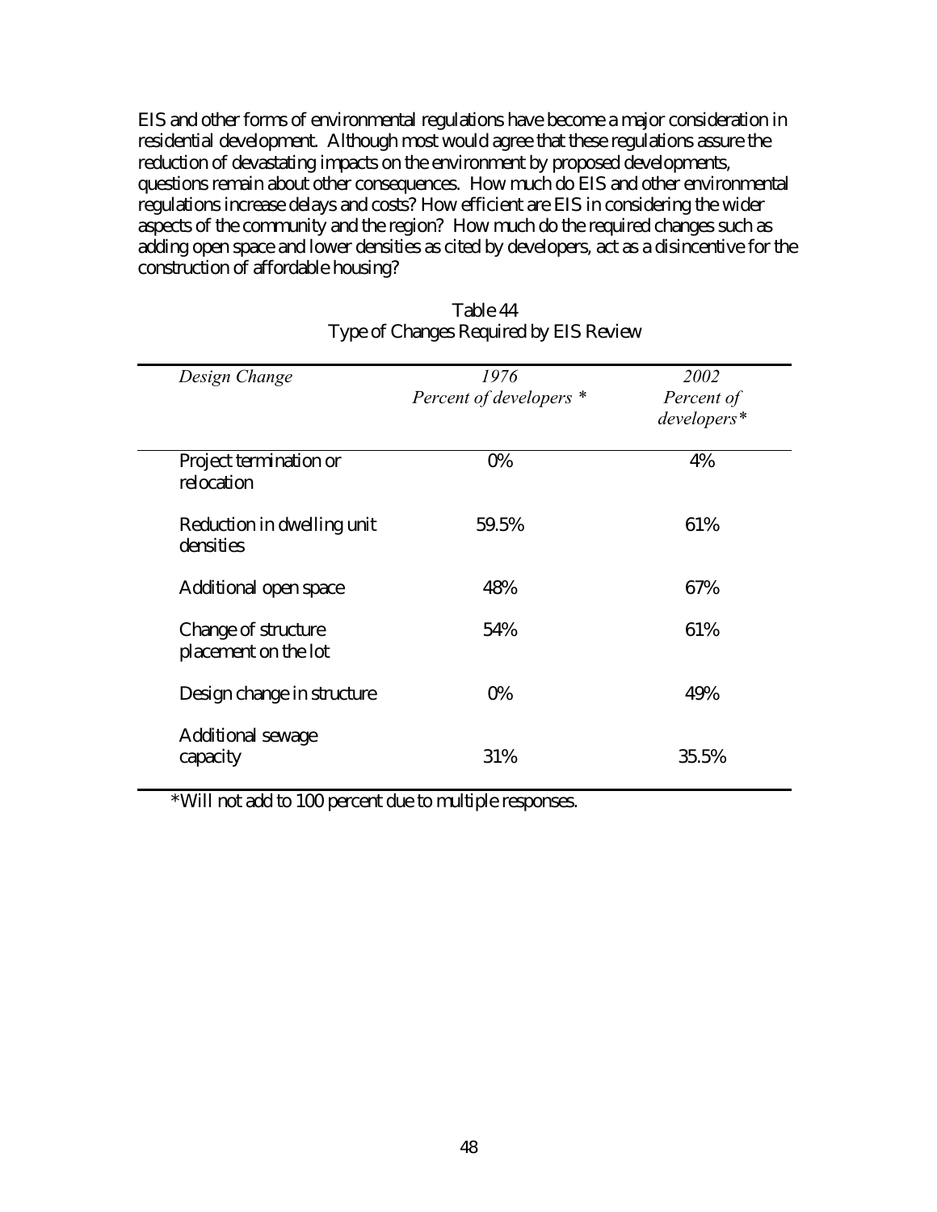EIS and other forms of environmental regulations have become a major consideration in residential development. Although most would agree that these regulations assure the reduction of devastating impacts on the environment by proposed developments, questions remain about other consequences. How much do EIS and other environmental regulations increase delays and costs? How efficient are EIS in considering the wider aspects of the community and the region? How much do the required changes such as adding open space and lower densities as cited by developers, act as a disincentive for the construction of affordable housing?

Table 44
Type of Changes Required by EIS Review

| *Design Change* | *1976 Percent of developers* * | *2002 Percent of developers** |
|---|---|---|
| Project termination or relocation | 0% | 4% |
| Reduction in dwelling unit densities | 59.5% | 61% |
| Additional open space | 48% | 67% |
| Change of structure placement on the lot | 54% | 61% |
| Design change in structure | 0% | 49% |
| Additional sewage capacity | 31% | 35.5% |

*Will not add to 100 percent due to multiple responses.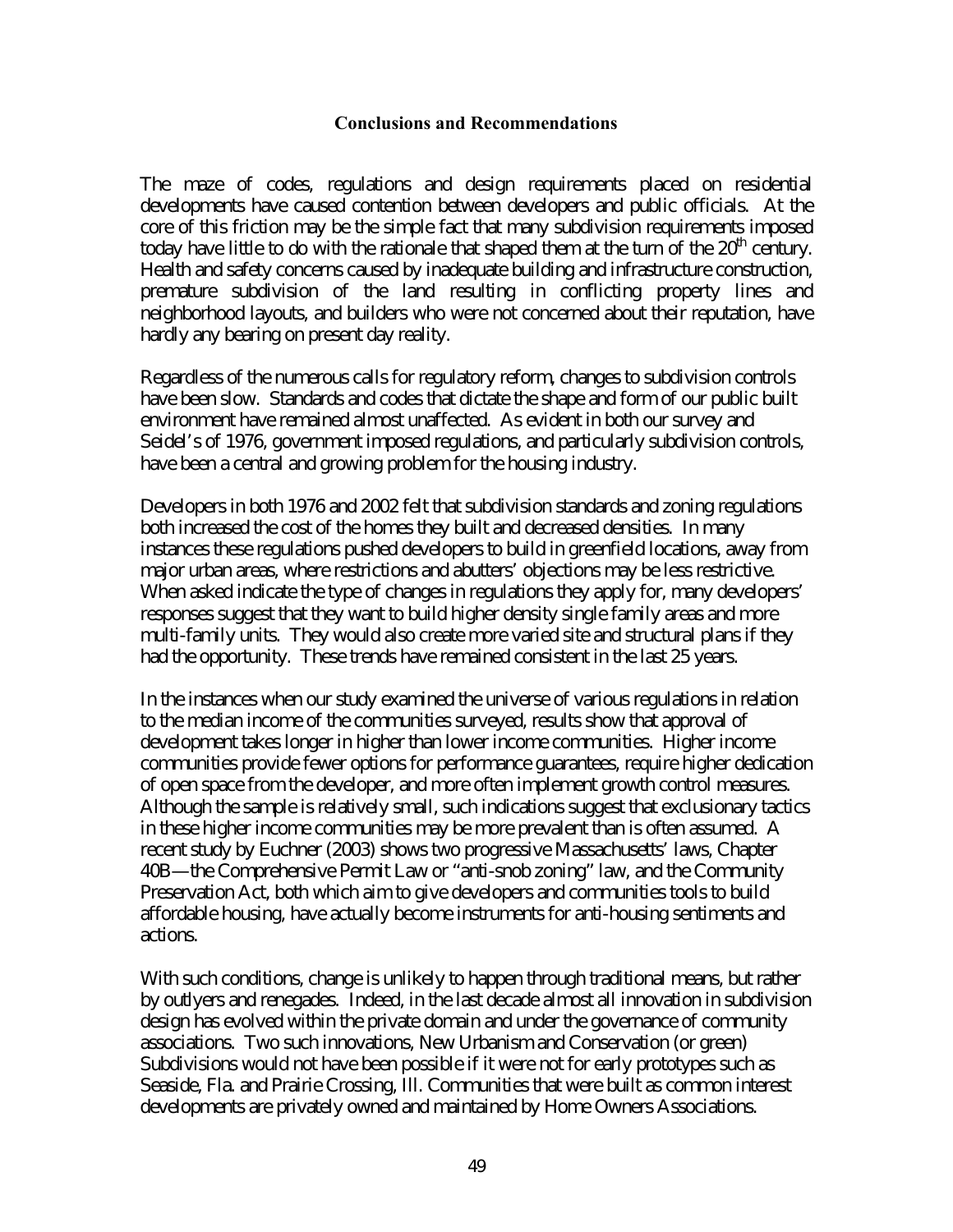## Conclusions and Recommendations

The maze of codes, regulations and design requirements placed on residential developments have caused contention between developers and public officials. At the core of this friction may be the simple fact that many subdivision requirements imposed today have little to do with the rationale that shaped them at the turn of the 20th century. Health and safety concerns caused by inadequate building and infrastructure construction, premature subdivision of the land resulting in conflicting property lines and neighborhood layouts, and builders who were not concerned about their reputation, have hardly any bearing on present day reality.

Regardless of the numerous calls for regulatory reform, changes to subdivision controls have been slow. Standards and codes that dictate the shape and form of our public built environment have remained almost unaffected. As evident in both our survey and Seidel's of 1976, government imposed regulations, and particularly subdivision controls, have been a central and growing problem for the housing industry.

Developers in both 1976 and 2002 felt that subdivision standards and zoning regulations both increased the cost of the homes they built and decreased densities. In many instances these regulations pushed developers to build in greenfield locations, away from major urban areas, where restrictions and abutters' objections may be less restrictive. When asked indicate the type of changes in regulations they apply for, many developers' responses suggest that they want to build higher density single family areas and more multi-family units. They would also create more varied site and structural plans if they had the opportunity. These trends have remained consistent in the last 25 years.

In the instances when our study examined the universe of various regulations in relation to the median income of the communities surveyed, results show that approval of development takes longer in higher than lower income communities. Higher income communities provide fewer options for performance guarantees, require higher dedication of open space from the developer, and more often implement growth control measures. Although the sample is relatively small, such indications suggest that exclusionary tactics in these higher income communities may be more prevalent than is often assumed. A recent study by Euchner (2003) shows two progressive Massachusetts' laws, Chapter 40B—the Comprehensive Permit Law or "anti-snob zoning" law, and the Community Preservation Act, both which aim to give developers and communities tools to build affordable housing, have actually become instruments for anti-housing sentiments and actions.

With such conditions, change is unlikely to happen through traditional means, but rather by outlyers and renegades. Indeed, in the last decade almost all innovation in subdivision design has evolved within the private domain and under the governance of community associations. Two such innovations, New Urbanism and Conservation (or green) Subdivisions would not have been possible if it were not for early prototypes such as Seaside, Fla. and Prairie Crossing, Ill. Communities that were built as common interest developments are privately owned and maintained by Home Owners Associations.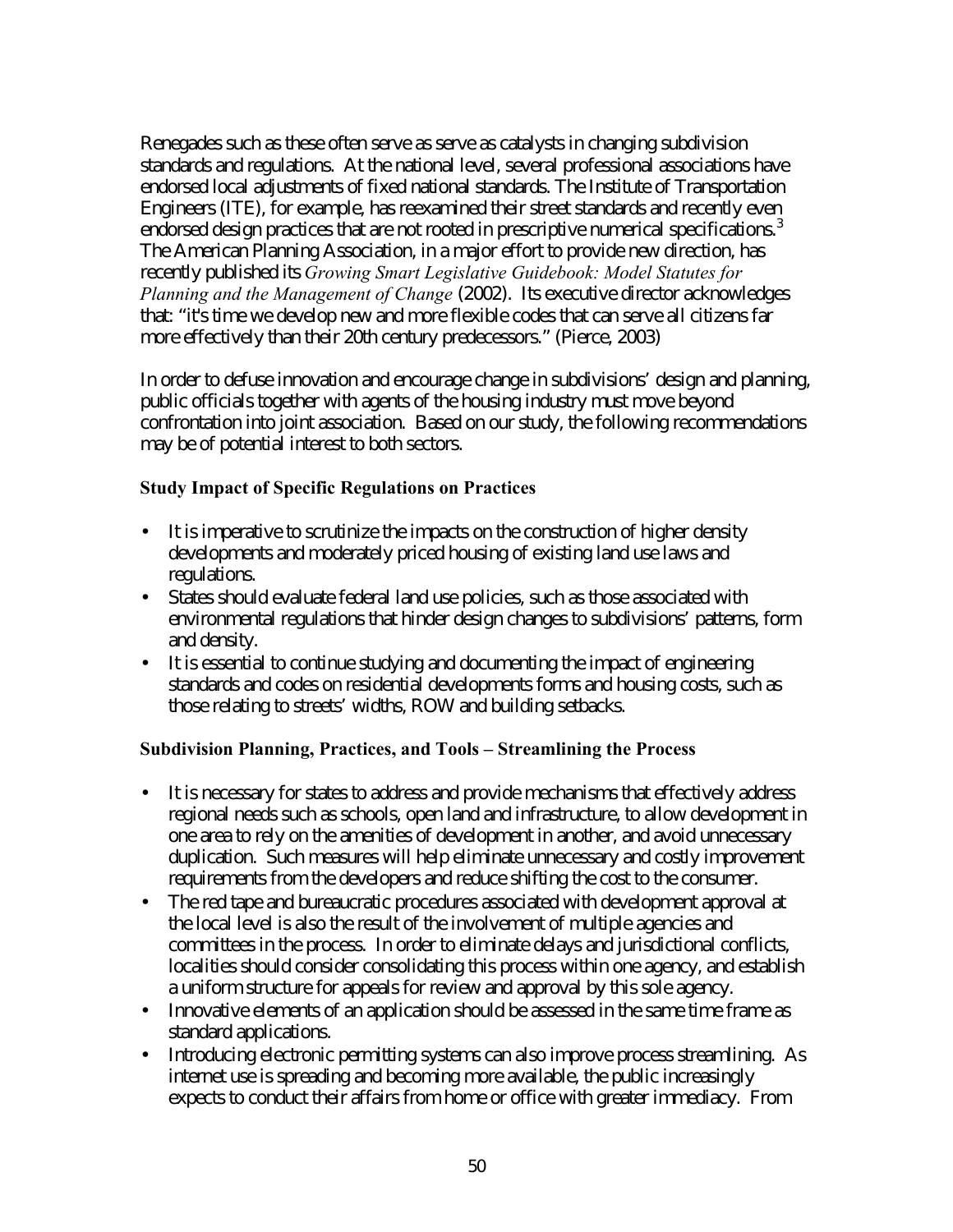Renegades such as these often serve as serve as catalysts in changing subdivision standards and regulations. At the national level, several professional associations have endorsed local adjustments of fixed national standards. The Institute of Transportation Engineers (ITE), for example, has reexamined their street standards and recently even endorsed design practices that are not rooted in prescriptive numerical specifications.[3] The American Planning Association, in a major effort to provide new direction, has recently published its *Growing Smart Legislative Guidebook: Model Statutes for Planning and the Management of Change* (2002). Its executive director acknowledges that: "it's time we develop new and more flexible codes that can serve all citizens far more effectively than their 20th century predecessors." (Pierce, 2003)

In order to defuse innovation and encourage change in subdivisions' design and planning, public officials together with agents of the housing industry must move beyond confrontation into joint association. Based on our study, the following recommendations may be of potential interest to both sectors.

### Study Impact of Specific Regulations on Practices

- It is imperative to scrutinize the impacts on the construction of higher density developments and moderately priced housing of existing land use laws and regulations.
- States should evaluate federal land use policies, such as those associated with environmental regulations that hinder design changes to subdivisions' patterns, form and density.
- It is essential to continue studying and documenting the impact of engineering standards and codes on residential developments forms and housing costs, such as those relating to streets' widths, ROW and building setbacks.

### Subdivision Planning, Practices, and Tools – Streamlining the Process

- It is necessary for states to address and provide mechanisms that effectively address regional needs such as schools, open land and infrastructure, to allow development in one area to rely on the amenities of development in another, and avoid unnecessary duplication. Such measures will help eliminate unnecessary and costly improvement requirements from the developers and reduce shifting the cost to the consumer.
- The red tape and bureaucratic procedures associated with development approval at the local level is also the result of the involvement of multiple agencies and committees in the process. In order to eliminate delays and jurisdictional conflicts, localities should consider consolidating this process within one agency, and establish a uniform structure for appeals for review and approval by this sole agency.
- Innovative elements of an application should be assessed in the same time frame as standard applications.
- Introducing electronic permitting systems can also improve process streamlining. As internet use is spreading and becoming more available, the public increasingly expects to conduct their affairs from home or office with greater immediacy. From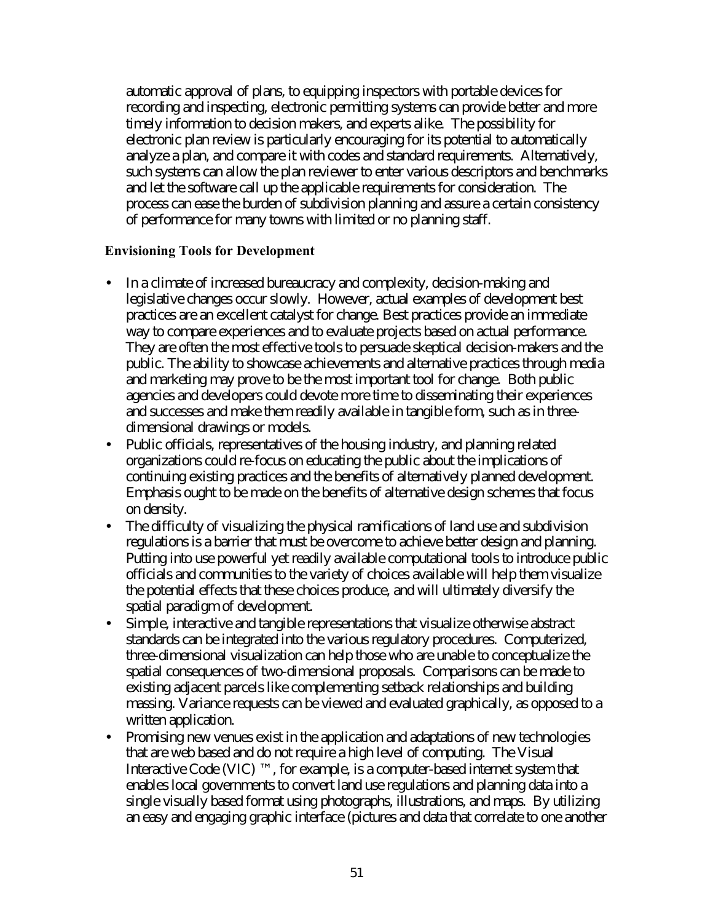automatic approval of plans, to equipping inspectors with portable devices for recording and inspecting, electronic permitting systems can provide better and more timely information to decision makers, and experts alike. The possibility for electronic plan review is particularly encouraging for its potential to automatically analyze a plan, and compare it with codes and standard requirements. Alternatively, such systems can allow the plan reviewer to enter various descriptors and benchmarks and let the software call up the applicable requirements for consideration. The process can ease the burden of subdivision planning and assure a certain consistency of performance for many towns with limited or no planning staff.

### Envisioning Tools for Development

- In a climate of increased bureaucracy and complexity, decision-making and legislative changes occur slowly. However, actual examples of development best practices are an excellent catalyst for change. Best practices provide an immediate way to compare experiences and to evaluate projects based on actual performance. They are often the most effective tools to persuade skeptical decision-makers and the public. The ability to showcase achievements and alternative practices through media and marketing may prove to be the most important tool for change. Both public agencies and developers could devote more time to disseminating their experiences and successes and make them readily available in tangible form, such as in three-dimensional drawings or models.
- Public officials, representatives of the housing industry, and planning related organizations could re-focus on educating the public about the implications of continuing existing practices and the benefits of alternatively planned development. Emphasis ought to be made on the benefits of alternative design schemes that focus on density.
- The difficulty of visualizing the physical ramifications of land use and subdivision regulations is a barrier that must be overcome to achieve better design and planning. Putting into use powerful yet readily available computational tools to introduce public officials and communities to the variety of choices available will help them visualize the potential effects that these choices produce, and will ultimately diversify the spatial paradigm of development.
- Simple, interactive and tangible representations that visualize otherwise abstract standards can be integrated into the various regulatory procedures. Computerized, three-dimensional visualization can help those who are unable to conceptualize the spatial consequences of two-dimensional proposals. Comparisons can be made to existing adjacent parcels like complementing setback relationships and building massing. Variance requests can be viewed and evaluated graphically, as opposed to a written application.
- Promising new venues exist in the application and adaptations of new technologies that are web based and do not require a high level of computing. The Visual Interactive Code (VIC) ™, for example, is a computer-based internet system that enables local governments to convert land use regulations and planning data into a single visually based format using photographs, illustrations, and maps. By utilizing an easy and engaging graphic interface (pictures and data that correlate to one another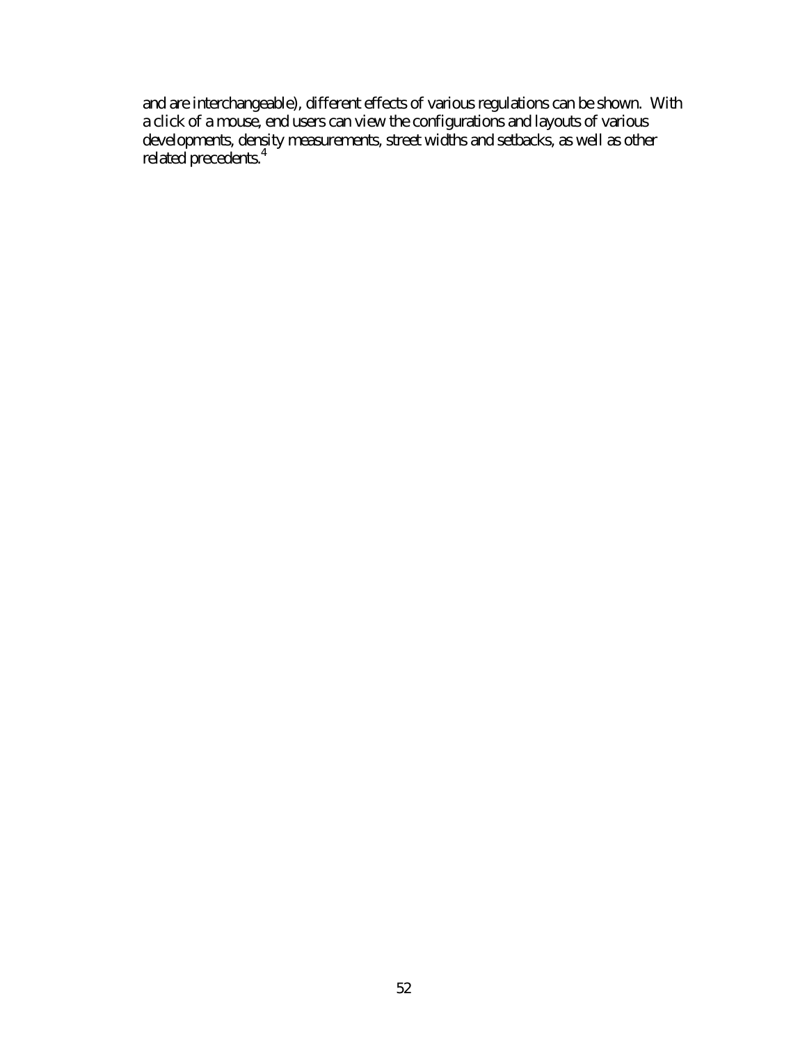and are interchangeable), different effects of various regulations can be shown. With a click of a mouse, end users can view the configurations and layouts of various developments, density measurements, street widths and setbacks, as well as other related precedents.[4]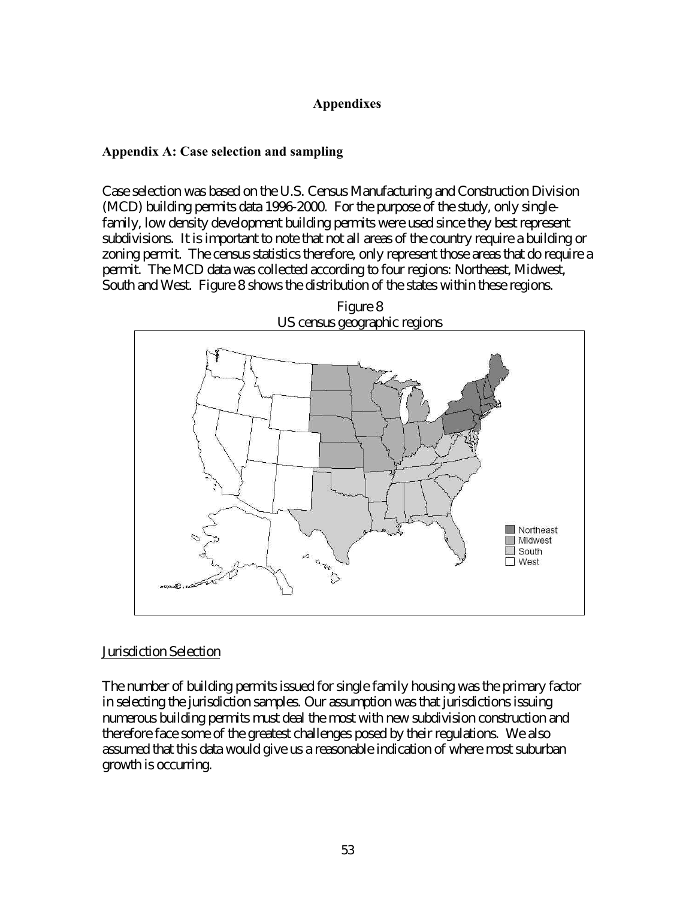# Appendixes

## Appendix A: Case selection and sampling

Case selection was based on the U.S. Census Manufacturing and Construction Division (MCD) building permits data 1996-2000. For the purpose of the study, only single-family, low density development building permits were used since they best represent subdivisions. It is important to note that not all areas of the country require a building or zoning permit. The census statistics therefore, only represent those areas that do require a permit. The MCD data was collected according to four regions: Northeast, Midwest, South and West. Figure 8 shows the distribution of the states within these regions.

Figure 8
US census geographic regions

Northeast
Midwest
South
West

### Jurisdiction Selection

The number of building permits issued for single family housing was the primary factor in selecting the jurisdiction samples. Our assumption was that jurisdictions issuing numerous building permits must deal the most with new subdivision construction and therefore face some of the greatest challenges posed by their regulations. We also assumed that this data would give us a reasonable indication of where most suburban growth is occurring.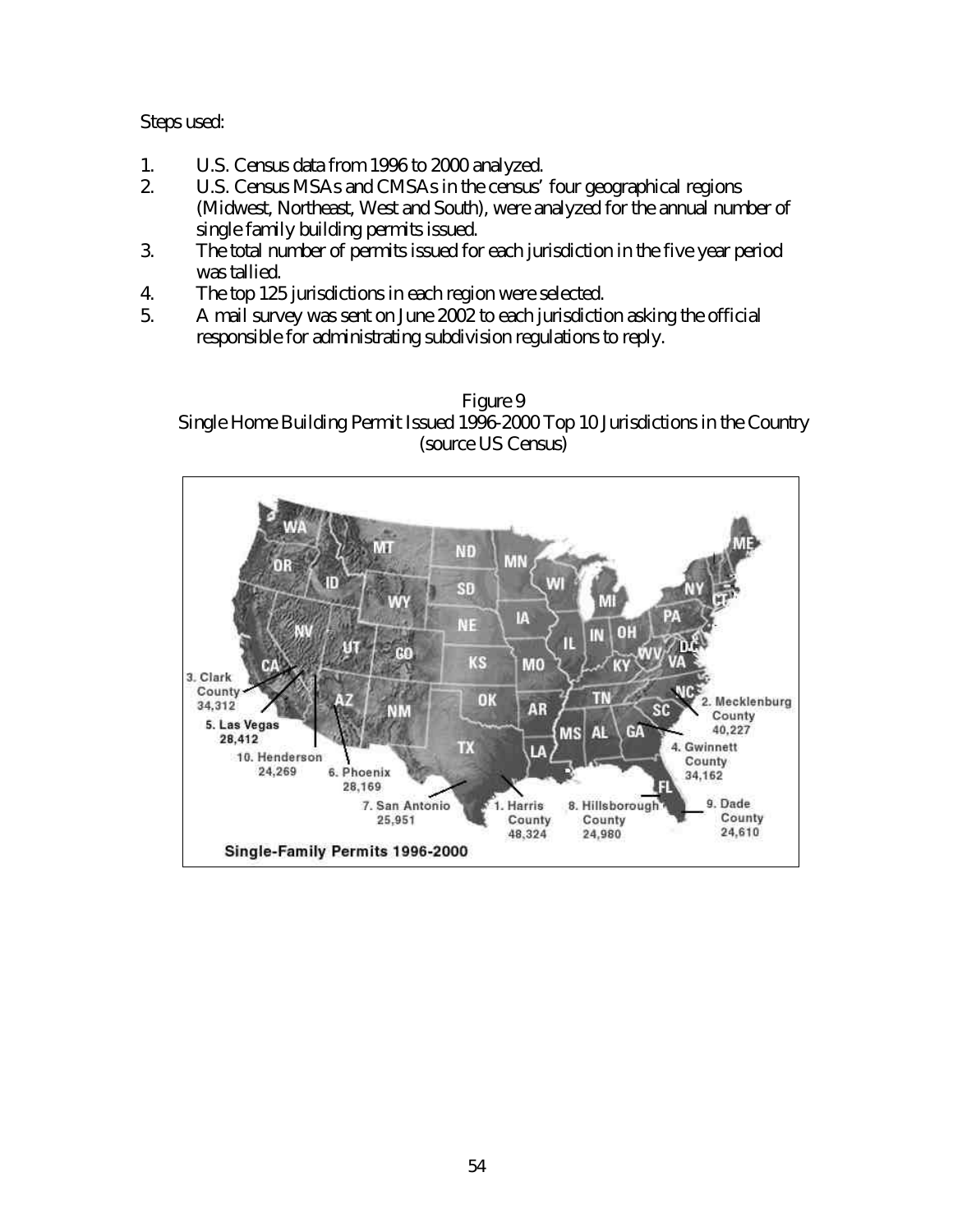Steps used:

1. U.S. Census data from 1996 to 2000 analyzed.
2. U.S. Census MSAs and CMSAs in the census' four geographical regions (Midwest, Northeast, West and South), were analyzed for the annual number of single family building permits issued.
3. The total number of permits issued for each jurisdiction in the five year period was tallied.
4. The top 125 jurisdictions in each region were selected.
5. A mail survey was sent on June 2002 to each jurisdiction asking the official responsible for administrating subdivision regulations to reply.

Figure 9
Single Home Building Permit Issued 1996-2000 Top 10 Jurisdictions in the Country (source US Census)

Single-Family Permits 1996-2000

1. Harris County 48,324
2. Mecklenburg County 40,227
3. Clark County 34,312
4. Gwinnett County 34,162
5. Las Vegas 28,412
6. Phoenix 28,169
7. San Antonio 25,951
8. Hillsborough County 24,980
9. Dade County 24,610
10. Henderson 24,269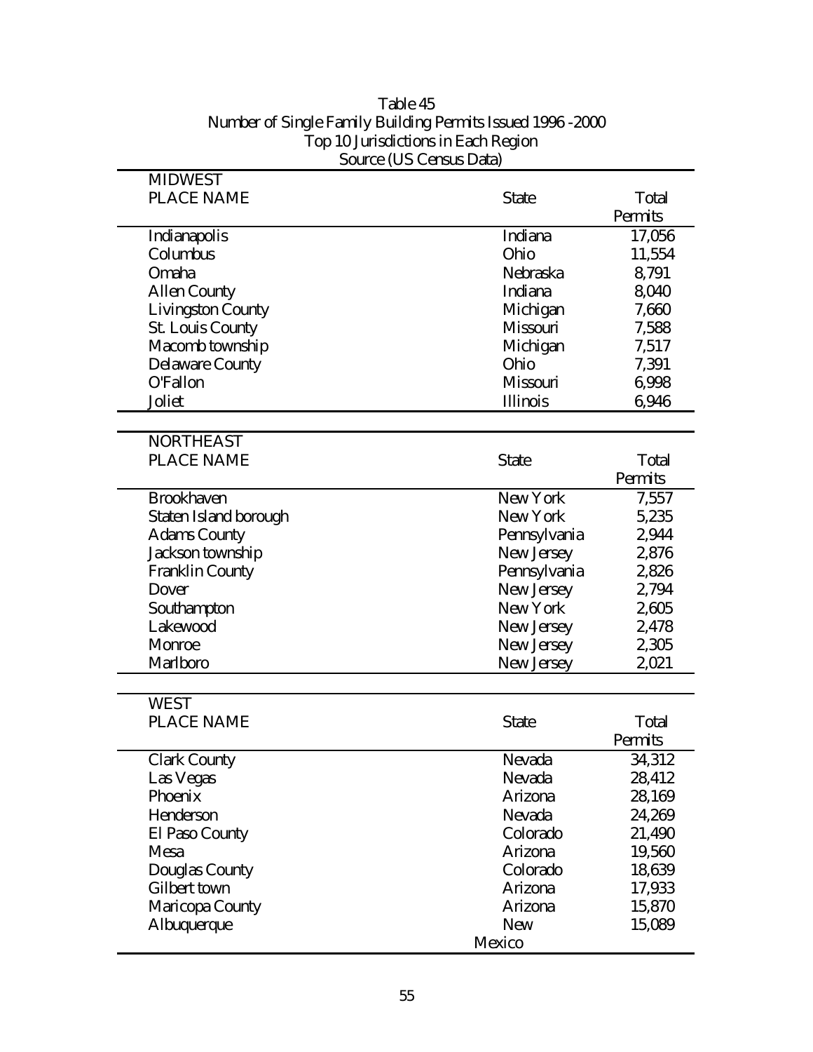Table 45
Number of Single Family Building Permits Issued 1996 -2000
Top 10 Jurisdictions in Each Region
Source (US Census Data)

| MIDWEST PLACE NAME | State | Total Permits |
|---|---|---|
| Indianapolis | Indiana | 17,056 |
| Columbus | Ohio | 11,554 |
| Omaha | Nebraska | 8,791 |
| Allen County | Indiana | 8,040 |
| Livingston County | Michigan | 7,660 |
| St. Louis County | Missouri | 7,588 |
| Macomb township | Michigan | 7,517 |
| Delaware County | Ohio | 7,391 |
| O'Fallon | Missouri | 6,998 |
| Joliet | Illinois | 6,946 |

| NORTHEAST PLACE NAME | State | Total Permits |
|---|---|---|
| Brookhaven | New York | 7,557 |
| Staten Island borough | New York | 5,235 |
| Adams County | Pennsylvania | 2,944 |
| Jackson township | New Jersey | 2,876 |
| Franklin County | Pennsylvania | 2,826 |
| Dover | New Jersey | 2,794 |
| Southampton | New York | 2,605 |
| Lakewood | New Jersey | 2,478 |
| Monroe | New Jersey | 2,305 |
| Marlboro | New Jersey | 2,021 |

| WEST PLACE NAME | State | Total Permits |
|---|---|---|
| Clark County | Nevada | 34,312 |
| Las Vegas | Nevada | 28,412 |
| Phoenix | Arizona | 28,169 |
| Henderson | Nevada | 24,269 |
| El Paso County | Colorado | 21,490 |
| Mesa | Arizona | 19,560 |
| Douglas County | Colorado | 18,639 |
| Gilbert town | Arizona | 17,933 |
| Maricopa County | Arizona | 15,870 |
| Albuquerque | New Mexico | 15,089 |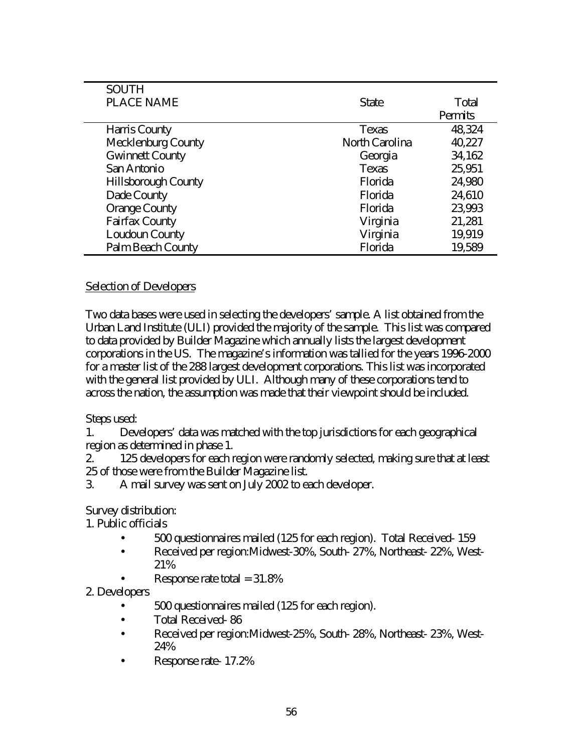| SOUTH<br>PLACE NAME | State | Total Permits |
|---|---|---|
| Harris County | Texas | 48,324 |
| Mecklenburg County | North Carolina | 40,227 |
| Gwinnett County | Georgia | 34,162 |
| San Antonio | Texas | 25,951 |
| Hillsborough County | Florida | 24,980 |
| Dade County | Florida | 24,610 |
| Orange County | Florida | 23,993 |
| Fairfax County | Virginia | 21,281 |
| Loudoun County | Virginia | 19,919 |
| Palm Beach County | Florida | 19,589 |

Selection of Developers

Two data bases were used in selecting the developers' sample. A list obtained from the Urban Land Institute (ULI) provided the majority of the sample. This list was compared to data provided by Builder Magazine which annually lists the largest development corporations in the US. The magazine's information was tallied for the years 1996-2000 for a master list of the 288 largest development corporations. This list was incorporated with the general list provided by ULI. Although many of these corporations tend to across the nation, the assumption was made that their viewpoint should be included.

Steps used:

1. Developers' data was matched with the top jurisdictions for each geographical region as determined in phase 1.
2. 125 developers for each region were randomly selected, making sure that at least 25 of those were from the Builder Magazine list.
3. A mail survey was sent on July 2002 to each developer.

Survey distribution:

1. Public officials
   - 500 questionnaires mailed (125 for each region). Total Received- 159
   - Received per region:Midwest-30%, South- 27%, Northeast- 22%, West- 21%
   - Response rate total = 31.8%
2. Developers
   - 500 questionnaires mailed (125 for each region).
   - Total Received- 86
   - Received per region:Midwest-25%, South- 28%, Northeast- 23%, West- 24%
   - Response rate- 17.2%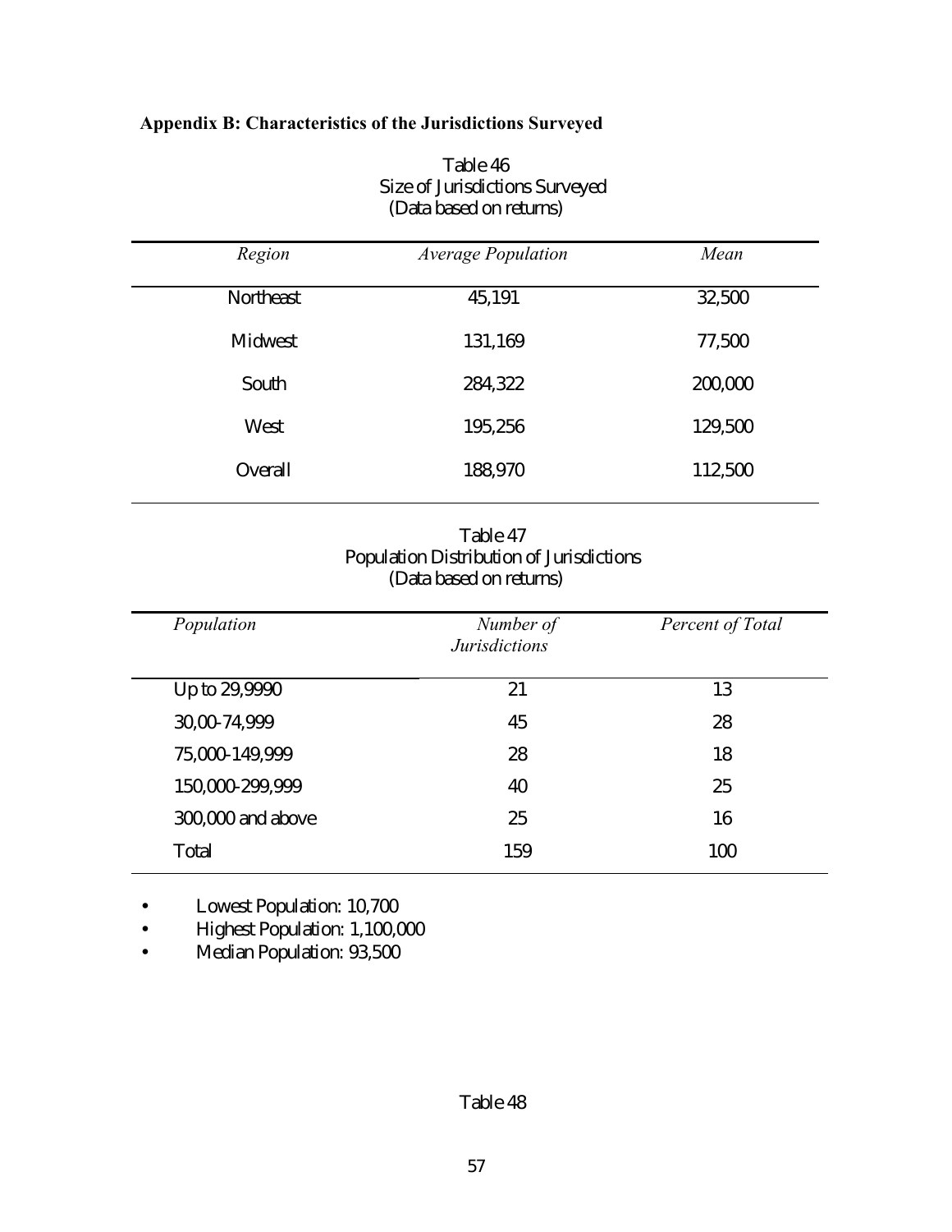**Appendix B: Characteristics of the Jurisdictions Surveyed**

Table 46
Size of Jurisdictions Surveyed
(Data based on returns)

| *Region* | *Average Population* | *Mean* |
|---|---|---|
| Northeast | 45,191 | 32,500 |
| Midwest | 131,169 | 77,500 |
| South | 284,322 | 200,000 |
| West | 195,256 | 129,500 |
| Overall | 188,970 | 112,500 |

Table 47
Population Distribution of Jurisdictions
(Data based on returns)

| *Population* | *Number of Jurisdictions* | *Percent of Total* |
|---|---|---|
| Up to 29,9990 | 21 | 13 |
| 30,00-74,999 | 45 | 28 |
| 75,000-149,999 | 28 | 18 |
| 150,000-299,999 | 40 | 25 |
| 300,000 and above | 25 | 16 |
| Total | 159 | 100 |

- Lowest Population: 10,700
- Highest Population: 1,100,000
- Median Population: 93,500

Table 48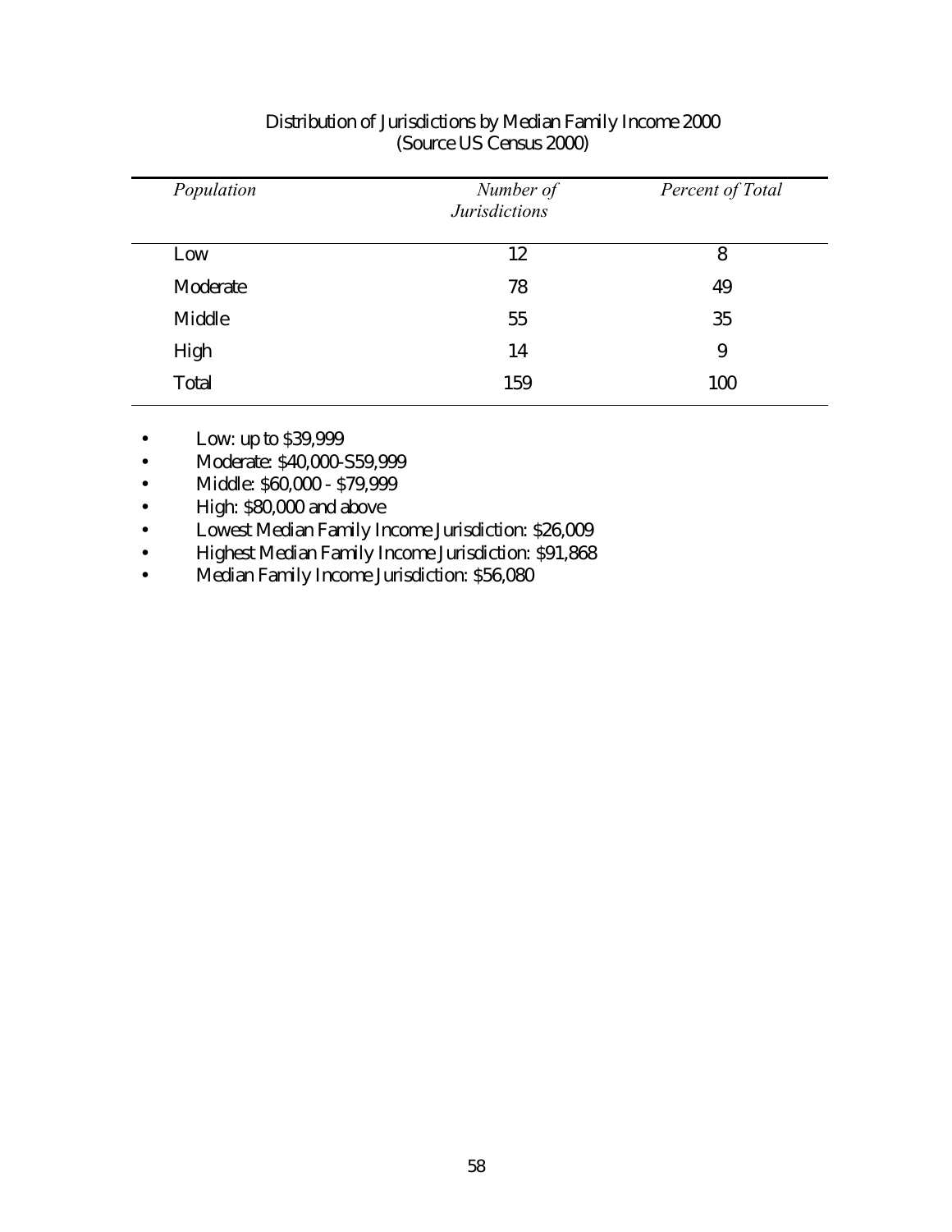Distribution of Jurisdictions by Median Family Income 2000
(Source US Census 2000)

| *Population* | *Number of Jurisdictions* | *Percent of Total* |
|---|---|---|
| Low | 12 | 8 |
| Moderate | 78 | 49 |
| Middle | 55 | 35 |
| High | 14 | 9 |
| Total | 159 | 100 |

- Low: up to $39,999
- Moderate: $40,000-S59,999
- Middle: $60,000 - $79,999
- High: $80,000 and above
- Lowest Median Family Income Jurisdiction: $26,009
- Highest Median Family Income Jurisdiction: $91,868
- Median Family Income Jurisdiction: $56,080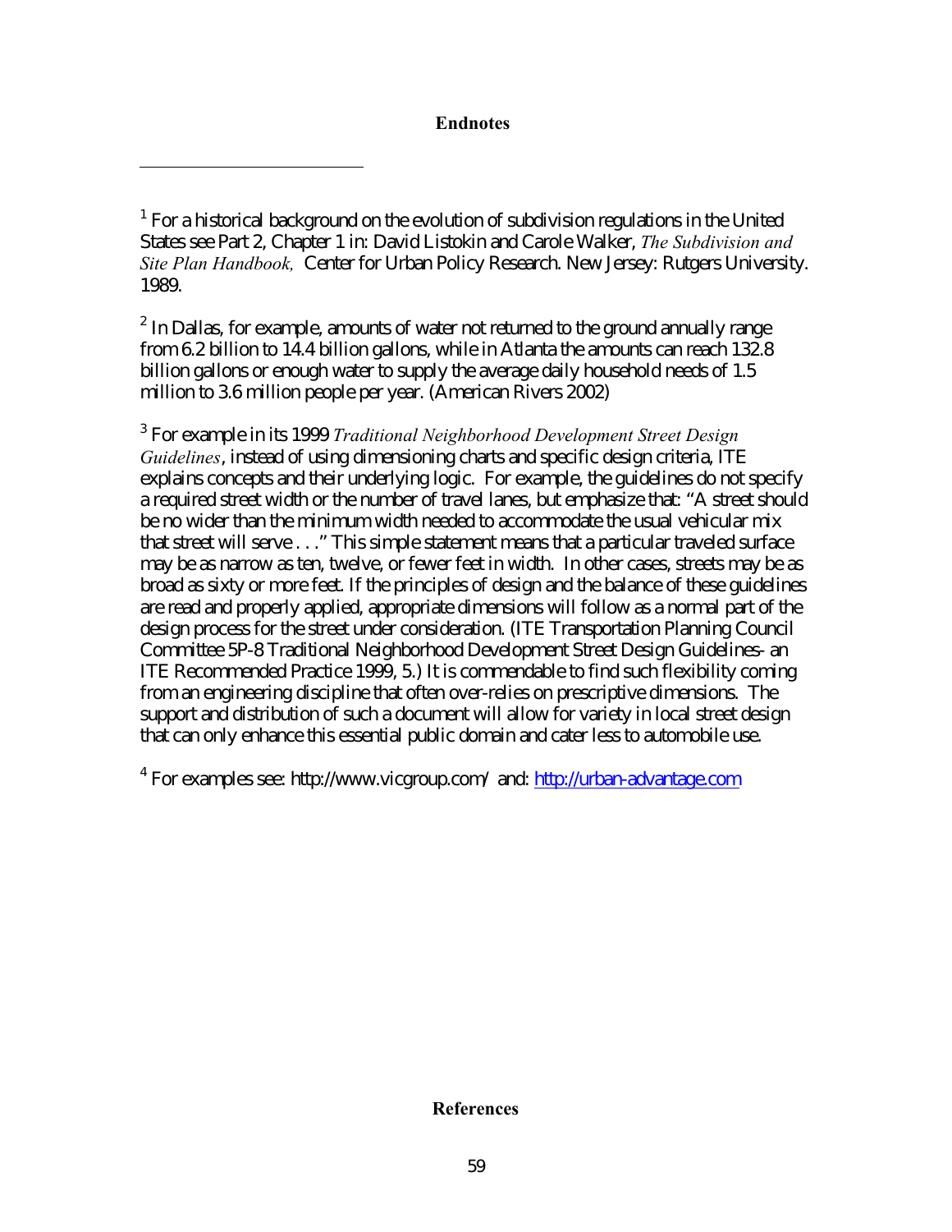## Endnotes

[1] For a historical background on the evolution of subdivision regulations in the United States see Part 2, Chapter 1 in: David Listokin and Carole Walker, *The Subdivision and Site Plan Handbook,* Center for Urban Policy Research. New Jersey: Rutgers University. 1989.

[2] In Dallas, for example, amounts of water not returned to the ground annually range from 6.2 billion to 14.4 billion gallons, while in Atlanta the amounts can reach 132.8 billion gallons or enough water to supply the average daily household needs of 1.5 million to 3.6 million people per year. (American Rivers 2002)

[3] For example in its 1999 *Traditional Neighborhood Development Street Design Guidelines*, instead of using dimensioning charts and specific design criteria, ITE explains concepts and their underlying logic. For example, the guidelines do not specify a required street width or the number of travel lanes, but emphasize that: "A street should be no wider than the minimum width needed to accommodate the usual vehicular mix that street will serve . . ." This simple statement means that a particular traveled surface may be as narrow as ten, twelve, or fewer feet in width. In other cases, streets may be as broad as sixty or more feet. If the principles of design and the balance of these guidelines are read and properly applied, appropriate dimensions will follow as a normal part of the design process for the street under consideration. (ITE Transportation Planning Council Committee 5P-8 Traditional Neighborhood Development Street Design Guidelines- an ITE Recommended Practice 1999, 5.) It is commendable to find such flexibility coming from an engineering discipline that often over-relies on prescriptive dimensions. The support and distribution of such a document will allow for variety in local street design that can only enhance this essential public domain and cater less to automobile use.

[4] For examples see: http://www.vicgroup.com/ and: http://urban-advantage.com

## References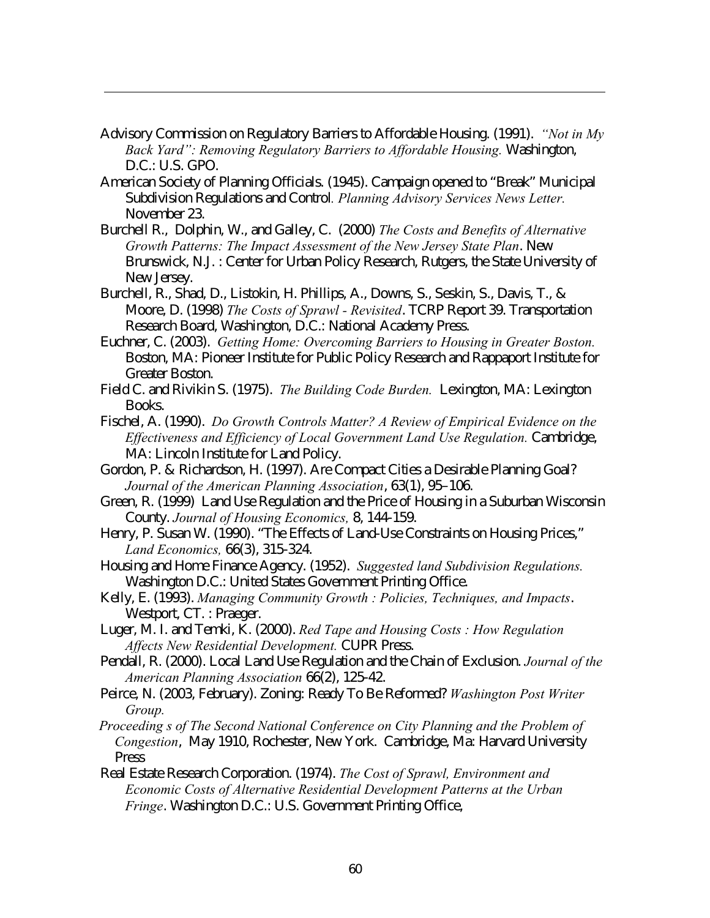Advisory Commission on Regulatory Barriers to Affordable Housing. (1991). *"Not in My Back Yard": Removing Regulatory Barriers to Affordable Housing.* Washington, D.C.: U.S. GPO.

American Society of Planning Officials. (1945). Campaign opened to "Break" Municipal Subdivision Regulations and Control. *Planning Advisory Services News Letter.* November 23.

Burchell R., Dolphin, W., and Galley, C. (2000) *The Costs and Benefits of Alternative Growth Patterns: The Impact Assessment of the New Jersey State Plan*. New Brunswick, N.J. : Center for Urban Policy Research, Rutgers, the State University of New Jersey.

Burchell, R., Shad, D., Listokin, H. Phillips, A., Downs, S., Seskin, S., Davis, T., & Moore, D. (1998) *The Costs of Sprawl - Revisited*. TCRP Report 39. Transportation Research Board, Washington, D.C.: National Academy Press.

Euchner, C. (2003). *Getting Home: Overcoming Barriers to Housing in Greater Boston.* Boston, MA: Pioneer Institute for Public Policy Research and Rappaport Institute for Greater Boston.

Field C. and Rivikin S. (1975). *The Building Code Burden.* Lexington, MA: Lexington Books.

Fischel, A. (1990). *Do Growth Controls Matter? A Review of Empirical Evidence on the Effectiveness and Efficiency of Local Government Land Use Regulation.* Cambridge, MA: Lincoln Institute for Land Policy.

Gordon, P. & Richardson, H. (1997). Are Compact Cities a Desirable Planning Goal? *Journal of the American Planning Association*, 63(1), 95–106.

Green, R. (1999) Land Use Regulation and the Price of Housing in a Suburban Wisconsin County. *Journal of Housing Economics,* 8, 144-159.

Henry, P. Susan W. (1990). "The Effects of Land-Use Constraints on Housing Prices," *Land Economics,* 66(3), 315-324.

Housing and Home Finance Agency. (1952). *Suggested land Subdivision Regulations.* Washington D.C.: United States Government Printing Office.

Kelly, E. (1993). *Managing Community Growth : Policies, Techniques, and Impacts*. Westport, CT. : Praeger.

Luger, M. I. and Temki, K. (2000). *Red Tape and Housing Costs : How Regulation Affects New Residential Development.* CUPR Press.

Pendall, R. (2000). Local Land Use Regulation and the Chain of Exclusion. *Journal of the American Planning Association* 66(2), 125-42.

Peirce, N. (2003, February). Zoning: Ready To Be Reformed? *Washington Post Writer Group.*

*Proceeding s of The Second National Conference on City Planning and the Problem of Congestion*, May 1910, Rochester, New York. Cambridge, Ma: Harvard University Press

Real Estate Research Corporation. (1974). *The Cost of Sprawl, Environment and Economic Costs of Alternative Residential Development Patterns at the Urban Fringe*. Washington D.C.: U.S. Government Printing Office,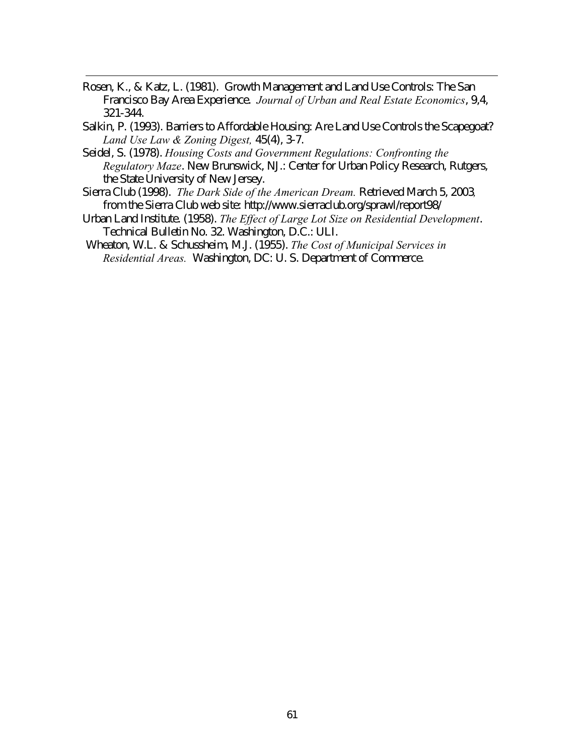Rosen, K., & Katz, L. (1981). Growth Management and Land Use Controls: The San Francisco Bay Area Experience. *Journal of Urban and Real Estate Economics*, 9,4, 321-344.

Salkin, P. (1993). Barriers to Affordable Housing: Are Land Use Controls the Scapegoat? *Land Use Law & Zoning Digest,* 45(4), 3-7.

Seidel, S. (1978). *Housing Costs and Government Regulations: Confronting the Regulatory Maze*. New Brunswick, NJ.: Center for Urban Policy Research, Rutgers, the State University of New Jersey.

Sierra Club (1998). *The Dark Side of the American Dream.* Retrieved March 5, 2003, from the Sierra Club web site: http://www.sierraclub.org/sprawl/report98/

Urban Land Institute. (1958). *The Effect of Large Lot Size on Residential Development*. Technical Bulletin No. 32. Washington, D.C.: ULI.

Wheaton, W.L. & Schussheim, M.J. (1955). *The Cost of Municipal Services in Residential Areas.* Washington, DC: U. S. Department of Commerce.